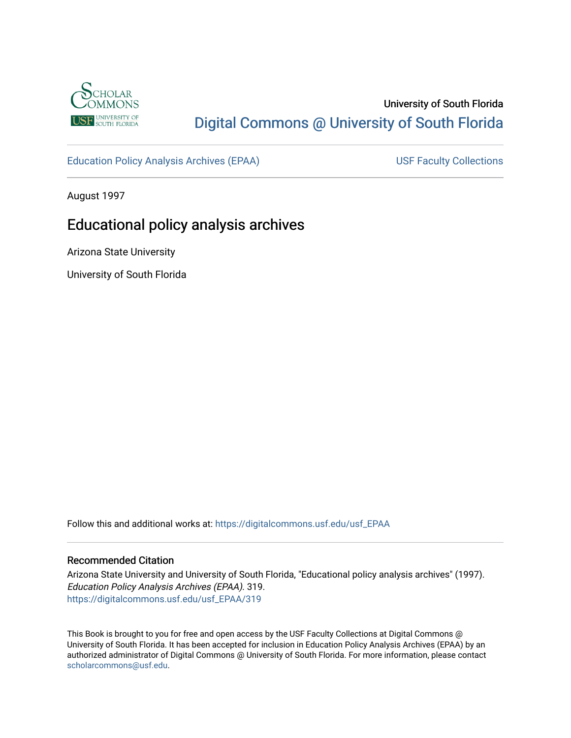University of South Florida

Digital Commons @ University of South Florida

Education Policy Analysis Archives (EPAA)

USF Faculty Collections

August 1997

# Educational policy analysis archives

Arizona State University

University of South Florida

Follow this and additional works at: https://digitalcommons.usf.edu/usf_EPAA

## Recommended Citation

Arizona State University and University of South Florida, "Educational policy analysis archives" (1997). *Education Policy Analysis Archives (EPAA)*. 319.
https://digitalcommons.usf.edu/usf_EPAA/319

This Book is brought to you for free and open access by the USF Faculty Collections at Digital Commons @ University of South Florida. It has been accepted for inclusion in Education Policy Analysis Archives (EPAA) by an authorized administrator of Digital Commons @ University of South Florida. For more information, please contact scholarcommons@usf.edu.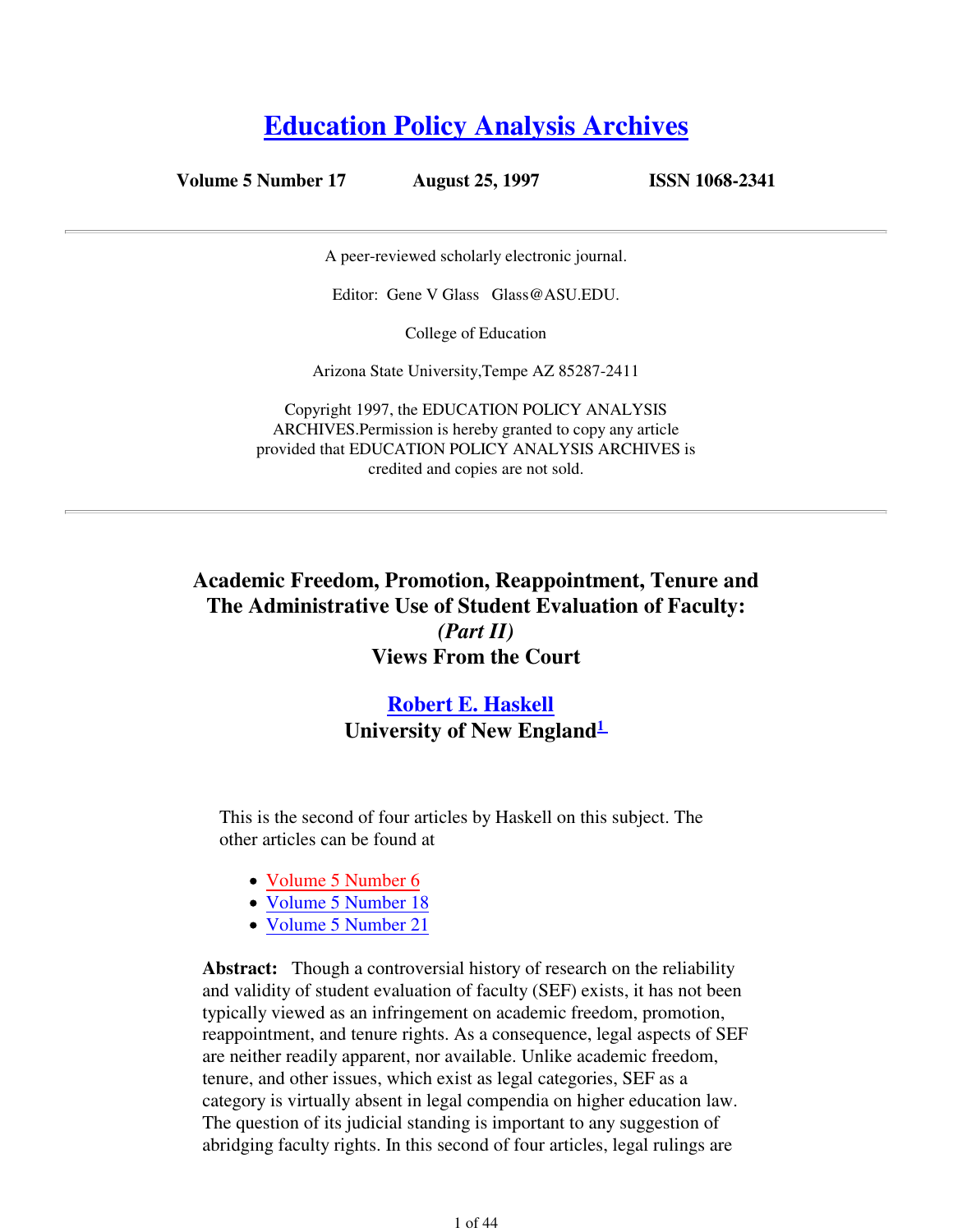# [Education Policy Analysis Archives]

**Volume 5 Number 17 August 25, 1997 ISSN 1068-2341**

---

A peer-reviewed scholarly electronic journal.

Editor: Gene V Glass Glass@ASU.EDU.

College of Education

Arizona State University,Tempe AZ 85287-2411

Copyright 1997, the EDUCATION POLICY ANALYSIS ARCHIVES.Permission is hereby granted to copy any article provided that EDUCATION POLICY ANALYSIS ARCHIVES is credited and copies are not sold.

---

## Academic Freedom, Promotion, Reappointment, Tenure and The Administrative Use of Student Evaluation of Faculty: *(Part II)* Views From the Court

### Robert E. Haskell
### University of New England[1]

This is the second of four articles by Haskell on this subject. The other articles can be found at

- Volume 5 Number 6
- Volume 5 Number 18
- Volume 5 Number 21

**Abstract:** Though a controversial history of research on the reliability and validity of student evaluation of faculty (SEF) exists, it has not been typically viewed as an infringement on academic freedom, promotion, reappointment, and tenure rights. As a consequence, legal aspects of SEF are neither readily apparent, nor available. Unlike academic freedom, tenure, and other issues, which exist as legal categories, SEF as a category is virtually absent in legal compendia on higher education law. The question of its judicial standing is important to any suggestion of abridging faculty rights. In this second of four articles, legal rulings are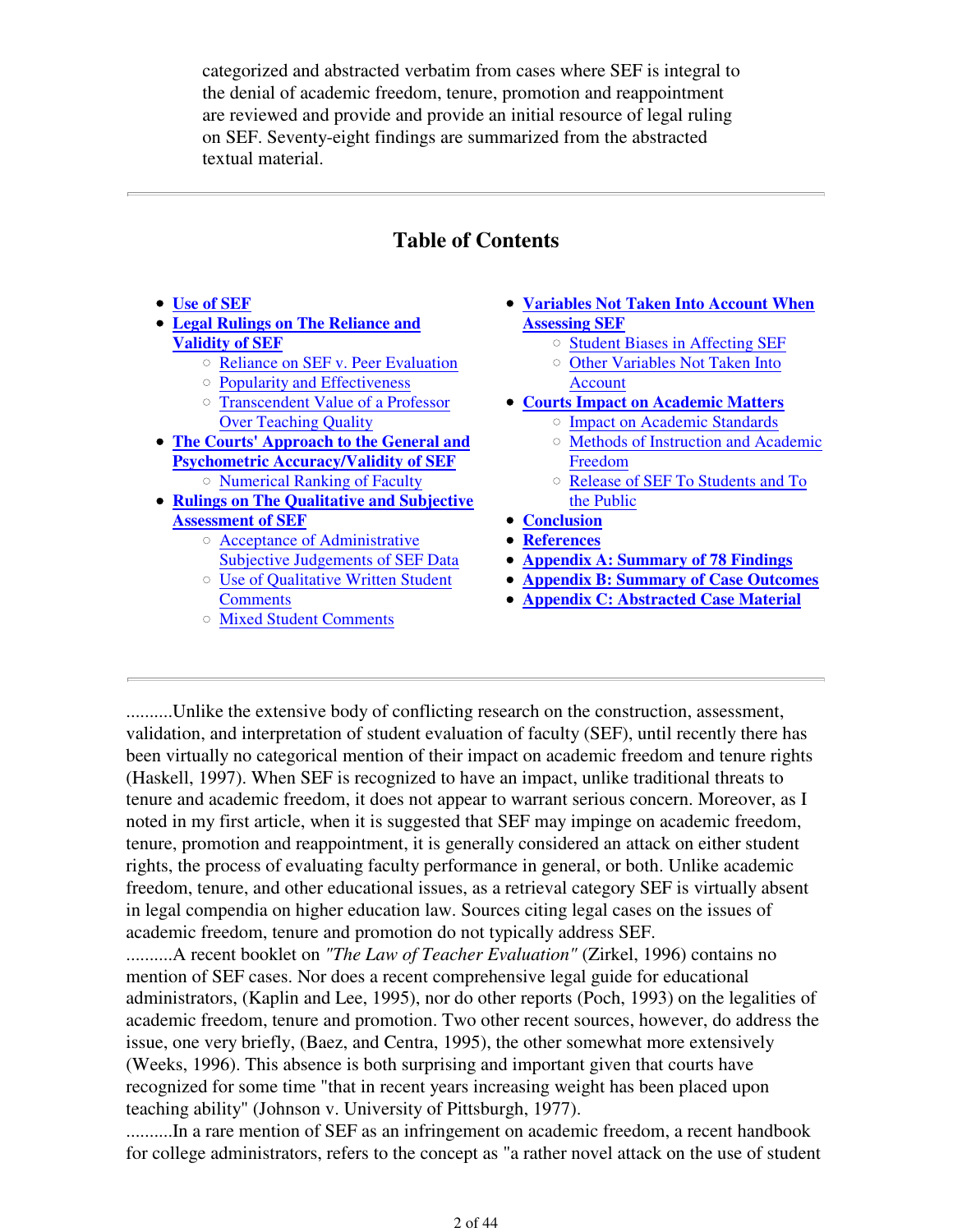categorized and abstracted verbatim from cases where SEF is integral to the denial of academic freedom, tenure, promotion and reappointment are reviewed and provide and provide an initial resource of legal ruling on SEF. Seventy-eight findings are summarized from the abstracted textual material.

---

## Table of Contents

- **Use of SEF**
- **Legal Rulings on The Reliance and Validity of SEF**
  - Reliance on SEF v. Peer Evaluation
  - Popularity and Effectiveness
  - Transcendent Value of a Professor Over Teaching Quality
- **The Courts' Approach to the General and Psychometric Accuracy/Validity of SEF**
  - Numerical Ranking of Faculty
- **Rulings on The Qualitative and Subjective Assessment of SEF**
  - Acceptance of Administrative Subjective Judgements of SEF Data
  - Use of Qualitative Written Student Comments
  - Mixed Student Comments
- **Variables Not Taken Into Account When Assessing SEF**
  - Student Biases in Affecting SEF
  - Other Variables Not Taken Into Account
- **Courts Impact on Academic Matters**
  - Impact on Academic Standards
  - Methods of Instruction and Academic Freedom
  - Release of SEF To Students and To the Public
- **Conclusion**
- **References**
- **Appendix A: Summary of 78 Findings**
- **Appendix B: Summary of Case Outcomes**
- **Appendix C: Abstracted Case Material**

---

..........Unlike the extensive body of conflicting research on the construction, assessment, validation, and interpretation of student evaluation of faculty (SEF), until recently there has been virtually no categorical mention of their impact on academic freedom and tenure rights (Haskell, 1997). When SEF is recognized to have an impact, unlike traditional threats to tenure and academic freedom, it does not appear to warrant serious concern. Moreover, as I noted in my first article, when it is suggested that SEF may impinge on academic freedom, tenure, promotion and reappointment, it is generally considered an attack on either student rights, the process of evaluating faculty performance in general, or both. Unlike academic freedom, tenure, and other educational issues, as a retrieval category SEF is virtually absent in legal compendia on higher education law. Sources citing legal cases on the issues of academic freedom, tenure and promotion do not typically address SEF.

..........A recent booklet on *"The Law of Teacher Evaluation"* (Zirkel, 1996) contains no mention of SEF cases. Nor does a recent comprehensive legal guide for educational administrators, (Kaplin and Lee, 1995), nor do other reports (Poch, 1993) on the legalities of academic freedom, tenure and promotion. Two other recent sources, however, do address the issue, one very briefly, (Baez, and Centra, 1995), the other somewhat more extensively (Weeks, 1996). This absence is both surprising and important given that courts have recognized for some time "that in recent years increasing weight has been placed upon teaching ability" (Johnson v. University of Pittsburgh, 1977).

..........In a rare mention of SEF as an infringement on academic freedom, a recent handbook for college administrators, refers to the concept as "a rather novel attack on the use of student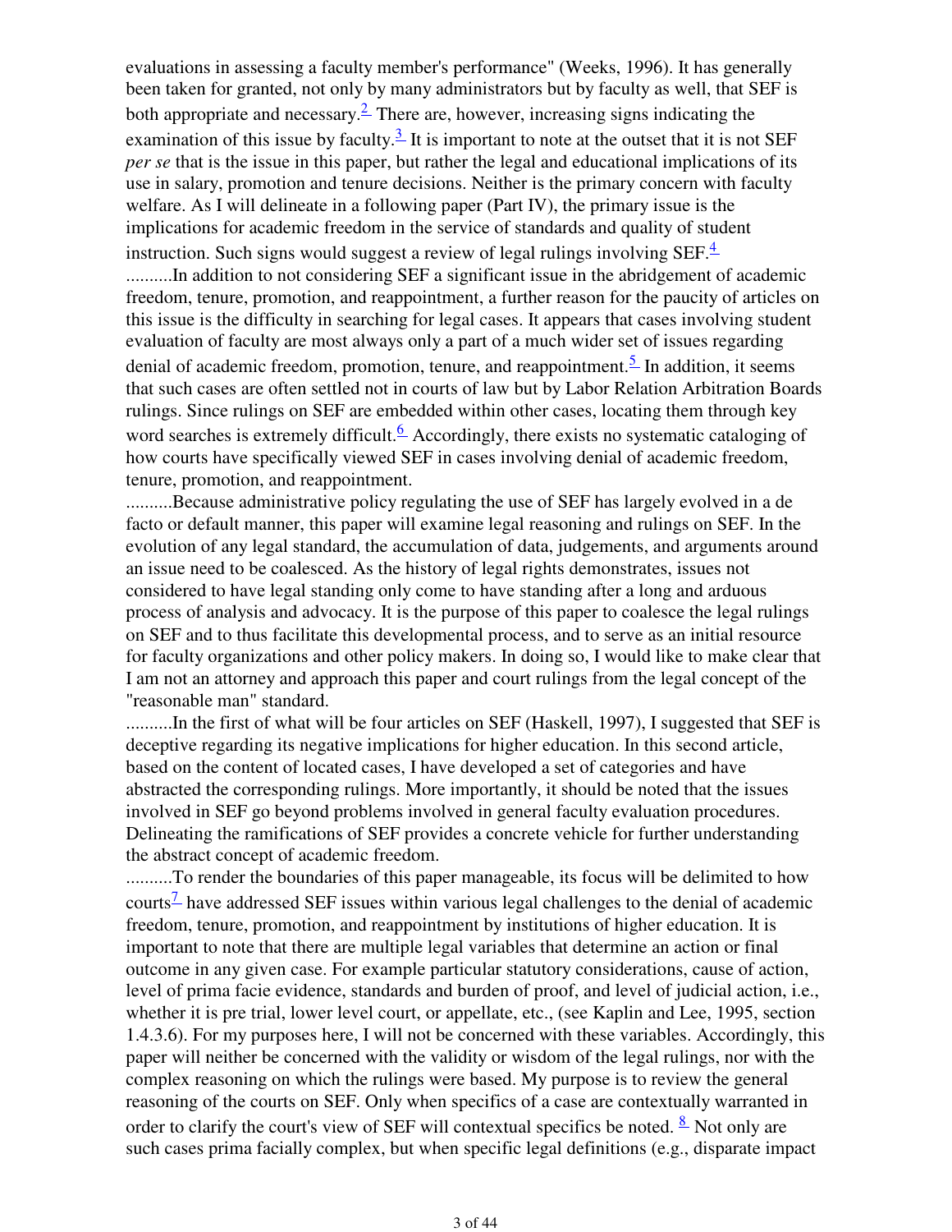evaluations in assessing a faculty member's performance" (Weeks, 1996). It has generally been taken for granted, not only by many administrators but by faculty as well, that SEF is both appropriate and necessary.[2] There are, however, increasing signs indicating the examination of this issue by faculty.[3] It is important to note at the outset that it is not SEF *per se* that is the issue in this paper, but rather the legal and educational implications of its use in salary, promotion and tenure decisions. Neither is the primary concern with faculty welfare. As I will delineate in a following paper (Part IV), the primary issue is the implications for academic freedom in the service of standards and quality of student instruction. Such signs would suggest a review of legal rulings involving SEF.[4]

..........In addition to not considering SEF a significant issue in the abridgement of academic freedom, tenure, promotion, and reappointment, a further reason for the paucity of articles on this issue is the difficulty in searching for legal cases. It appears that cases involving student evaluation of faculty are most always only a part of a much wider set of issues regarding denial of academic freedom, promotion, tenure, and reappointment.[5] In addition, it seems that such cases are often settled not in courts of law but by Labor Relation Arbitration Boards rulings. Since rulings on SEF are embedded within other cases, locating them through key word searches is extremely difficult.[6] Accordingly, there exists no systematic cataloging of how courts have specifically viewed SEF in cases involving denial of academic freedom, tenure, promotion, and reappointment.

..........Because administrative policy regulating the use of SEF has largely evolved in a de facto or default manner, this paper will examine legal reasoning and rulings on SEF. In the evolution of any legal standard, the accumulation of data, judgements, and arguments around an issue need to be coalesced. As the history of legal rights demonstrates, issues not considered to have legal standing only come to have standing after a long and arduous process of analysis and advocacy. It is the purpose of this paper to coalesce the legal rulings on SEF and to thus facilitate this developmental process, and to serve as an initial resource for faculty organizations and other policy makers. In doing so, I would like to make clear that I am not an attorney and approach this paper and court rulings from the legal concept of the "reasonable man" standard.

..........In the first of what will be four articles on SEF (Haskell, 1997), I suggested that SEF is deceptive regarding its negative implications for higher education. In this second article, based on the content of located cases, I have developed a set of categories and have abstracted the corresponding rulings. More importantly, it should be noted that the issues involved in SEF go beyond problems involved in general faculty evaluation procedures. Delineating the ramifications of SEF provides a concrete vehicle for further understanding the abstract concept of academic freedom.

..........To render the boundaries of this paper manageable, its focus will be delimited to how courts[7] have addressed SEF issues within various legal challenges to the denial of academic freedom, tenure, promotion, and reappointment by institutions of higher education. It is important to note that there are multiple legal variables that determine an action or final outcome in any given case. For example particular statutory considerations, cause of action, level of prima facie evidence, standards and burden of proof, and level of judicial action, i.e., whether it is pre trial, lower level court, or appellate, etc., (see Kaplin and Lee, 1995, section 1.4.3.6). For my purposes here, I will not be concerned with these variables. Accordingly, this paper will neither be concerned with the validity or wisdom of the legal rulings, nor with the complex reasoning on which the rulings were based. My purpose is to review the general reasoning of the courts on SEF. Only when specifics of a case are contextually warranted in order to clarify the court's view of SEF will contextual specifics be noted. [8] Not only are such cases prima facially complex, but when specific legal definitions (e.g., disparate impact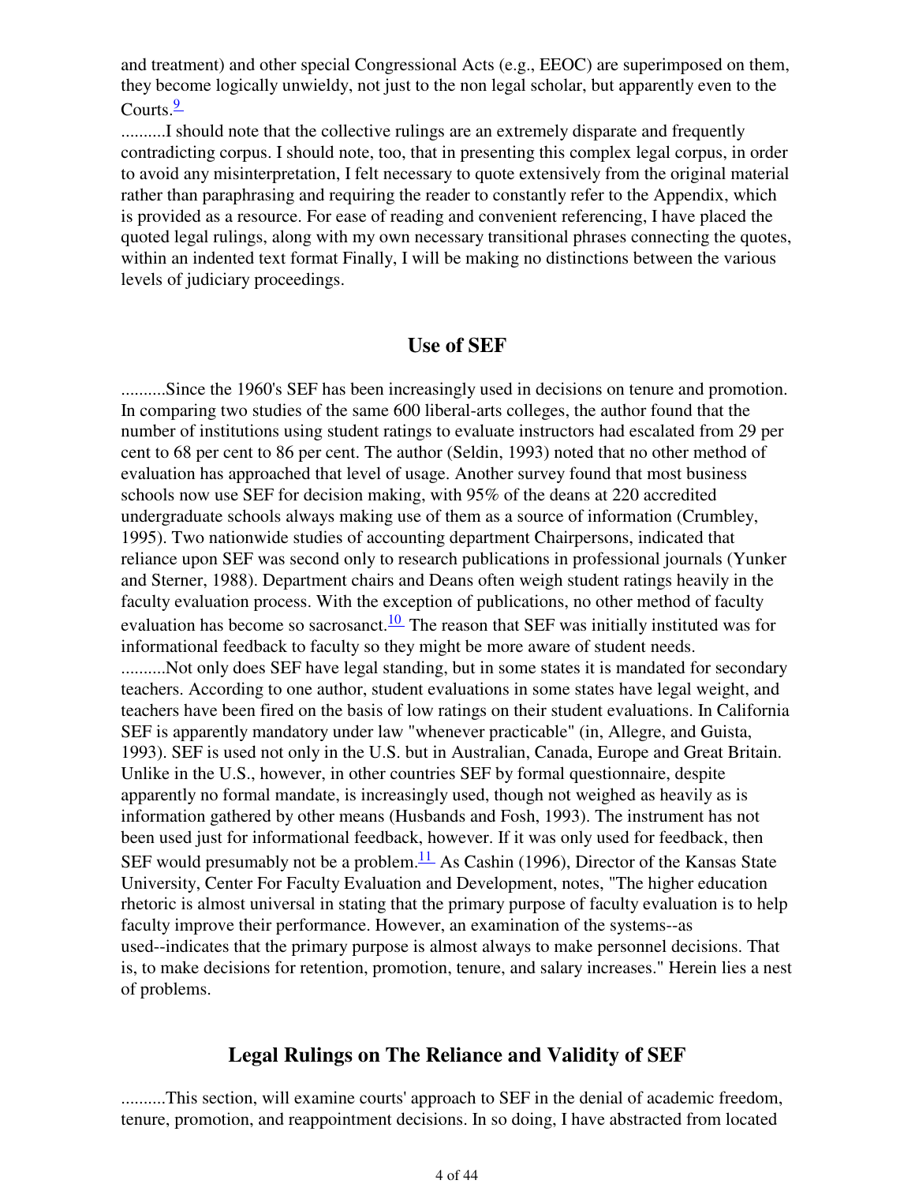and treatment) and other special Congressional Acts (e.g., EEOC) are superimposed on them, they become logically unwieldy, not just to the non legal scholar, but apparently even to the Courts.[9]

..........I should note that the collective rulings are an extremely disparate and frequently contradicting corpus. I should note, too, that in presenting this complex legal corpus, in order to avoid any misinterpretation, I felt necessary to quote extensively from the original material rather than paraphrasing and requiring the reader to constantly refer to the Appendix, which is provided as a resource. For ease of reading and convenient referencing, I have placed the quoted legal rulings, along with my own necessary transitional phrases connecting the quotes, within an indented text format Finally, I will be making no distinctions between the various levels of judiciary proceedings.

## Use of SEF

..........Since the 1960's SEF has been increasingly used in decisions on tenure and promotion. In comparing two studies of the same 600 liberal-arts colleges, the author found that the number of institutions using student ratings to evaluate instructors had escalated from 29 per cent to 68 per cent to 86 per cent. The author (Seldin, 1993) noted that no other method of evaluation has approached that level of usage. Another survey found that most business schools now use SEF for decision making, with 95% of the deans at 220 accredited undergraduate schools always making use of them as a source of information (Crumbley, 1995). Two nationwide studies of accounting department Chairpersons, indicated that reliance upon SEF was second only to research publications in professional journals (Yunker and Sterner, 1988). Department chairs and Deans often weigh student ratings heavily in the faculty evaluation process. With the exception of publications, no other method of faculty evaluation has become so sacrosanct.[10] The reason that SEF was initially instituted was for informational feedback to faculty so they might be more aware of student needs.

..........Not only does SEF have legal standing, but in some states it is mandated for secondary teachers. According to one author, student evaluations in some states have legal weight, and teachers have been fired on the basis of low ratings on their student evaluations. In California SEF is apparently mandatory under law "whenever practicable" (in, Allegre, and Guista, 1993). SEF is used not only in the U.S. but in Australian, Canada, Europe and Great Britain. Unlike in the U.S., however, in other countries SEF by formal questionnaire, despite apparently no formal mandate, is increasingly used, though not weighed as heavily as is information gathered by other means (Husbands and Fosh, 1993). The instrument has not been used just for informational feedback, however. If it was only used for feedback, then SEF would presumably not be a problem.[11] As Cashin (1996), Director of the Kansas State University, Center For Faculty Evaluation and Development, notes, "The higher education rhetoric is almost universal in stating that the primary purpose of faculty evaluation is to help faculty improve their performance. However, an examination of the systems--as used--indicates that the primary purpose is almost always to make personnel decisions. That is, to make decisions for retention, promotion, tenure, and salary increases." Herein lies a nest of problems.

## Legal Rulings on The Reliance and Validity of SEF

..........This section, will examine courts' approach to SEF in the denial of academic freedom, tenure, promotion, and reappointment decisions. In so doing, I have abstracted from located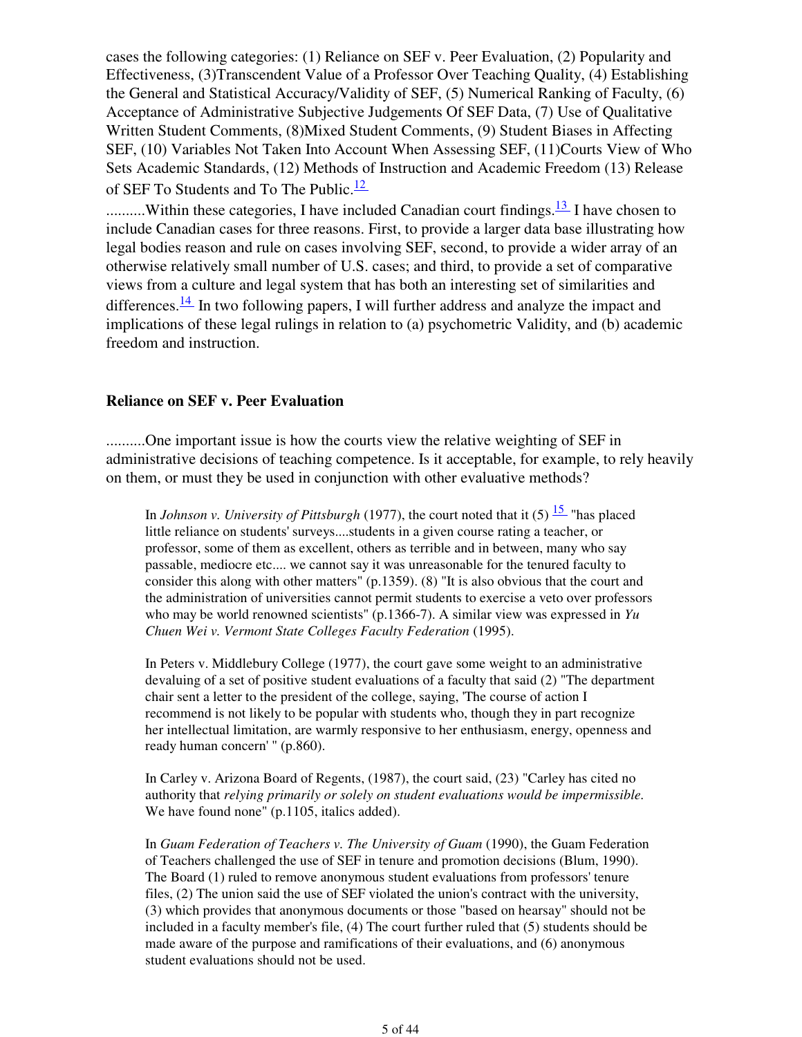cases the following categories: (1) Reliance on SEF v. Peer Evaluation, (2) Popularity and Effectiveness, (3)Transcendent Value of a Professor Over Teaching Quality, (4) Establishing the General and Statistical Accuracy/Validity of SEF, (5) Numerical Ranking of Faculty, (6) Acceptance of Administrative Subjective Judgements Of SEF Data, (7) Use of Qualitative Written Student Comments, (8)Mixed Student Comments, (9) Student Biases in Affecting SEF, (10) Variables Not Taken Into Account When Assessing SEF, (11)Courts View of Who Sets Academic Standards, (12) Methods of Instruction and Academic Freedom (13) Release of SEF To Students and To The Public.[12]

..........Within these categories, I have included Canadian court findings.[13] I have chosen to include Canadian cases for three reasons. First, to provide a larger data base illustrating how legal bodies reason and rule on cases involving SEF, second, to provide a wider array of an otherwise relatively small number of U.S. cases; and third, to provide a set of comparative views from a culture and legal system that has both an interesting set of similarities and differences.[14] In two following papers, I will further address and analyze the impact and implications of these legal rulings in relation to (a) psychometric Validity, and (b) academic freedom and instruction.

**Reliance on SEF v. Peer Evaluation**

..........One important issue is how the courts view the relative weighting of SEF in administrative decisions of teaching competence. Is it acceptable, for example, to rely heavily on them, or must they be used in conjunction with other evaluative methods?

> In *Johnson v. University of Pittsburgh* (1977), the court noted that it (5) [15] "has placed little reliance on students' surveys....students in a given course rating a teacher, or professor, some of them as excellent, others as terrible and in between, many who say passable, mediocre etc.... we cannot say it was unreasonable for the tenured faculty to consider this along with other matters" (p.1359). (8) "It is also obvious that the court and the administration of universities cannot permit students to exercise a veto over professors who may be world renowned scientists" (p.1366-7). A similar view was expressed in *Yu Chuen Wei v. Vermont State Colleges Faculty Federation* (1995).
>
> In Peters v. Middlebury College (1977), the court gave some weight to an administrative devaluing of a set of positive student evaluations of a faculty that said (2) "The department chair sent a letter to the president of the college, saying, 'The course of action I recommend is not likely to be popular with students who, though they in part recognize her intellectual limitation, are warmly responsive to her enthusiasm, energy, openness and ready human concern' " (p.860).
>
> In Carley v. Arizona Board of Regents, (1987), the court said, (23) "Carley has cited no authority that *relying primarily or solely on student evaluations would be impermissible*. We have found none" (p.1105, italics added).
>
> In *Guam Federation of Teachers v. The University of Guam* (1990), the Guam Federation of Teachers challenged the use of SEF in tenure and promotion decisions (Blum, 1990). The Board (1) ruled to remove anonymous student evaluations from professors' tenure files, (2) The union said the use of SEF violated the union's contract with the university, (3) which provides that anonymous documents or those "based on hearsay" should not be included in a faculty member's file, (4) The court further ruled that (5) students should be made aware of the purpose and ramifications of their evaluations, and (6) anonymous student evaluations should not be used.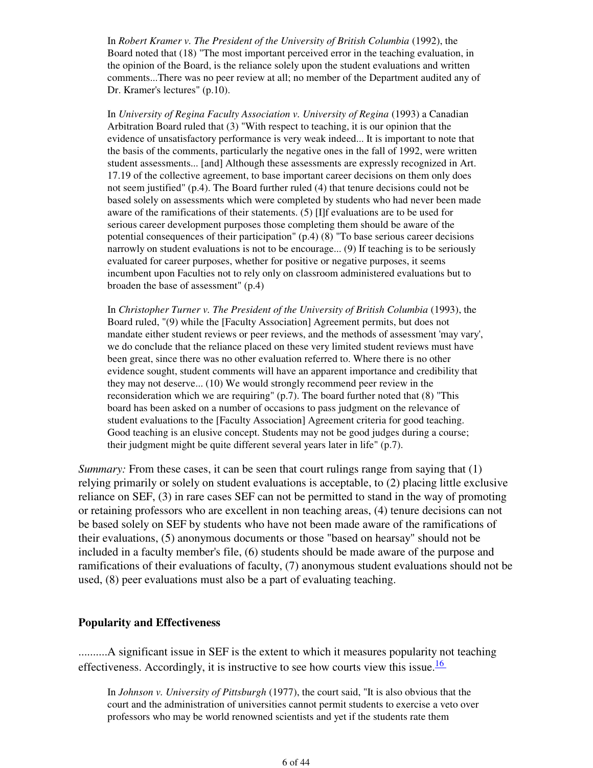> In *Robert Kramer v. The President of the University of British Columbia* (1992), the Board noted that (18) "The most important perceived error in the teaching evaluation, in the opinion of the Board, is the reliance solely upon the student evaluations and written comments...There was no peer review at all; no member of the Department audited any of Dr. Kramer's lectures" (p.10).
>
> In *University of Regina Faculty Association v. University of Regina* (1993) a Canadian Arbitration Board ruled that (3) "With respect to teaching, it is our opinion that the evidence of unsatisfactory performance is very weak indeed... It is important to note that the basis of the comments, particularly the negative ones in the fall of 1992, were written student assessments... [and] Although these assessments are expressly recognized in Art. 17.19 of the collective agreement, to base important career decisions on them only does not seem justified" (p.4). The Board further ruled (4) that tenure decisions could not be based solely on assessments which were completed by students who had never been made aware of the ramifications of their statements. (5) [I]f evaluations are to be used for serious career development purposes those completing them should be aware of the potential consequences of their participation" (p.4) (8) "To base serious career decisions narrowly on student evaluations is not to be encourage... (9) If teaching is to be seriously evaluated for career purposes, whether for positive or negative purposes, it seems incumbent upon Faculties not to rely only on classroom administered evaluations but to broaden the base of assessment" (p.4)
>
> In *Christopher Turner v. The President of the University of British Columbia* (1993), the Board ruled, "(9) while the [Faculty Association] Agreement permits, but does not mandate either student reviews or peer reviews, and the methods of assessment 'may vary', we do conclude that the reliance placed on these very limited student reviews must have been great, since there was no other evaluation referred to. Where there is no other evidence sought, student comments will have an apparent importance and credibility that they may not deserve... (10) We would strongly recommend peer review in the reconsideration which we are requiring" (p.7). The board further noted that (8) "This board has been asked on a number of occasions to pass judgment on the relevance of student evaluations to the [Faculty Association] Agreement criteria for good teaching. Good teaching is an elusive concept. Students may not be good judges during a course; their judgment might be quite different several years later in life" (p.7).

*Summary:* From these cases, it can be seen that court rulings range from saying that (1) relying primarily or solely on student evaluations is acceptable, to (2) placing little exclusive reliance on SEF, (3) in rare cases SEF can not be permitted to stand in the way of promoting or retaining professors who are excellent in non teaching areas, (4) tenure decisions can not be based solely on SEF by students who have not been made aware of the ramifications of their evaluations, (5) anonymous documents or those "based on hearsay" should not be included in a faculty member's file, (6) students should be made aware of the purpose and ramifications of their evaluations of faculty, (7) anonymous student evaluations should not be used, (8) peer evaluations must also be a part of evaluating teaching.

### Popularity and Effectiveness

..........A significant issue in SEF is the extent to which it measures popularity not teaching effectiveness. Accordingly, it is instructive to see how courts view this issue.[16]

> In *Johnson v. University of Pittsburgh* (1977), the court said, "It is also obvious that the court and the administration of universities cannot permit students to exercise a veto over professors who may be world renowned scientists and yet if the students rate them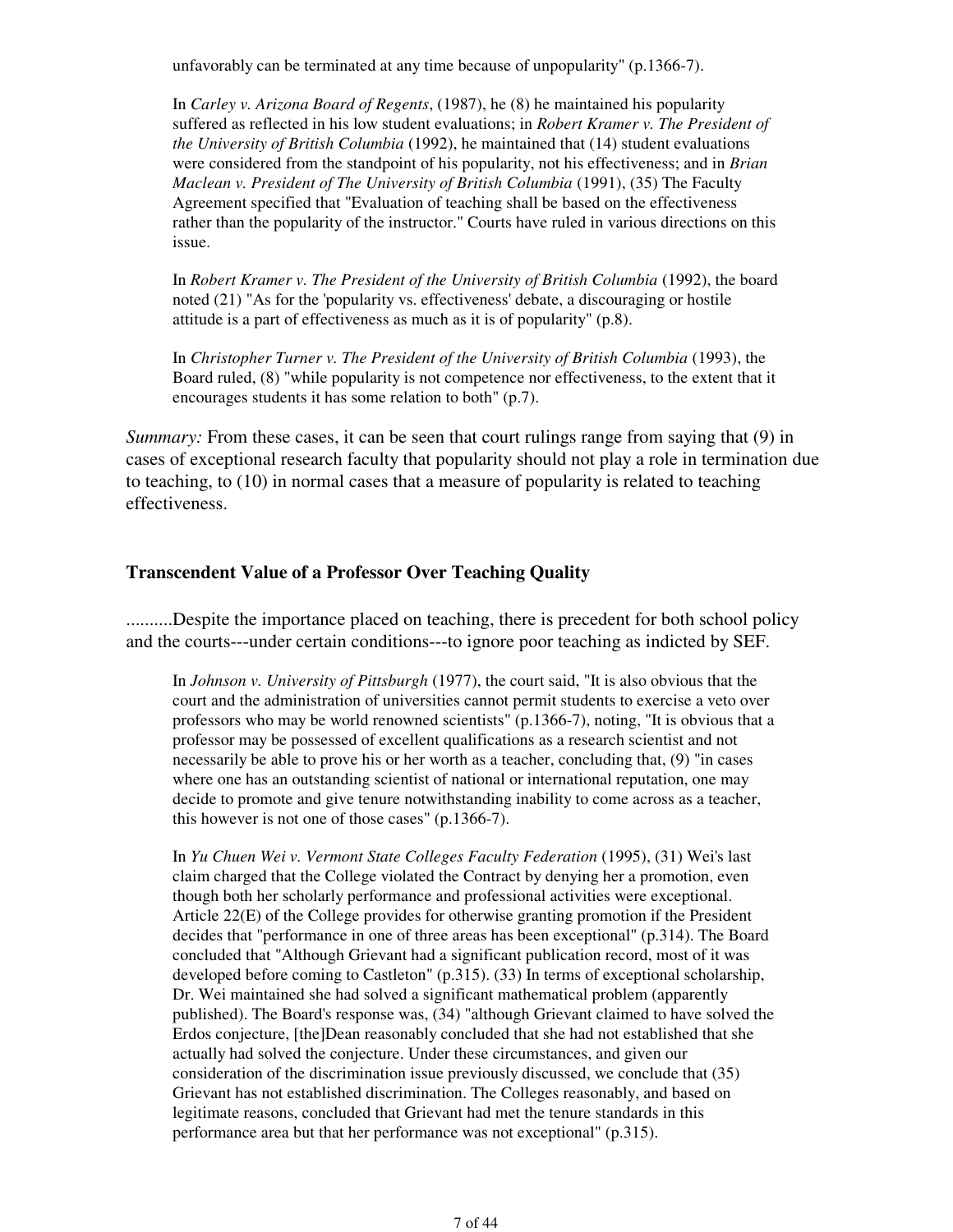unfavorably can be terminated at any time because of unpopularity" (p.1366-7).

> In *Carley v. Arizona Board of Regents*, (1987), he (8) he maintained his popularity suffered as reflected in his low student evaluations; in *Robert Kramer v. The President of the University of British Columbia* (1992), he maintained that (14) student evaluations were considered from the standpoint of his popularity, not his effectiveness; and in *Brian Maclean v. President of The University of British Columbia* (1991), (35) The Faculty Agreement specified that "Evaluation of teaching shall be based on the effectiveness rather than the popularity of the instructor." Courts have ruled in various directions on this issue.

> In *Robert Kramer v. The President of the University of British Columbia* (1992), the board noted (21) "As for the 'popularity vs. effectiveness' debate, a discouraging or hostile attitude is a part of effectiveness as much as it is of popularity" (p.8).

> In *Christopher Turner v. The President of the University of British Columbia* (1993), the Board ruled, (8) "while popularity is not competence nor effectiveness, to the extent that it encourages students it has some relation to both" (p.7).

*Summary:* From these cases, it can be seen that court rulings range from saying that (9) in cases of exceptional research faculty that popularity should not play a role in termination due to teaching, to (10) in normal cases that a measure of popularity is related to teaching effectiveness.

### Transcendent Value of a Professor Over Teaching Quality

..........Despite the importance placed on teaching, there is precedent for both school policy and the courts---under certain conditions---to ignore poor teaching as indicted by SEF.

> In *Johnson v. University of Pittsburgh* (1977), the court said, "It is also obvious that the court and the administration of universities cannot permit students to exercise a veto over professors who may be world renowned scientists" (p.1366-7), noting, "It is obvious that a professor may be possessed of excellent qualifications as a research scientist and not necessarily be able to prove his or her worth as a teacher, concluding that, (9) "in cases where one has an outstanding scientist of national or international reputation, one may decide to promote and give tenure notwithstanding inability to come across as a teacher, this however is not one of those cases" (p.1366-7).

> In *Yu Chuen Wei v. Vermont State Colleges Faculty Federation* (1995), (31) Wei's last claim charged that the College violated the Contract by denying her a promotion, even though both her scholarly performance and professional activities were exceptional. Article 22(E) of the College provides for otherwise granting promotion if the President decides that "performance in one of three areas has been exceptional" (p.314). The Board concluded that "Although Grievant had a significant publication record, most of it was developed before coming to Castleton" (p.315). (33) In terms of exceptional scholarship, Dr. Wei maintained she had solved a significant mathematical problem (apparently published). The Board's response was, (34) "although Grievant claimed to have solved the Erdos conjecture, [the]Dean reasonably concluded that she had not established that she actually had solved the conjecture. Under these circumstances, and given our consideration of the discrimination issue previously discussed, we conclude that (35) Grievant has not established discrimination. The Colleges reasonably, and based on legitimate reasons, concluded that Grievant had met the tenure standards in this performance area but that her performance was not exceptional" (p.315).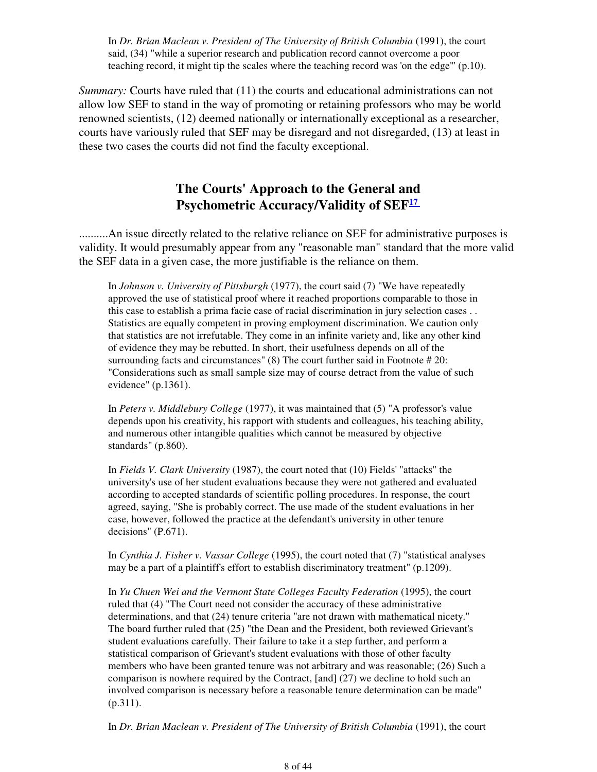In *Dr. Brian Maclean v. President of The University of British Columbia* (1991), the court said, (34) "while a superior research and publication record cannot overcome a poor teaching record, it might tip the scales where the teaching record was 'on the edge'" (p.10).

*Summary:* Courts have ruled that (11) the courts and educational administrations can not allow low SEF to stand in the way of promoting or retaining professors who may be world renowned scientists, (12) deemed nationally or internationally exceptional as a researcher, courts have variously ruled that SEF may be disregard and not disregarded, (13) at least in these two cases the courts did not find the faculty exceptional.

## The Courts' Approach to the General and Psychometric Accuracy/Validity of SEF[17]

..........An issue directly related to the relative reliance on SEF for administrative purposes is validity. It would presumably appear from any "reasonable man" standard that the more valid the SEF data in a given case, the more justifiable is the reliance on them.

In *Johnson v. University of Pittsburgh* (1977), the court said (7) "We have repeatedly approved the use of statistical proof where it reached proportions comparable to those in this case to establish a prima facie case of racial discrimination in jury selection cases . . Statistics are equally competent in proving employment discrimination. We caution only that statistics are not irrefutable. They come in an infinite variety and, like any other kind of evidence they may be rebutted. In short, their usefulness depends on all of the surrounding facts and circumstances" (8) The court further said in Footnote # 20: "Considerations such as small sample size may of course detract from the value of such evidence" (p.1361).

In *Peters v. Middlebury College* (1977), it was maintained that (5) "A professor's value depends upon his creativity, his rapport with students and colleagues, his teaching ability, and numerous other intangible qualities which cannot be measured by objective standards" (p.860).

In *Fields V. Clark University* (1987), the court noted that (10) Fields' "attacks" the university's use of her student evaluations because they were not gathered and evaluated according to accepted standards of scientific polling procedures. In response, the court agreed, saying, "She is probably correct. The use made of the student evaluations in her case, however, followed the practice at the defendant's university in other tenure decisions" (P.671).

In *Cynthia J. Fisher v. Vassar College* (1995), the court noted that (7) "statistical analyses may be a part of a plaintiff's effort to establish discriminatory treatment" (p.1209).

In *Yu Chuen Wei and the Vermont State Colleges Faculty Federation* (1995), the court ruled that (4) "The Court need not consider the accuracy of these administrative determinations, and that (24) tenure criteria "are not drawn with mathematical nicety." The board further ruled that (25) "the Dean and the President, both reviewed Grievant's student evaluations carefully. Their failure to take it a step further, and perform a statistical comparison of Grievant's student evaluations with those of other faculty members who have been granted tenure was not arbitrary and was reasonable; (26) Such a comparison is nowhere required by the Contract, [and] (27) we decline to hold such an involved comparison is necessary before a reasonable tenure determination can be made" (p.311).

In *Dr. Brian Maclean v. President of The University of British Columbia* (1991), the court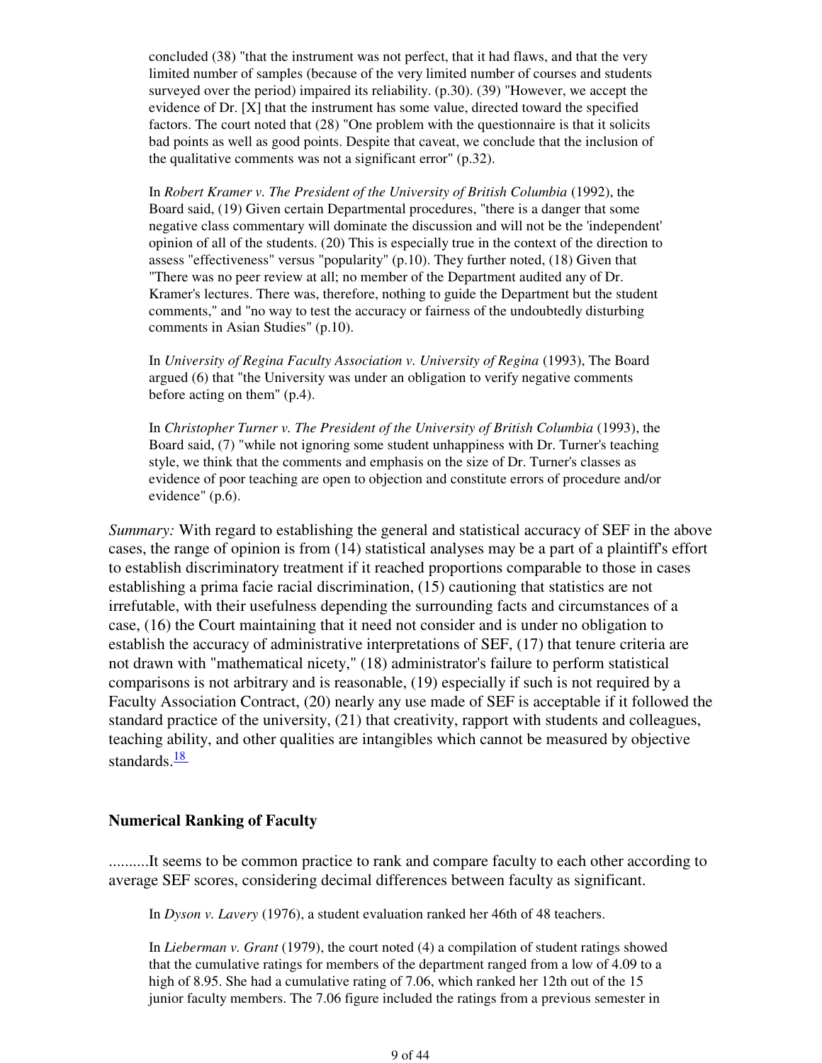concluded (38) "that the instrument was not perfect, that it had flaws, and that the very limited number of samples (because of the very limited number of courses and students surveyed over the period) impaired its reliability. (p.30). (39) "However, we accept the evidence of Dr. [X] that the instrument has some value, directed toward the specified factors. The court noted that (28) "One problem with the questionnaire is that it solicits bad points as well as good points. Despite that caveat, we conclude that the inclusion of the qualitative comments was not a significant error" (p.32).

In *Robert Kramer v. The President of the University of British Columbia* (1992), the Board said, (19) Given certain Departmental procedures, "there is a danger that some negative class commentary will dominate the discussion and will not be the 'independent' opinion of all of the students. (20) This is especially true in the context of the direction to assess "effectiveness" versus "popularity" (p.10). They further noted, (18) Given that "There was no peer review at all; no member of the Department audited any of Dr. Kramer's lectures. There was, therefore, nothing to guide the Department but the student comments," and "no way to test the accuracy or fairness of the undoubtedly disturbing comments in Asian Studies" (p.10).

In *University of Regina Faculty Association v. University of Regina* (1993), The Board argued (6) that "the University was under an obligation to verify negative comments before acting on them" (p.4).

In *Christopher Turner v. The President of the University of British Columbia* (1993), the Board said, (7) "while not ignoring some student unhappiness with Dr. Turner's teaching style, we think that the comments and emphasis on the size of Dr. Turner's classes as evidence of poor teaching are open to objection and constitute errors of procedure and/or evidence" (p.6).

*Summary:* With regard to establishing the general and statistical accuracy of SEF in the above cases, the range of opinion is from (14) statistical analyses may be a part of a plaintiff's effort to establish discriminatory treatment if it reached proportions comparable to those in cases establishing a prima facie racial discrimination, (15) cautioning that statistics are not irrefutable, with their usefulness depending the surrounding facts and circumstances of a case, (16) the Court maintaining that it need not consider and is under no obligation to establish the accuracy of administrative interpretations of SEF, (17) that tenure criteria are not drawn with "mathematical nicety," (18) administrator's failure to perform statistical comparisons is not arbitrary and is reasonable, (19) especially if such is not required by a Faculty Association Contract, (20) nearly any use made of SEF is acceptable if it followed the standard practice of the university, (21) that creativity, rapport with students and colleagues, teaching ability, and other qualities are intangibles which cannot be measured by objective standards.[18]

### Numerical Ranking of Faculty

..........It seems to be common practice to rank and compare faculty to each other according to average SEF scores, considering decimal differences between faculty as significant.

In *Dyson v. Lavery* (1976), a student evaluation ranked her 46th of 48 teachers.

In *Lieberman v. Grant* (1979), the court noted (4) a compilation of student ratings showed that the cumulative ratings for members of the department ranged from a low of 4.09 to a high of 8.95. She had a cumulative rating of 7.06, which ranked her 12th out of the 15 junior faculty members. The 7.06 figure included the ratings from a previous semester in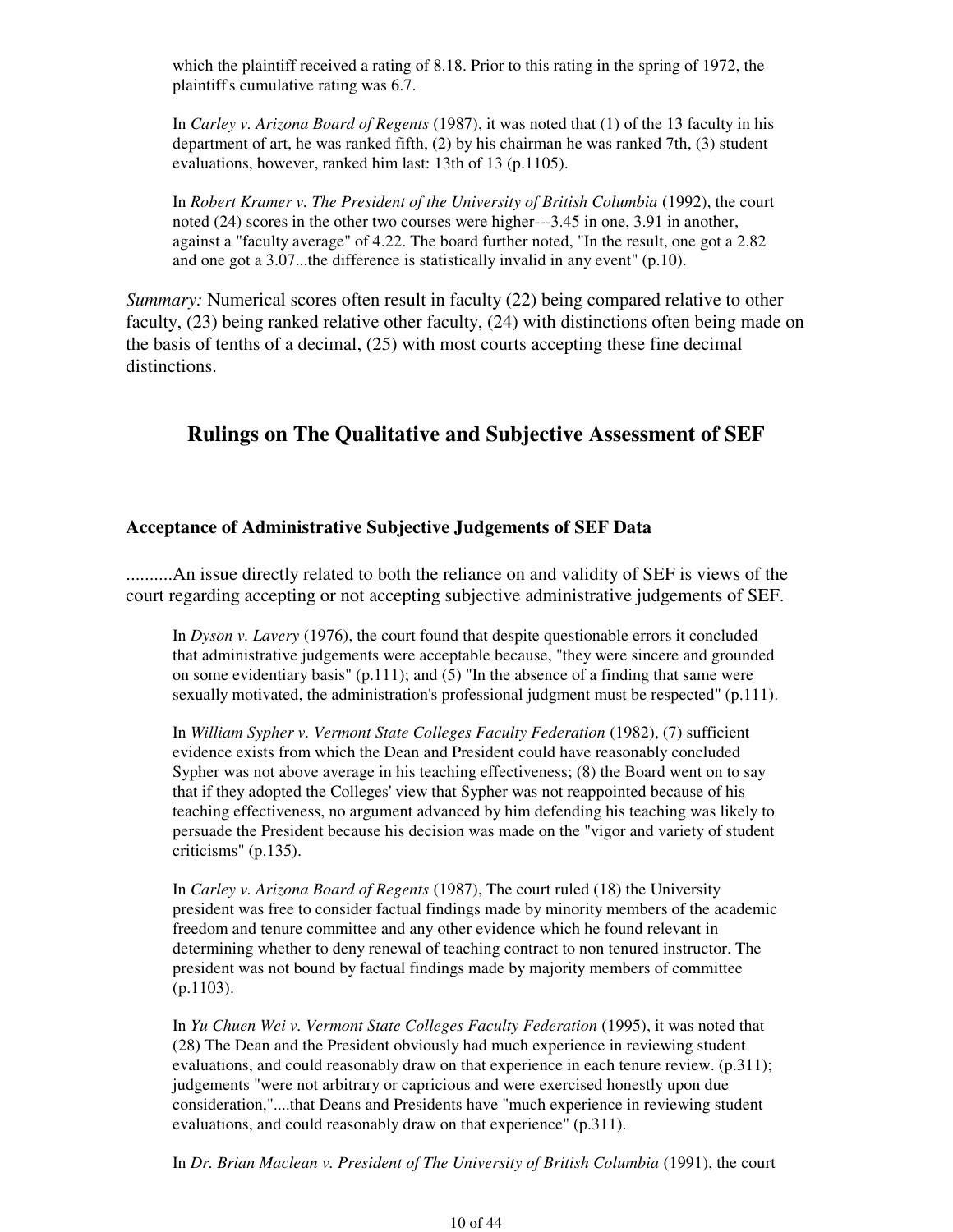which the plaintiff received a rating of 8.18. Prior to this rating in the spring of 1972, the plaintiff's cumulative rating was 6.7.

In *Carley v. Arizona Board of Regents* (1987), it was noted that (1) of the 13 faculty in his department of art, he was ranked fifth, (2) by his chairman he was ranked 7th, (3) student evaluations, however, ranked him last: 13th of 13 (p.1105).

In *Robert Kramer v. The President of the University of British Columbia* (1992), the court noted (24) scores in the other two courses were higher---3.45 in one, 3.91 in another, against a "faculty average" of 4.22. The board further noted, "In the result, one got a 2.82 and one got a 3.07...the difference is statistically invalid in any event" (p.10).

*Summary:* Numerical scores often result in faculty (22) being compared relative to other faculty, (23) being ranked relative other faculty, (24) with distinctions often being made on the basis of tenths of a decimal, (25) with most courts accepting these fine decimal distinctions.

## Rulings on The Qualitative and Subjective Assessment of SEF

### Acceptance of Administrative Subjective Judgements of SEF Data

..........An issue directly related to both the reliance on and validity of SEF is views of the court regarding accepting or not accepting subjective administrative judgements of SEF.

In *Dyson v. Lavery* (1976), the court found that despite questionable errors it concluded that administrative judgements were acceptable because, "they were sincere and grounded on some evidentiary basis" (p.111); and (5) "In the absence of a finding that same were sexually motivated, the administration's professional judgment must be respected" (p.111).

In *William Sypher v. Vermont State Colleges Faculty Federation* (1982), (7) sufficient evidence exists from which the Dean and President could have reasonably concluded Sypher was not above average in his teaching effectiveness; (8) the Board went on to say that if they adopted the Colleges' view that Sypher was not reappointed because of his teaching effectiveness, no argument advanced by him defending his teaching was likely to persuade the President because his decision was made on the "vigor and variety of student criticisms" (p.135).

In *Carley v. Arizona Board of Regents* (1987), The court ruled (18) the University president was free to consider factual findings made by minority members of the academic freedom and tenure committee and any other evidence which he found relevant in determining whether to deny renewal of teaching contract to non tenured instructor. The president was not bound by factual findings made by majority members of committee (p.1103).

In *Yu Chuen Wei v. Vermont State Colleges Faculty Federation* (1995), it was noted that (28) The Dean and the President obviously had much experience in reviewing student evaluations, and could reasonably draw on that experience in each tenure review. (p.311); judgements "were not arbitrary or capricious and were exercised honestly upon due consideration,"....that Deans and Presidents have "much experience in reviewing student evaluations, and could reasonably draw on that experience" (p.311).

In *Dr. Brian Maclean v. President of The University of British Columbia* (1991), the court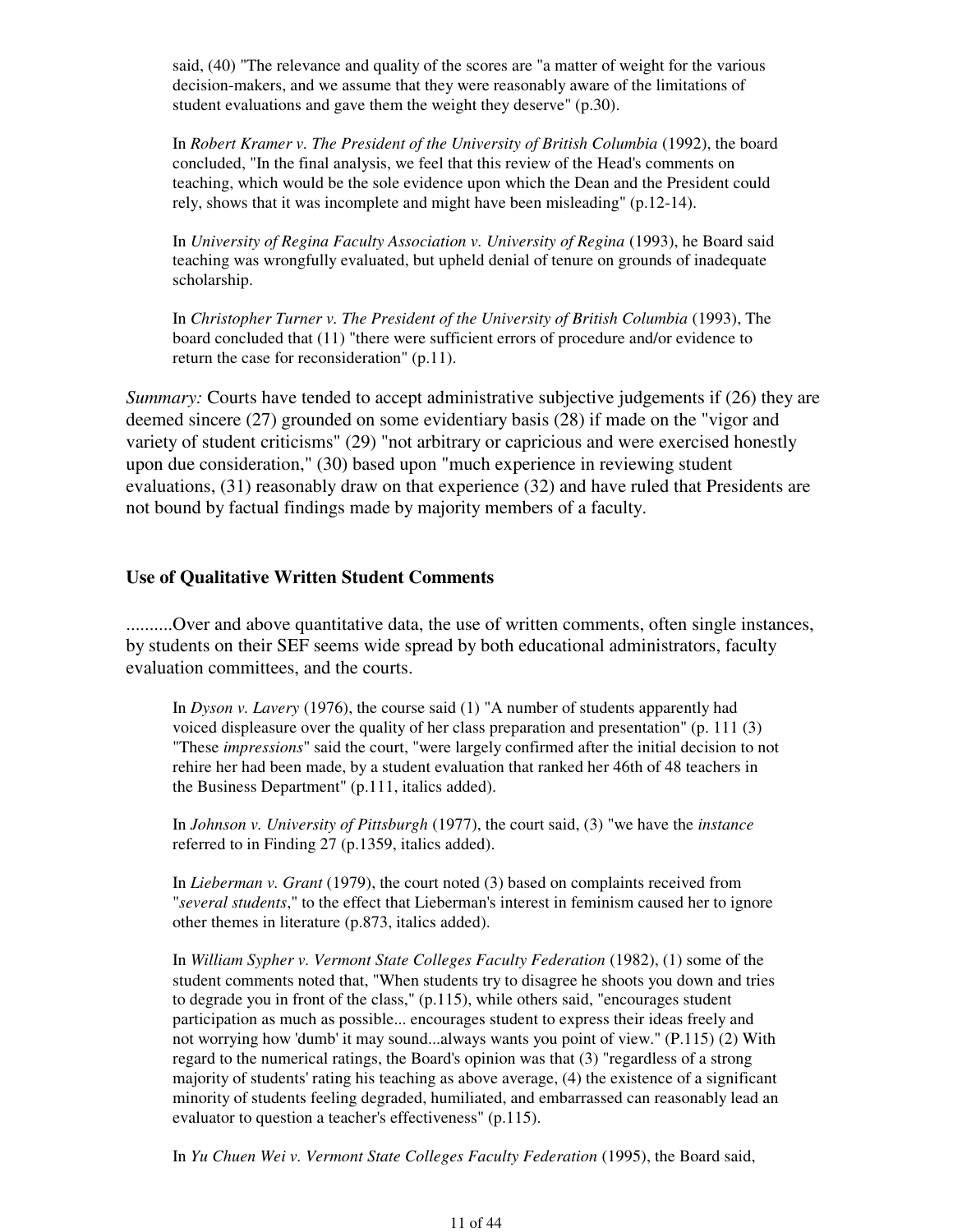said, (40) "The relevance and quality of the scores are "a matter of weight for the various decision-makers, and we assume that they were reasonably aware of the limitations of student evaluations and gave them the weight they deserve" (p.30).

> In *Robert Kramer v. The President of the University of British Columbia* (1992), the board concluded, "In the final analysis, we feel that this review of the Head's comments on teaching, which would be the sole evidence upon which the Dean and the President could rely, shows that it was incomplete and might have been misleading" (p.12-14).

> In *University of Regina Faculty Association v. University of Regina* (1993), he Board said teaching was wrongfully evaluated, but upheld denial of tenure on grounds of inadequate scholarship.

> In *Christopher Turner v. The President of the University of British Columbia* (1993), The board concluded that (11) "there were sufficient errors of procedure and/or evidence to return the case for reconsideration" (p.11).

*Summary:* Courts have tended to accept administrative subjective judgements if (26) they are deemed sincere (27) grounded on some evidentiary basis (28) if made on the "vigor and variety of student criticisms" (29) "not arbitrary or capricious and were exercised honestly upon due consideration," (30) based upon "much experience in reviewing student evaluations, (31) reasonably draw on that experience (32) and have ruled that Presidents are not bound by factual findings made by majority members of a faculty.

## Use of Qualitative Written Student Comments

..........Over and above quantitative data, the use of written comments, often single instances, by students on their SEF seems wide spread by both educational administrators, faculty evaluation committees, and the courts.

> In *Dyson v. Lavery* (1976), the course said (1) "A number of students apparently had voiced displeasure over the quality of her class preparation and presentation" (p. 111 (3) "These *impressions*" said the court, "were largely confirmed after the initial decision to not rehire her had been made, by a student evaluation that ranked her 46th of 48 teachers in the Business Department" (p.111, italics added).

> In *Johnson v. University of Pittsburgh* (1977), the court said, (3) "we have the *instance* referred to in Finding 27 (p.1359, italics added).

> In *Lieberman v. Grant* (1979), the court noted (3) based on complaints received from "*several students*," to the effect that Lieberman's interest in feminism caused her to ignore other themes in literature (p.873, italics added).

> In *William Sypher v. Vermont State Colleges Faculty Federation* (1982), (1) some of the student comments noted that, "When students try to disagree he shoots you down and tries to degrade you in front of the class," (p.115), while others said, "encourages student participation as much as possible... encourages student to express their ideas freely and not worrying how 'dumb' it may sound...always wants you point of view." (P.115) (2) With regard to the numerical ratings, the Board's opinion was that (3) "regardless of a strong majority of students' rating his teaching as above average, (4) the existence of a significant minority of students feeling degraded, humiliated, and embarrassed can reasonably lead an evaluator to question a teacher's effectiveness" (p.115).

> In *Yu Chuen Wei v. Vermont State Colleges Faculty Federation* (1995), the Board said,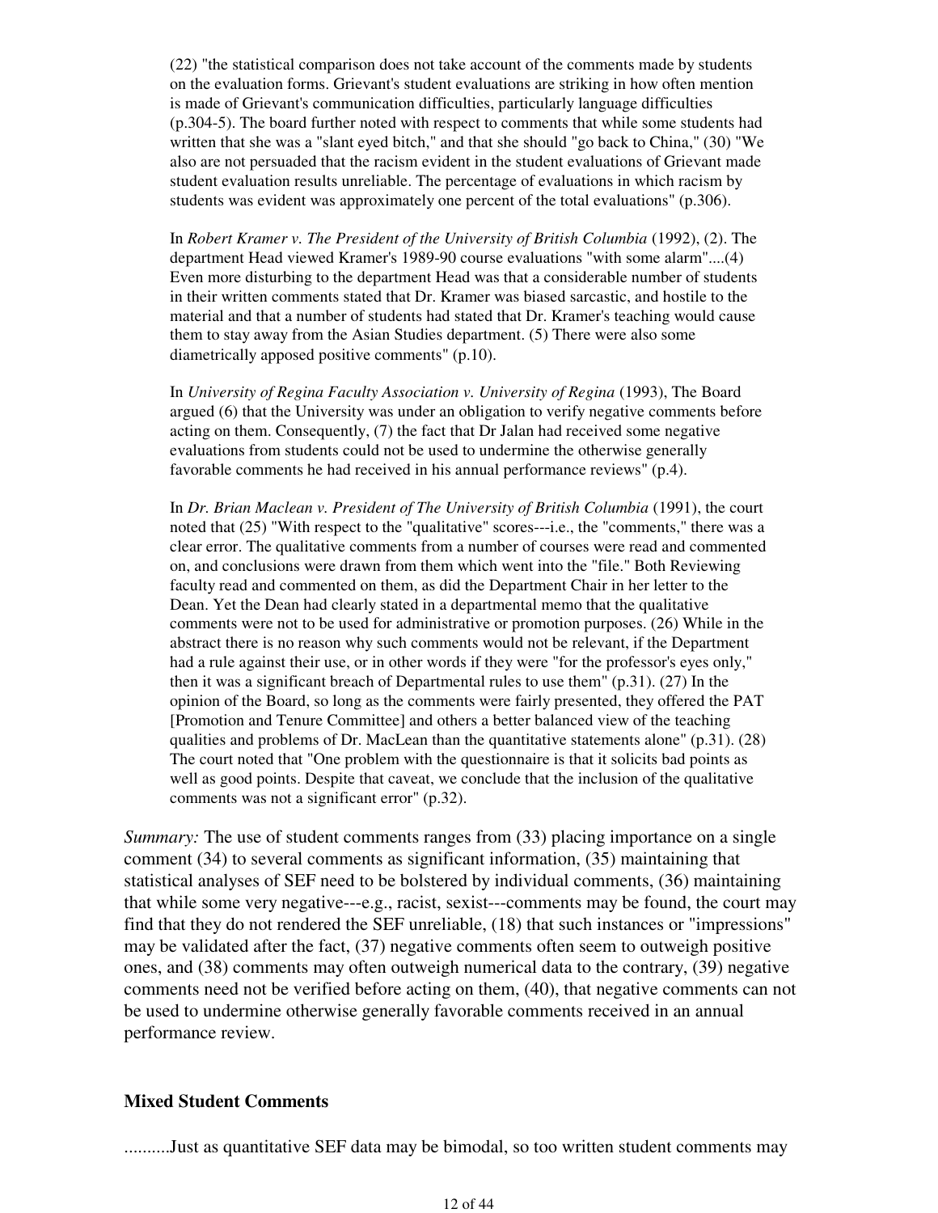(22) "the statistical comparison does not take account of the comments made by students on the evaluation forms. Grievant's student evaluations are striking in how often mention is made of Grievant's communication difficulties, particularly language difficulties (p.304-5). The board further noted with respect to comments that while some students had written that she was a "slant eyed bitch," and that she should "go back to China," (30) "We also are not persuaded that the racism evident in the student evaluations of Grievant made student evaluation results unreliable. The percentage of evaluations in which racism by students was evident was approximately one percent of the total evaluations" (p.306).

In *Robert Kramer v. The President of the University of British Columbia* (1992), (2). The department Head viewed Kramer's 1989-90 course evaluations "with some alarm"....(4) Even more disturbing to the department Head was that a considerable number of students in their written comments stated that Dr. Kramer was biased sarcastic, and hostile to the material and that a number of students had stated that Dr. Kramer's teaching would cause them to stay away from the Asian Studies department. (5) There were also some diametrically apposed positive comments" (p.10).

In *University of Regina Faculty Association v. University of Regina* (1993), The Board argued (6) that the University was under an obligation to verify negative comments before acting on them. Consequently, (7) the fact that Dr Jalan had received some negative evaluations from students could not be used to undermine the otherwise generally favorable comments he had received in his annual performance reviews" (p.4).

In *Dr. Brian Maclean v. President of The University of British Columbia* (1991), the court noted that (25) "With respect to the "qualitative" scores---i.e., the "comments," there was a clear error. The qualitative comments from a number of courses were read and commented on, and conclusions were drawn from them which went into the "file." Both Reviewing faculty read and commented on them, as did the Department Chair in her letter to the Dean. Yet the Dean had clearly stated in a departmental memo that the qualitative comments were not to be used for administrative or promotion purposes. (26) While in the abstract there is no reason why such comments would not be relevant, if the Department had a rule against their use, or in other words if they were "for the professor's eyes only," then it was a significant breach of Departmental rules to use them" (p.31). (27) In the opinion of the Board, so long as the comments were fairly presented, they offered the PAT [Promotion and Tenure Committee] and others a better balanced view of the teaching qualities and problems of Dr. MacLean than the quantitative statements alone" (p.31). (28) The court noted that "One problem with the questionnaire is that it solicits bad points as well as good points. Despite that caveat, we conclude that the inclusion of the qualitative comments was not a significant error" (p.32).

*Summary:* The use of student comments ranges from (33) placing importance on a single comment (34) to several comments as significant information, (35) maintaining that statistical analyses of SEF need to be bolstered by individual comments, (36) maintaining that while some very negative---e.g., racist, sexist---comments may be found, the court may find that they do not rendered the SEF unreliable, (18) that such instances or "impressions" may be validated after the fact, (37) negative comments often seem to outweigh positive ones, and (38) comments may often outweigh numerical data to the contrary, (39) negative comments need not be verified before acting on them, (40), that negative comments can not be used to undermine otherwise generally favorable comments received in an annual performance review.

### Mixed Student Comments

..........Just as quantitative SEF data may be bimodal, so too written student comments may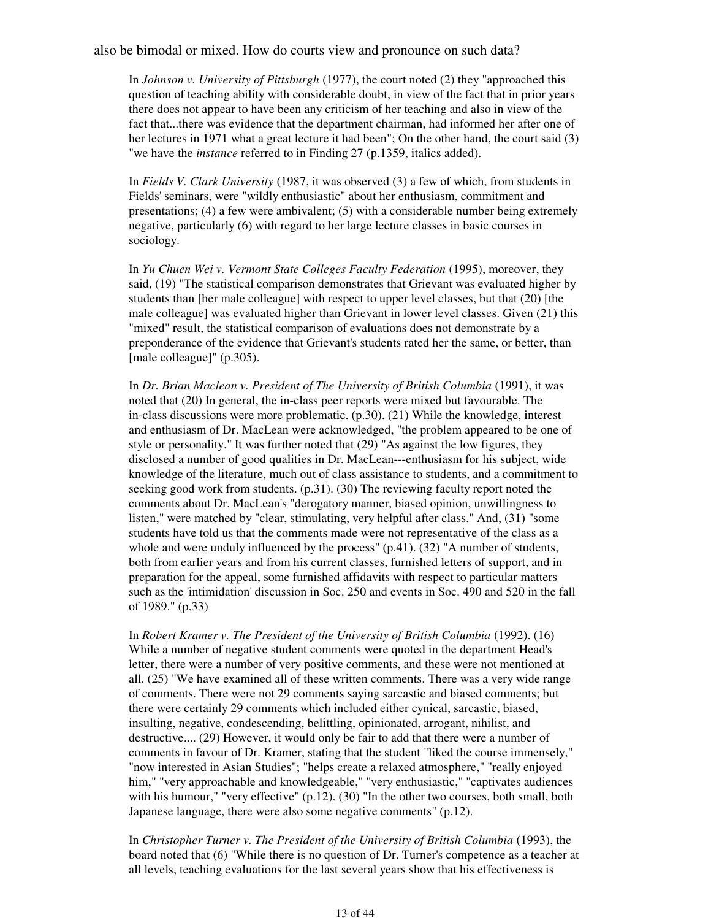also be bimodal or mixed. How do courts view and pronounce on such data?

> In *Johnson v. University of Pittsburgh* (1977), the court noted (2) they "approached this question of teaching ability with considerable doubt, in view of the fact that in prior years there does not appear to have been any criticism of her teaching and also in view of the fact that...there was evidence that the department chairman, had informed her after one of her lectures in 1971 what a great lecture it had been"; On the other hand, the court said (3) "we have the *instance* referred to in Finding 27 (p.1359, italics added).
>
> In *Fields V. Clark University* (1987, it was observed (3) a few of which, from students in Fields' seminars, were "wildly enthusiastic" about her enthusiasm, commitment and presentations; (4) a few were ambivalent; (5) with a considerable number being extremely negative, particularly (6) with regard to her large lecture classes in basic courses in sociology.
>
> In *Yu Chuen Wei v. Vermont State Colleges Faculty Federation* (1995), moreover, they said, (19) "The statistical comparison demonstrates that Grievant was evaluated higher by students than [her male colleague] with respect to upper level classes, but that (20) [the male colleague] was evaluated higher than Grievant in lower level classes. Given (21) this "mixed" result, the statistical comparison of evaluations does not demonstrate by a preponderance of the evidence that Grievant's students rated her the same, or better, than [male colleague]" (p.305).
>
> In *Dr. Brian Maclean v. President of The University of British Columbia* (1991), it was noted that (20) In general, the in-class peer reports were mixed but favourable. The in-class discussions were more problematic. (p.30). (21) While the knowledge, interest and enthusiasm of Dr. MacLean were acknowledged, "the problem appeared to be one of style or personality." It was further noted that (29) "As against the low figures, they disclosed a number of good qualities in Dr. MacLean---enthusiasm for his subject, wide knowledge of the literature, much out of class assistance to students, and a commitment to seeking good work from students. (p.31). (30) The reviewing faculty report noted the comments about Dr. MacLean's "derogatory manner, biased opinion, unwillingness to listen," were matched by "clear, stimulating, very helpful after class." And, (31) "some students have told us that the comments made were not representative of the class as a whole and were unduly influenced by the process" (p.41). (32) "A number of students, both from earlier years and from his current classes, furnished letters of support, and in preparation for the appeal, some furnished affidavits with respect to particular matters such as the 'intimidation' discussion in Soc. 250 and events in Soc. 490 and 520 in the fall of 1989." (p.33)
>
> In *Robert Kramer v. The President of the University of British Columbia* (1992). (16) While a number of negative student comments were quoted in the department Head's letter, there were a number of very positive comments, and these were not mentioned at all. (25) "We have examined all of these written comments. There was a very wide range of comments. There were not 29 comments saying sarcastic and biased comments; but there were certainly 29 comments which included either cynical, sarcastic, biased, insulting, negative, condescending, belittling, opinionated, arrogant, nihilist, and destructive.... (29) However, it would only be fair to add that there were a number of comments in favour of Dr. Kramer, stating that the student "liked the course immensely," "now interested in Asian Studies"; "helps create a relaxed atmosphere," "really enjoyed him," "very approachable and knowledgeable," "very enthusiastic," "captivates audiences with his humour," "very effective" (p.12). (30) "In the other two courses, both small, both Japanese language, there were also some negative comments" (p.12).
>
> In *Christopher Turner v. The President of the University of British Columbia* (1993), the board noted that (6) "While there is no question of Dr. Turner's competence as a teacher at all levels, teaching evaluations for the last several years show that his effectiveness is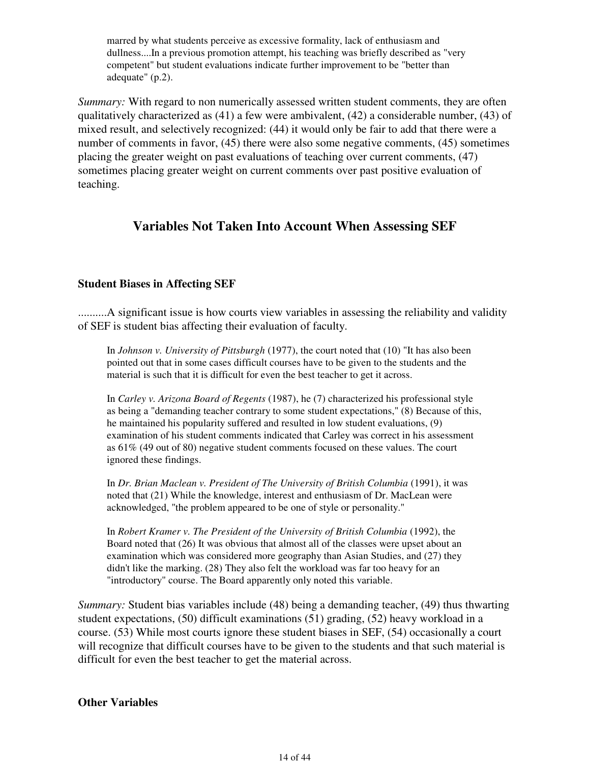> marred by what students perceive as excessive formality, lack of enthusiasm and dullness....In a previous promotion attempt, his teaching was briefly described as "very competent" but student evaluations indicate further improvement to be "better than adequate" (p.2).

*Summary:* With regard to non numerically assessed written student comments, they are often qualitatively characterized as (41) a few were ambivalent, (42) a considerable number, (43) of mixed result, and selectively recognized: (44) it would only be fair to add that there were a number of comments in favor, (45) there were also some negative comments, (45) sometimes placing the greater weight on past evaluations of teaching over current comments, (47) sometimes placing greater weight on current comments over past positive evaluation of teaching.

## Variables Not Taken Into Account When Assessing SEF

### Student Biases in Affecting SEF

..........A significant issue is how courts view variables in assessing the reliability and validity of SEF is student bias affecting their evaluation of faculty.

> In *Johnson v. University of Pittsburgh* (1977), the court noted that (10) "It has also been pointed out that in some cases difficult courses have to be given to the students and the material is such that it is difficult for even the best teacher to get it across.
>
> In *Carley v. Arizona Board of Regents* (1987), he (7) characterized his professional style as being a "demanding teacher contrary to some student expectations," (8) Because of this, he maintained his popularity suffered and resulted in low student evaluations, (9) examination of his student comments indicated that Carley was correct in his assessment as 61% (49 out of 80) negative student comments focused on these values. The court ignored these findings.
>
> In *Dr. Brian Maclean v. President of The University of British Columbia* (1991), it was noted that (21) While the knowledge, interest and enthusiasm of Dr. MacLean were acknowledged, "the problem appeared to be one of style or personality."
>
> In *Robert Kramer v. The President of the University of British Columbia* (1992), the Board noted that (26) It was obvious that almost all of the classes were upset about an examination which was considered more geography than Asian Studies, and (27) they didn't like the marking. (28) They also felt the workload was far too heavy for an "introductory" course. The Board apparently only noted this variable.

*Summary:* Student bias variables include (48) being a demanding teacher, (49) thus thwarting student expectations, (50) difficult examinations (51) grading, (52) heavy workload in a course. (53) While most courts ignore these student biases in SEF, (54) occasionally a court will recognize that difficult courses have to be given to the students and that such material is difficult for even the best teacher to get the material across.

### Other Variables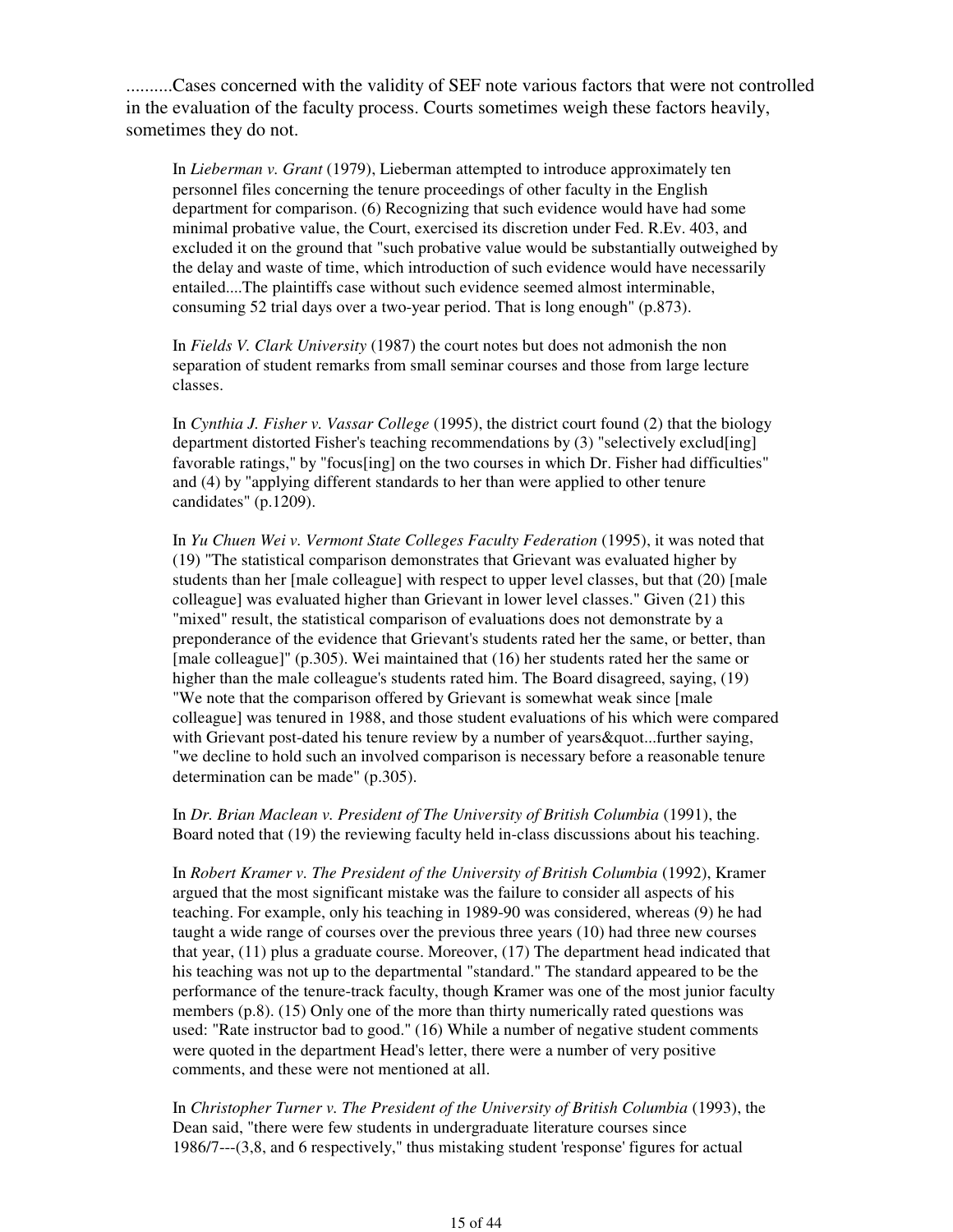..........Cases concerned with the validity of SEF note various factors that were not controlled in the evaluation of the faculty process. Courts sometimes weigh these factors heavily, sometimes they do not.

> In *Lieberman v. Grant* (1979), Lieberman attempted to introduce approximately ten personnel files concerning the tenure proceedings of other faculty in the English department for comparison. (6) Recognizing that such evidence would have had some minimal probative value, the Court, exercised its discretion under Fed. R.Ev. 403, and excluded it on the ground that "such probative value would be substantially outweighed by the delay and waste of time, which introduction of such evidence would have necessarily entailed....The plaintiffs case without such evidence seemed almost interminable, consuming 52 trial days over a two-year period. That is long enough" (p.873).
>
> In *Fields V. Clark University* (1987) the court notes but does not admonish the non separation of student remarks from small seminar courses and those from large lecture classes.
>
> In *Cynthia J. Fisher v. Vassar College* (1995), the district court found (2) that the biology department distorted Fisher's teaching recommendations by (3) "selectively exclud[ing] favorable ratings," by "focus[ing] on the two courses in which Dr. Fisher had difficulties" and (4) by "applying different standards to her than were applied to other tenure candidates" (p.1209).
>
> In *Yu Chuen Wei v. Vermont State Colleges Faculty Federation* (1995), it was noted that (19) "The statistical comparison demonstrates that Grievant was evaluated higher by students than her [male colleague] with respect to upper level classes, but that (20) [male colleague] was evaluated higher than Grievant in lower level classes." Given (21) this "mixed" result, the statistical comparison of evaluations does not demonstrate by a preponderance of the evidence that Grievant's students rated her the same, or better, than [male colleague]" (p.305). Wei maintained that (16) her students rated her the same or higher than the male colleague's students rated him. The Board disagreed, saying, (19) "We note that the comparison offered by Grievant is somewhat weak since [male colleague] was tenured in 1988, and those student evaluations of his which were compared with Grievant post-dated his tenure review by a number of years&quot...further saying, "we decline to hold such an involved comparison is necessary before a reasonable tenure determination can be made" (p.305).
>
> In *Dr. Brian Maclean v. President of The University of British Columbia* (1991), the Board noted that (19) the reviewing faculty held in-class discussions about his teaching.
>
> In *Robert Kramer v. The President of the University of British Columbia* (1992), Kramer argued that the most significant mistake was the failure to consider all aspects of his teaching. For example, only his teaching in 1989-90 was considered, whereas (9) he had taught a wide range of courses over the previous three years (10) had three new courses that year, (11) plus a graduate course. Moreover, (17) The department head indicated that his teaching was not up to the departmental "standard." The standard appeared to be the performance of the tenure-track faculty, though Kramer was one of the most junior faculty members (p.8). (15) Only one of the more than thirty numerically rated questions was used: "Rate instructor bad to good." (16) While a number of negative student comments were quoted in the department Head's letter, there were a number of very positive comments, and these were not mentioned at all.
>
> In *Christopher Turner v. The President of the University of British Columbia* (1993), the Dean said, "there were few students in undergraduate literature courses since 1986/7---(3,8, and 6 respectively," thus mistaking student 'response' figures for actual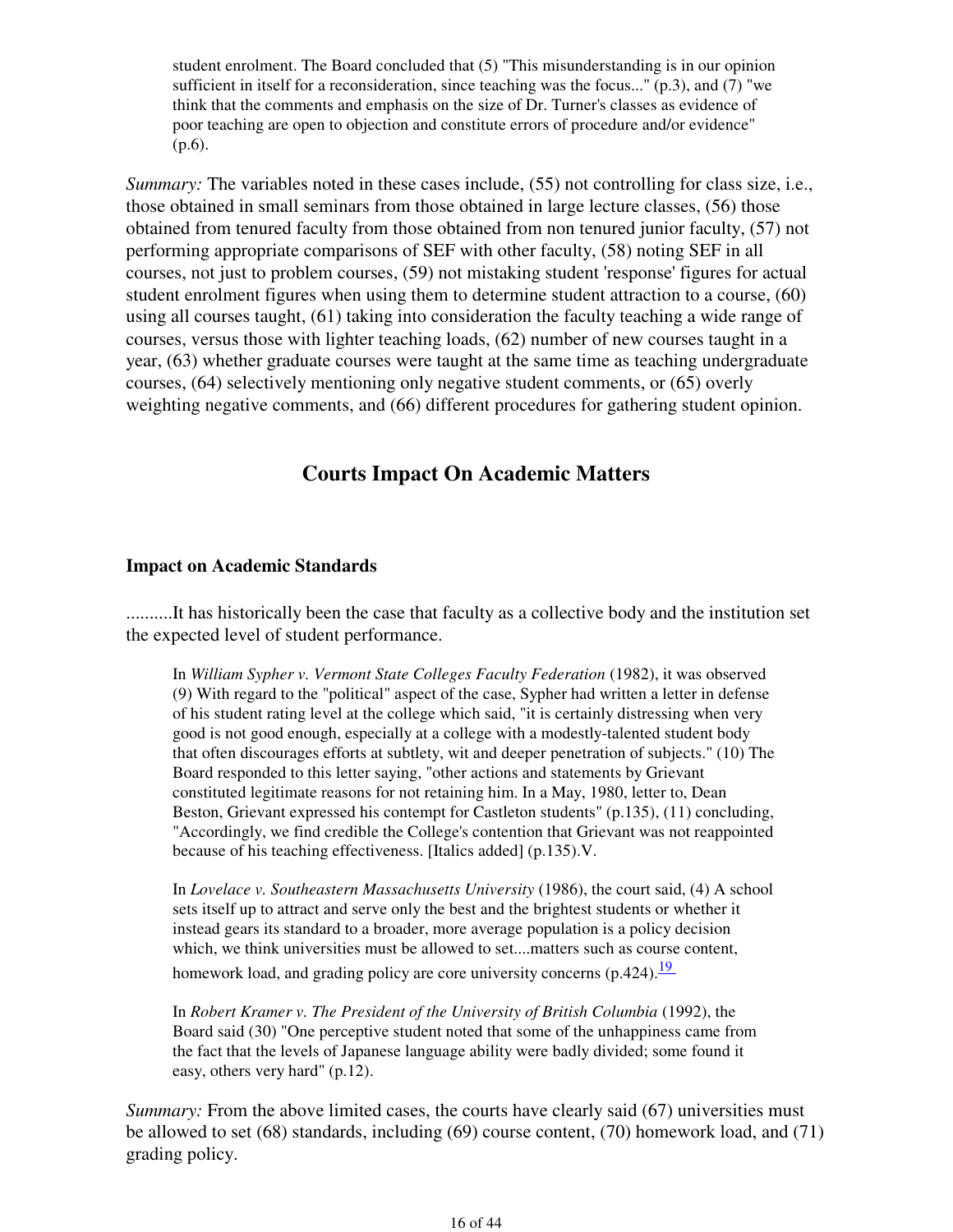> student enrolment. The Board concluded that (5) "This misunderstanding is in our opinion sufficient in itself for a reconsideration, since teaching was the focus..." (p.3), and (7) "we think that the comments and emphasis on the size of Dr. Turner's classes as evidence of poor teaching are open to objection and constitute errors of procedure and/or evidence" (p.6).

*Summary:* The variables noted in these cases include, (55) not controlling for class size, i.e., those obtained in small seminars from those obtained in large lecture classes, (56) those obtained from tenured faculty from those obtained from non tenured junior faculty, (57) not performing appropriate comparisons of SEF with other faculty, (58) noting SEF in all courses, not just to problem courses, (59) not mistaking student 'response' figures for actual student enrolment figures when using them to determine student attraction to a course, (60) using all courses taught, (61) taking into consideration the faculty teaching a wide range of courses, versus those with lighter teaching loads, (62) number of new courses taught in a year, (63) whether graduate courses were taught at the same time as teaching undergraduate courses, (64) selectively mentioning only negative student comments, or (65) overly weighting negative comments, and (66) different procedures for gathering student opinion.

## Courts Impact On Academic Matters

### Impact on Academic Standards

..........It has historically been the case that faculty as a collective body and the institution set the expected level of student performance.

> In *William Sypher v. Vermont State Colleges Faculty Federation* (1982), it was observed (9) With regard to the "political" aspect of the case, Sypher had written a letter in defense of his student rating level at the college which said, "it is certainly distressing when very good is not good enough, especially at a college with a modestly-talented student body that often discourages efforts at subtlety, wit and deeper penetration of subjects." (10) The Board responded to this letter saying, "other actions and statements by Grievant constituted legitimate reasons for not retaining him. In a May, 1980, letter to, Dean Beston, Grievant expressed his contempt for Castleton students" (p.135), (11) concluding, "Accordingly, we find credible the College's contention that Grievant was not reappointed because of his teaching effectiveness. [Italics added] (p.135).V.

> In *Lovelace v. Southeastern Massachusetts University* (1986), the court said, (4) A school sets itself up to attract and serve only the best and the brightest students or whether it instead gears its standard to a broader, more average population is a policy decision which, we think universities must be allowed to set....matters such as course content, homework load, and grading policy are core university concerns (p.424).[19]

> In *Robert Kramer v. The President of the University of British Columbia* (1992), the Board said (30) "One perceptive student noted that some of the unhappiness came from the fact that the levels of Japanese language ability were badly divided; some found it easy, others very hard" (p.12).

*Summary:* From the above limited cases, the courts have clearly said (67) universities must be allowed to set (68) standards, including (69) course content, (70) homework load, and (71) grading policy.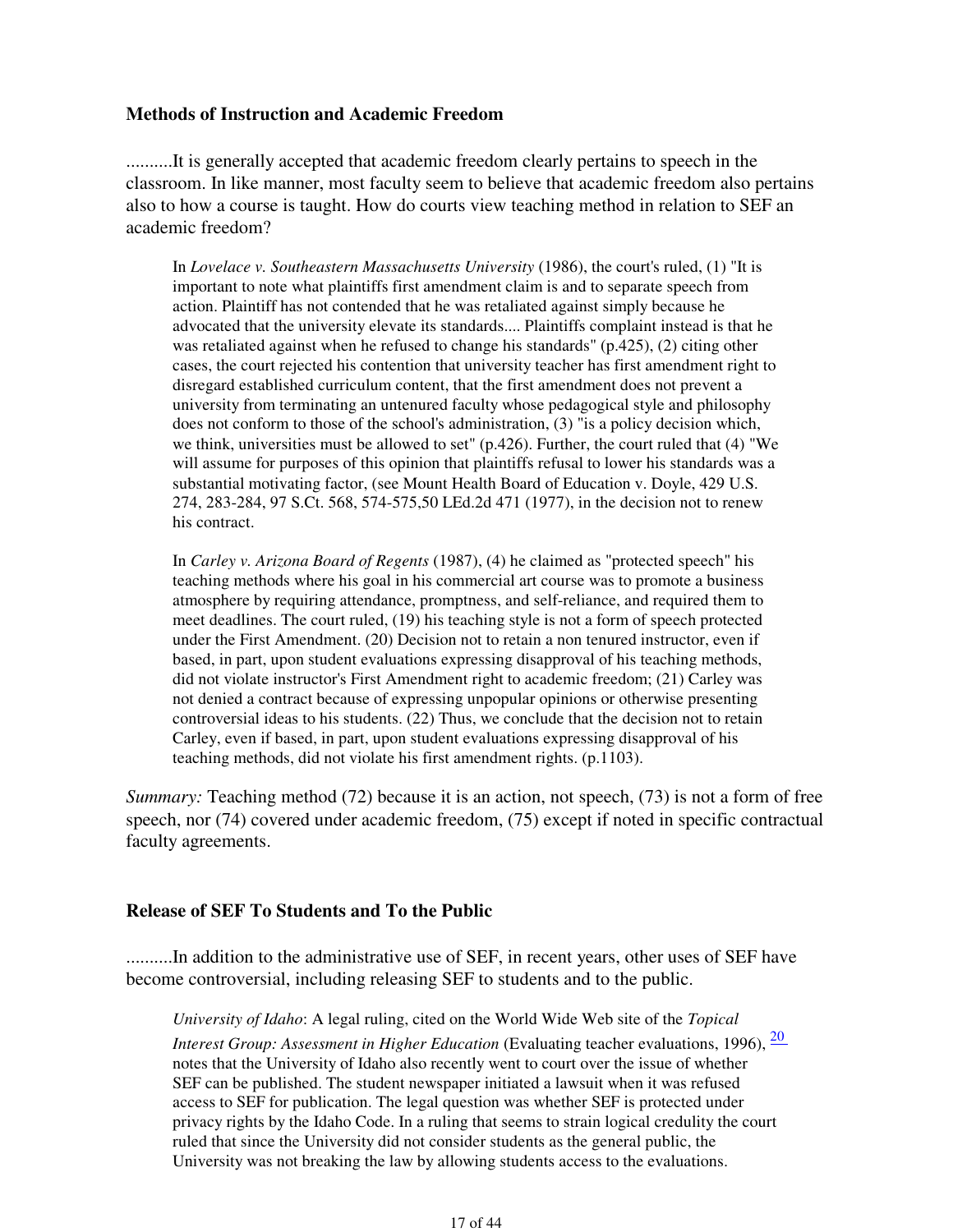**Methods of Instruction and Academic Freedom**

..........It is generally accepted that academic freedom clearly pertains to speech in the classroom. In like manner, most faculty seem to believe that academic freedom also pertains also to how a course is taught. How do courts view teaching method in relation to SEF an academic freedom?

> In *Lovelace v. Southeastern Massachusetts University* (1986), the court's ruled, (1) "It is important to note what plaintiffs first amendment claim is and to separate speech from action. Plaintiff has not contended that he was retaliated against simply because he advocated that the university elevate its standards.... Plaintiffs complaint instead is that he was retaliated against when he refused to change his standards" (p.425), (2) citing other cases, the court rejected his contention that university teacher has first amendment right to disregard established curriculum content, that the first amendment does not prevent a university from terminating an untenured faculty whose pedagogical style and philosophy does not conform to those of the school's administration, (3) "is a policy decision which, we think, universities must be allowed to set" (p.426). Further, the court ruled that (4) "We will assume for purposes of this opinion that plaintiffs refusal to lower his standards was a substantial motivating factor, (see Mount Health Board of Education v. Doyle, 429 U.S. 274, 283-284, 97 S.Ct. 568, 574-575,50 LEd.2d 471 (1977), in the decision not to renew his contract.
>
> In *Carley v. Arizona Board of Regents* (1987), (4) he claimed as "protected speech" his teaching methods where his goal in his commercial art course was to promote a business atmosphere by requiring attendance, promptness, and self-reliance, and required them to meet deadlines. The court ruled, (19) his teaching style is not a form of speech protected under the First Amendment. (20) Decision not to retain a non tenured instructor, even if based, in part, upon student evaluations expressing disapproval of his teaching methods, did not violate instructor's First Amendment right to academic freedom; (21) Carley was not denied a contract because of expressing unpopular opinions or otherwise presenting controversial ideas to his students. (22) Thus, we conclude that the decision not to retain Carley, even if based, in part, upon student evaluations expressing disapproval of his teaching methods, did not violate his first amendment rights. (p.1103).

*Summary:* Teaching method (72) because it is an action, not speech, (73) is not a form of free speech, nor (74) covered under academic freedom, (75) except if noted in specific contractual faculty agreements.

**Release of SEF To Students and To the Public**

..........In addition to the administrative use of SEF, in recent years, other uses of SEF have become controversial, including releasing SEF to students and to the public.

> *University of Idaho*: A legal ruling, cited on the World Wide Web site of the *Topical Interest Group: Assessment in Higher Education* (Evaluating teacher evaluations, 1996), [20] notes that the University of Idaho also recently went to court over the issue of whether SEF can be published. The student newspaper initiated a lawsuit when it was refused access to SEF for publication. The legal question was whether SEF is protected under privacy rights by the Idaho Code. In a ruling that seems to strain logical credulity the court ruled that since the University did not consider students as the general public, the University was not breaking the law by allowing students access to the evaluations.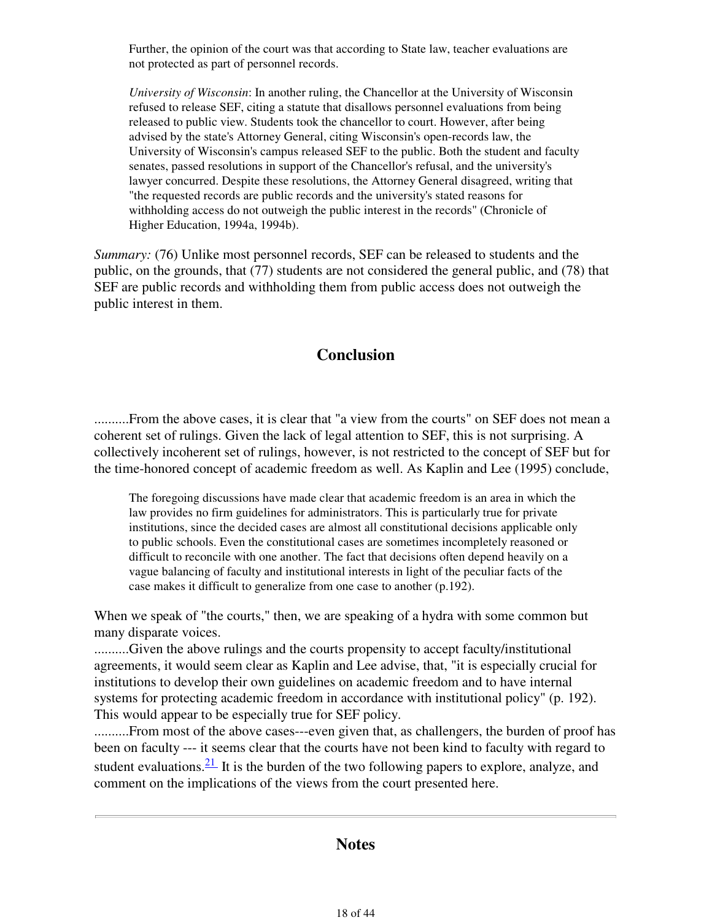> Further, the opinion of the court was that according to State law, teacher evaluations are not protected as part of personnel records.
>
> *University of Wisconsin*: In another ruling, the Chancellor at the University of Wisconsin refused to release SEF, citing a statute that disallows personnel evaluations from being released to public view. Students took the chancellor to court. However, after being advised by the state's Attorney General, citing Wisconsin's open-records law, the University of Wisconsin's campus released SEF to the public. Both the student and faculty senates, passed resolutions in support of the Chancellor's refusal, and the university's lawyer concurred. Despite these resolutions, the Attorney General disagreed, writing that "the requested records are public records and the university's stated reasons for withholding access do not outweigh the public interest in the records" (Chronicle of Higher Education, 1994a, 1994b).

*Summary:* (76) Unlike most personnel records, SEF can be released to students and the public, on the grounds, that (77) students are not considered the general public, and (78) that SEF are public records and withholding them from public access does not outweigh the public interest in them.

## Conclusion

..........From the above cases, it is clear that "a view from the courts" on SEF does not mean a coherent set of rulings. Given the lack of legal attention to SEF, this is not surprising. A collectively incoherent set of rulings, however, is not restricted to the concept of SEF but for the time-honored concept of academic freedom as well. As Kaplin and Lee (1995) conclude,

> The foregoing discussions have made clear that academic freedom is an area in which the law provides no firm guidelines for administrators. This is particularly true for private institutions, since the decided cases are almost all constitutional decisions applicable only to public schools. Even the constitutional cases are sometimes incompletely reasoned or difficult to reconcile with one another. The fact that decisions often depend heavily on a vague balancing of faculty and institutional interests in light of the peculiar facts of the case makes it difficult to generalize from one case to another (p.192).

When we speak of "the courts," then, we are speaking of a hydra with some common but many disparate voices.
..........Given the above rulings and the courts propensity to accept faculty/institutional agreements, it would seem clear as Kaplin and Lee advise, that, "it is especially crucial for institutions to develop their own guidelines on academic freedom and to have internal systems for protecting academic freedom in accordance with institutional policy" (p. 192). This would appear to be especially true for SEF policy.
..........From most of the above cases---even given that, as challengers, the burden of proof has been on faculty --- it seems clear that the courts have not been kind to faculty with regard to student evaluations.[21] It is the burden of the two following papers to explore, analyze, and comment on the implications of the views from the court presented here.

---

## Notes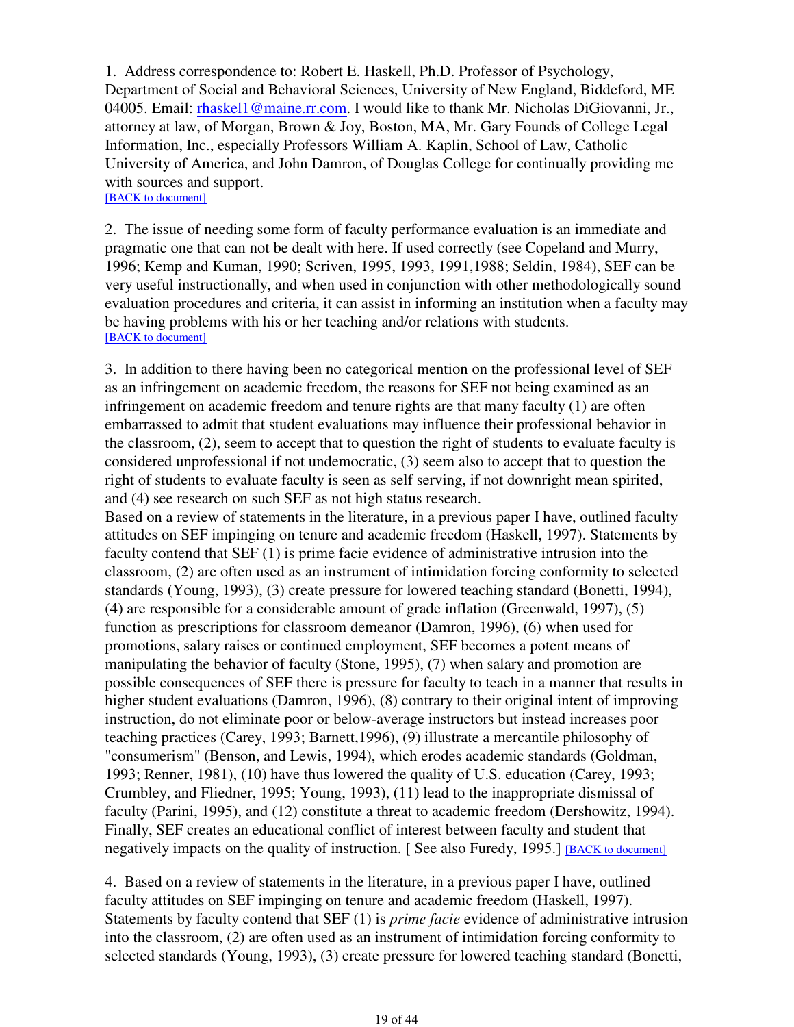1. Address correspondence to: Robert E. Haskell, Ph.D. Professor of Psychology, Department of Social and Behavioral Sciences, University of New England, Biddeford, ME 04005. Email: rhaskel1@maine.rr.com. I would like to thank Mr. Nicholas DiGiovanni, Jr., attorney at law, of Morgan, Brown & Joy, Boston, MA, Mr. Gary Founds of College Legal Information, Inc., especially Professors William A. Kaplin, School of Law, Catholic University of America, and John Damron, of Douglas College for continually providing me with sources and support.
[BACK to document]

2. The issue of needing some form of faculty performance evaluation is an immediate and pragmatic one that can not be dealt with here. If used correctly (see Copeland and Murry, 1996; Kemp and Kuman, 1990; Scriven, 1995, 1993, 1991,1988; Seldin, 1984), SEF can be very useful instructionally, and when used in conjunction with other methodologically sound evaluation procedures and criteria, it can assist in informing an institution when a faculty may be having problems with his or her teaching and/or relations with students.
[BACK to document]

3. In addition to there having been no categorical mention on the professional level of SEF as an infringement on academic freedom, the reasons for SEF not being examined as an infringement on academic freedom and tenure rights are that many faculty (1) are often embarrassed to admit that student evaluations may influence their professional behavior in the classroom, (2), seem to accept that to question the right of students to evaluate faculty is considered unprofessional if not undemocratic, (3) seem also to accept that to question the right of students to evaluate faculty is seen as self serving, if not downright mean spirited, and (4) see research on such SEF as not high status research.
Based on a review of statements in the literature, in a previous paper I have, outlined faculty attitudes on SEF impinging on tenure and academic freedom (Haskell, 1997). Statements by faculty contend that SEF (1) is prime facie evidence of administrative intrusion into the classroom, (2) are often used as an instrument of intimidation forcing conformity to selected standards (Young, 1993), (3) create pressure for lowered teaching standard (Bonetti, 1994), (4) are responsible for a considerable amount of grade inflation (Greenwald, 1997), (5) function as prescriptions for classroom demeanor (Damron, 1996), (6) when used for promotions, salary raises or continued employment, SEF becomes a potent means of manipulating the behavior of faculty (Stone, 1995), (7) when salary and promotion are possible consequences of SEF there is pressure for faculty to teach in a manner that results in higher student evaluations (Damron, 1996), (8) contrary to their original intent of improving instruction, do not eliminate poor or below-average instructors but instead increases poor teaching practices (Carey, 1993; Barnett,1996), (9) illustrate a mercantile philosophy of "consumerism" (Benson, and Lewis, 1994), which erodes academic standards (Goldman, 1993; Renner, 1981), (10) have thus lowered the quality of U.S. education (Carey, 1993; Crumbley, and Fliedner, 1995; Young, 1993), (11) lead to the inappropriate dismissal of faculty (Parini, 1995), and (12) constitute a threat to academic freedom (Dershowitz, 1994). Finally, SEF creates an educational conflict of interest between faculty and student that negatively impacts on the quality of instruction. [ See also Furedy, 1995.] [BACK to document]

4. Based on a review of statements in the literature, in a previous paper I have, outlined faculty attitudes on SEF impinging on tenure and academic freedom (Haskell, 1997). Statements by faculty contend that SEF (1) is *prime facie* evidence of administrative intrusion into the classroom, (2) are often used as an instrument of intimidation forcing conformity to selected standards (Young, 1993), (3) create pressure for lowered teaching standard (Bonetti,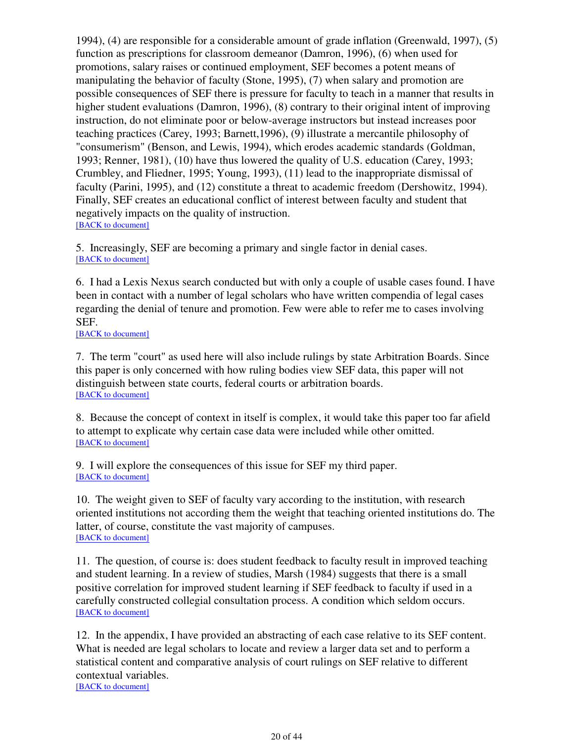1994), (4) are responsible for a considerable amount of grade inflation (Greenwald, 1997), (5) function as prescriptions for classroom demeanor (Damron, 1996), (6) when used for promotions, salary raises or continued employment, SEF becomes a potent means of manipulating the behavior of faculty (Stone, 1995), (7) when salary and promotion are possible consequences of SEF there is pressure for faculty to teach in a manner that results in higher student evaluations (Damron, 1996), (8) contrary to their original intent of improving instruction, do not eliminate poor or below-average instructors but instead increases poor teaching practices (Carey, 1993; Barnett,1996), (9) illustrate a mercantile philosophy of "consumerism" (Benson, and Lewis, 1994), which erodes academic standards (Goldman, 1993; Renner, 1981), (10) have thus lowered the quality of U.S. education (Carey, 1993; Crumbley, and Fliedner, 1995; Young, 1993), (11) lead to the inappropriate dismissal of faculty (Parini, 1995), and (12) constitute a threat to academic freedom (Dershowitz, 1994). Finally, SEF creates an educational conflict of interest between faculty and student that negatively impacts on the quality of instruction.
[BACK to document]

5. Increasingly, SEF are becoming a primary and single factor in denial cases.
[BACK to document]

6. I had a Lexis Nexus search conducted but with only a couple of usable cases found. I have been in contact with a number of legal scholars who have written compendia of legal cases regarding the denial of tenure and promotion. Few were able to refer me to cases involving SEF.
[BACK to document]

7. The term "court" as used here will also include rulings by state Arbitration Boards. Since this paper is only concerned with how ruling bodies view SEF data, this paper will not distinguish between state courts, federal courts or arbitration boards.
[BACK to document]

8. Because the concept of context in itself is complex, it would take this paper too far afield to attempt to explicate why certain case data were included while other omitted.
[BACK to document]

9. I will explore the consequences of this issue for SEF my third paper.
[BACK to document]

10. The weight given to SEF of faculty vary according to the institution, with research oriented institutions not according them the weight that teaching oriented institutions do. The latter, of course, constitute the vast majority of campuses.
[BACK to document]

11. The question, of course is: does student feedback to faculty result in improved teaching and student learning. In a review of studies, Marsh (1984) suggests that there is a small positive correlation for improved student learning if SEF feedback to faculty if used in a carefully constructed collegial consultation process. A condition which seldom occurs.
[BACK to document]

12. In the appendix, I have provided an abstracting of each case relative to its SEF content. What is needed are legal scholars to locate and review a larger data set and to perform a statistical content and comparative analysis of court rulings on SEF relative to different contextual variables.
[BACK to document]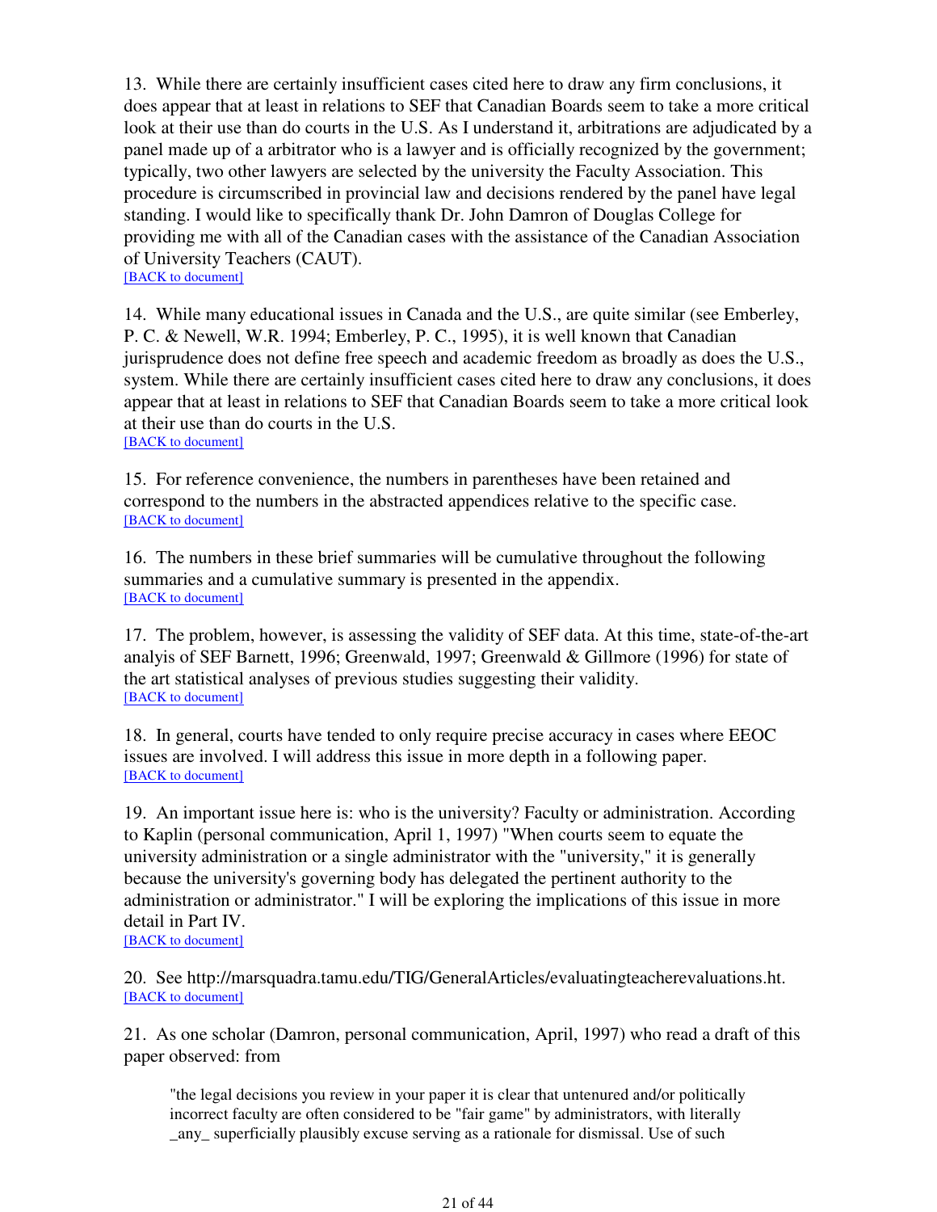13. While there are certainly insufficient cases cited here to draw any firm conclusions, it does appear that at least in relations to SEF that Canadian Boards seem to take a more critical look at their use than do courts in the U.S. As I understand it, arbitrations are adjudicated by a panel made up of a arbitrator who is a lawyer and is officially recognized by the government; typically, two other lawyers are selected by the university the Faculty Association. This procedure is circumscribed in provincial law and decisions rendered by the panel have legal standing. I would like to specifically thank Dr. John Damron of Douglas College for providing me with all of the Canadian cases with the assistance of the Canadian Association of University Teachers (CAUT).
[BACK to document]

14. While many educational issues in Canada and the U.S., are quite similar (see Emberley, P. C. & Newell, W.R. 1994; Emberley, P. C., 1995), it is well known that Canadian jurisprudence does not define free speech and academic freedom as broadly as does the U.S., system. While there are certainly insufficient cases cited here to draw any conclusions, it does appear that at least in relations to SEF that Canadian Boards seem to take a more critical look at their use than do courts in the U.S.
[BACK to document]

15. For reference convenience, the numbers in parentheses have been retained and correspond to the numbers in the abstracted appendices relative to the specific case.
[BACK to document]

16. The numbers in these brief summaries will be cumulative throughout the following summaries and a cumulative summary is presented in the appendix.
[BACK to document]

17. The problem, however, is assessing the validity of SEF data. At this time, state-of-the-art analyis of SEF Barnett, 1996; Greenwald, 1997; Greenwald & Gillmore (1996) for state of the art statistical analyses of previous studies suggesting their validity.
[BACK to document]

18. In general, courts have tended to only require precise accuracy in cases where EEOC issues are involved. I will address this issue in more depth in a following paper.
[BACK to document]

19. An important issue here is: who is the university? Faculty or administration. According to Kaplin (personal communication, April 1, 1997) "When courts seem to equate the university administration or a single administrator with the "university," it is generally because the university's governing body has delegated the pertinent authority to the administration or administrator." I will be exploring the implications of this issue in more detail in Part IV.
[BACK to document]

20. See http://marsquadra.tamu.edu/TIG/GeneralArticles/evaluatingteacherevaluations.ht.
[BACK to document]

21. As one scholar (Damron, personal communication, April, 1997) who read a draft of this paper observed: from

> "the legal decisions you review in your paper it is clear that untenured and/or politically incorrect faculty are often considered to be "fair game" by administrators, with literally _any_ superficially plausibly excuse serving as a rationale for dismissal. Use of such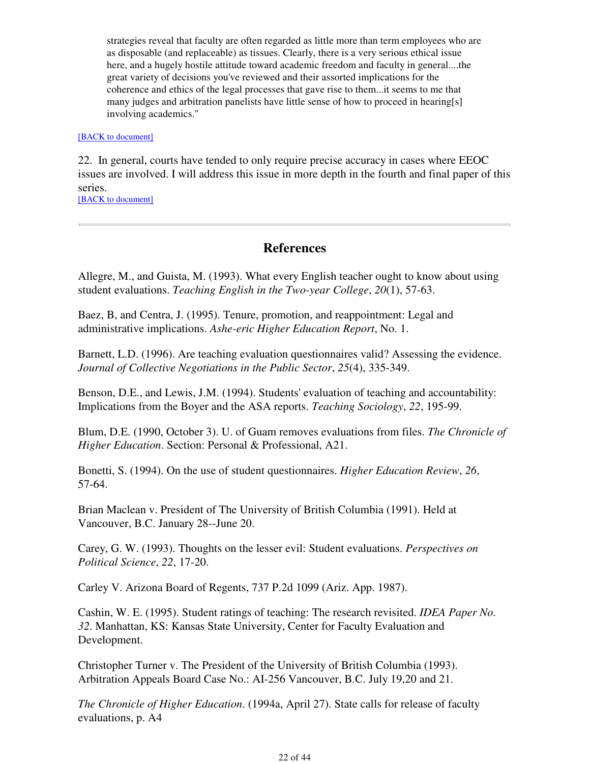> strategies reveal that faculty are often regarded as little more than term employees who are as disposable (and replaceable) as tissues. Clearly, there is a very serious ethical issue here, and a hugely hostile attitude toward academic freedom and faculty in general....the great variety of decisions you've reviewed and their assorted implications for the coherence and ethics of the legal processes that gave rise to them...it seems to me that many judges and arbitration panelists have little sense of how to proceed in hearing[s] involving academics."

[BACK to document]

22. In general, courts have tended to only require precise accuracy in cases where EEOC issues are involved. I will address this issue in more depth in the fourth and final paper of this series.
[BACK to document]

---

## References

Allegre, M., and Guista, M. (1993). What every English teacher ought to know about using student evaluations. *Teaching English in the Two-year College*, *20*(1), 57-63.

Baez, B, and Centra, J. (1995). Tenure, promotion, and reappointment: Legal and administrative implications. *Ashe-eric Higher Education Report*, No. 1.

Barnett, L.D. (1996). Are teaching evaluation questionnaires valid? Assessing the evidence. *Journal of Collective Negotiations in the Public Sector*, *25*(4), 335-349.

Benson, D.E., and Lewis, J.M. (1994). Students' evaluation of teaching and accountability: Implications from the Boyer and the ASA reports. *Teaching Sociology*, *22*, 195-99.

Blum, D.E. (1990, October 3). U. of Guam removes evaluations from files. *The Chronicle of Higher Education*. Section: Personal & Professional, A21.

Bonetti, S. (1994). On the use of student questionnaires. *Higher Education Review*, *26*, 57-64.

Brian Maclean v. President of The University of British Columbia (1991). Held at Vancouver, B.C. January 28--June 20.

Carey, G. W. (1993). Thoughts on the lesser evil: Student evaluations. *Perspectives on Political Science*, *22*, 17-20.

Carley V. Arizona Board of Regents, 737 P.2d 1099 (Ariz. App. 1987).

Cashin, W. E. (1995). Student ratings of teaching: The research revisited. *IDEA Paper No. 32*. Manhattan, KS: Kansas State University, Center for Faculty Evaluation and Development.

Christopher Turner v. The President of the University of British Columbia (1993). Arbitration Appeals Board Case No.: AI-256 Vancouver, B.C. July 19,20 and 21.

*The Chronicle of Higher Education*. (1994a, April 27). State calls for release of faculty evaluations, p. A4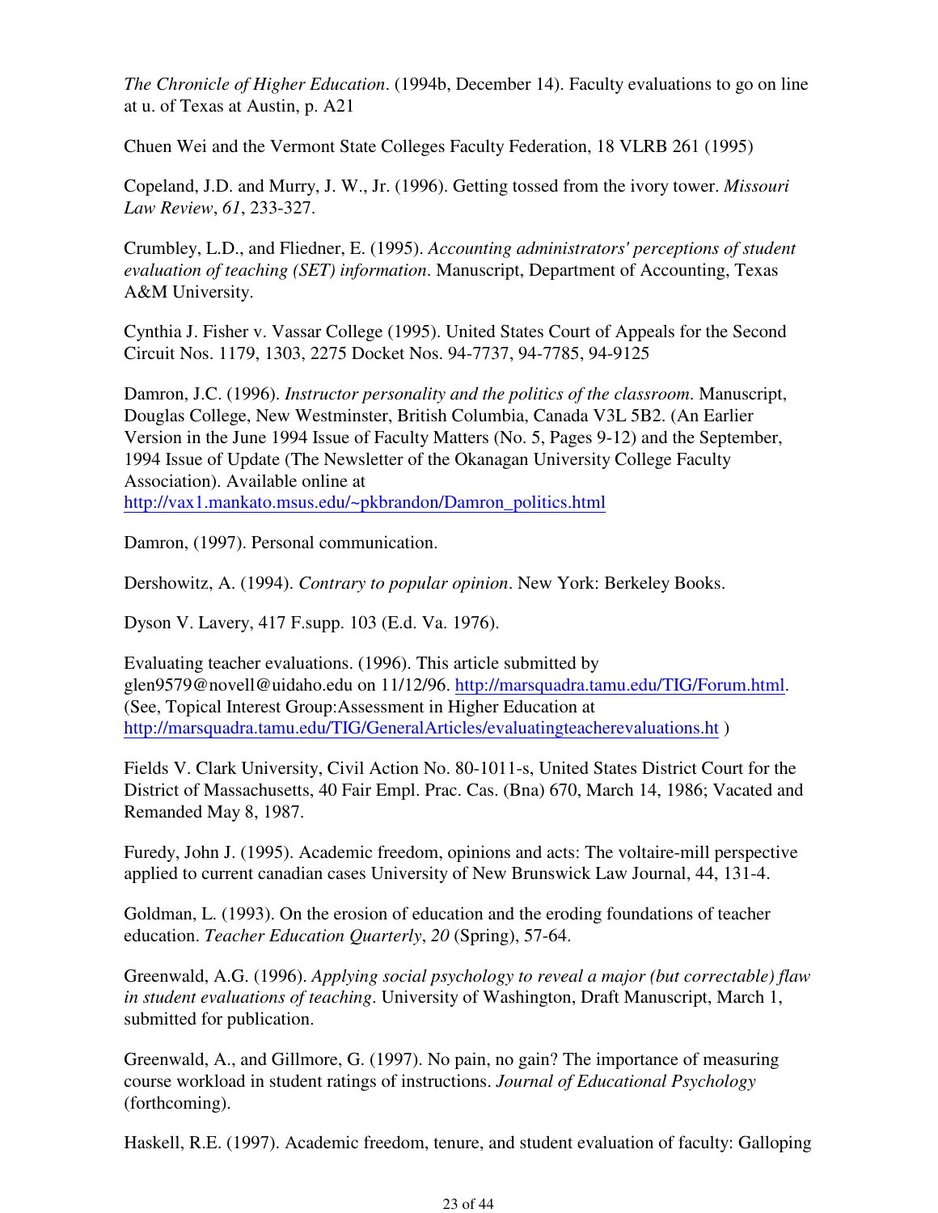*The Chronicle of Higher Education*. (1994b, December 14). Faculty evaluations to go on line at u. of Texas at Austin, p. A21

Chuen Wei and the Vermont State Colleges Faculty Federation, 18 VLRB 261 (1995)

Copeland, J.D. and Murry, J. W., Jr. (1996). Getting tossed from the ivory tower. *Missouri Law Review*, *61*, 233-327.

Crumbley, L.D., and Fliedner, E. (1995). *Accounting administrators' perceptions of student evaluation of teaching (SET) information*. Manuscript, Department of Accounting, Texas A&M University.

Cynthia J. Fisher v. Vassar College (1995). United States Court of Appeals for the Second Circuit Nos. 1179, 1303, 2275 Docket Nos. 94-7737, 94-7785, 94-9125

Damron, J.C. (1996). *Instructor personality and the politics of the classroom*. Manuscript, Douglas College, New Westminster, British Columbia, Canada V3L 5B2. (An Earlier Version in the June 1994 Issue of Faculty Matters (No. 5, Pages 9-12) and the September, 1994 Issue of Update (The Newsletter of the Okanagan University College Faculty Association). Available online at http://vax1.mankato.msus.edu/~pkbrandon/Damron_politics.html

Damron, (1997). Personal communication.

Dershowitz, A. (1994). *Contrary to popular opinion*. New York: Berkeley Books.

Dyson V. Lavery, 417 F.supp. 103 (E.d. Va. 1976).

Evaluating teacher evaluations. (1996). This article submitted by glen9579@novell@uidaho.edu on 11/12/96. http://marsquadra.tamu.edu/TIG/Forum.html. (See, Topical Interest Group:Assessment in Higher Education at http://marsquadra.tamu.edu/TIG/GeneralArticles/evaluatingteacherevaluations.ht )

Fields V. Clark University, Civil Action No. 80-1011-s, United States District Court for the District of Massachusetts, 40 Fair Empl. Prac. Cas. (Bna) 670, March 14, 1986; Vacated and Remanded May 8, 1987.

Furedy, John J. (1995). Academic freedom, opinions and acts: The voltaire-mill perspective applied to current canadian cases University of New Brunswick Law Journal, 44, 131-4.

Goldman, L. (1993). On the erosion of education and the eroding foundations of teacher education. *Teacher Education Quarterly*, *20* (Spring), 57-64.

Greenwald, A.G. (1996). *Applying social psychology to reveal a major (but correctable) flaw in student evaluations of teaching*. University of Washington, Draft Manuscript, March 1, submitted for publication.

Greenwald, A., and Gillmore, G. (1997). No pain, no gain? The importance of measuring course workload in student ratings of instructions. *Journal of Educational Psychology* (forthcoming).

Haskell, R.E. (1997). Academic freedom, tenure, and student evaluation of faculty: Galloping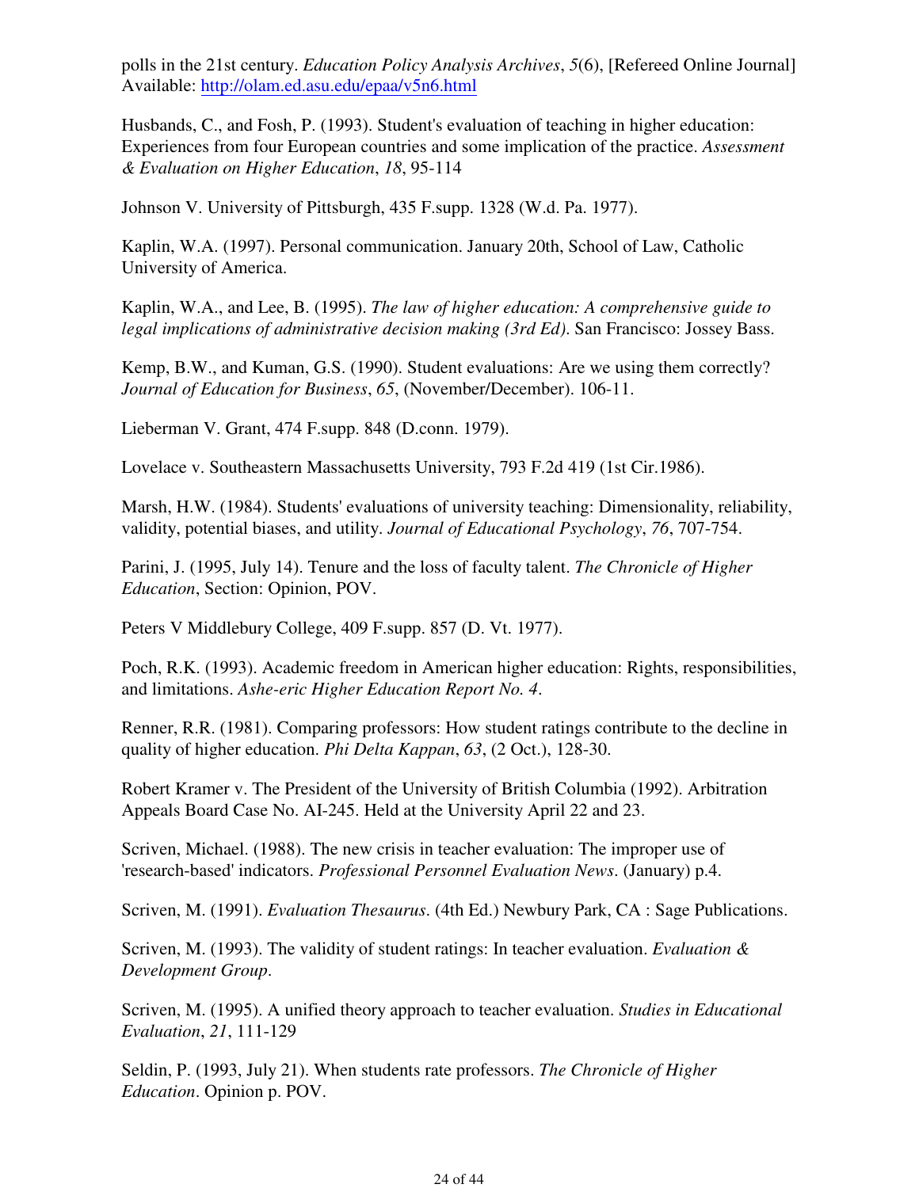polls in the 21st century. *Education Policy Analysis Archives*, *5*(6), [Refereed Online Journal] Available: [http://olam.ed.asu.edu/epaa/v5n6.html](http://olam.ed.asu.edu/epaa/v5n6.html)

Husbands, C., and Fosh, P. (1993). Student's evaluation of teaching in higher education: Experiences from four European countries and some implication of the practice. *Assessment & Evaluation on Higher Education*, *18*, 95-114

Johnson V. University of Pittsburgh, 435 F.supp. 1328 (W.d. Pa. 1977).

Kaplin, W.A. (1997). Personal communication. January 20th, School of Law, Catholic University of America.

Kaplin, W.A., and Lee, B. (1995). *The law of higher education: A comprehensive guide to legal implications of administrative decision making (3rd Ed)*. San Francisco: Jossey Bass.

Kemp, B.W., and Kuman, G.S. (1990). Student evaluations: Are we using them correctly? *Journal of Education for Business*, *65*, (November/December). 106-11.

Lieberman V. Grant, 474 F.supp. 848 (D.conn. 1979).

Lovelace v. Southeastern Massachusetts University, 793 F.2d 419 (1st Cir.1986).

Marsh, H.W. (1984). Students' evaluations of university teaching: Dimensionality, reliability, validity, potential biases, and utility. *Journal of Educational Psychology*, *76*, 707-754.

Parini, J. (1995, July 14). Tenure and the loss of faculty talent. *The Chronicle of Higher Education*, Section: Opinion, POV.

Peters V Middlebury College, 409 F.supp. 857 (D. Vt. 1977).

Poch, R.K. (1993). Academic freedom in American higher education: Rights, responsibilities, and limitations. *Ashe-eric Higher Education Report No. 4*.

Renner, R.R. (1981). Comparing professors: How student ratings contribute to the decline in quality of higher education. *Phi Delta Kappan*, *63*, (2 Oct.), 128-30.

Robert Kramer v. The President of the University of British Columbia (1992). Arbitration Appeals Board Case No. AI-245. Held at the University April 22 and 23.

Scriven, Michael. (1988). The new crisis in teacher evaluation: The improper use of 'research-based' indicators. *Professional Personnel Evaluation News*. (January) p.4.

Scriven, M. (1991). *Evaluation Thesaurus*. (4th Ed.) Newbury Park, CA : Sage Publications.

Scriven, M. (1993). The validity of student ratings: In teacher evaluation. *Evaluation & Development Group*.

Scriven, M. (1995). A unified theory approach to teacher evaluation. *Studies in Educational Evaluation*, *21*, 111-129

Seldin, P. (1993, July 21). When students rate professors. *The Chronicle of Higher Education*. Opinion p. POV.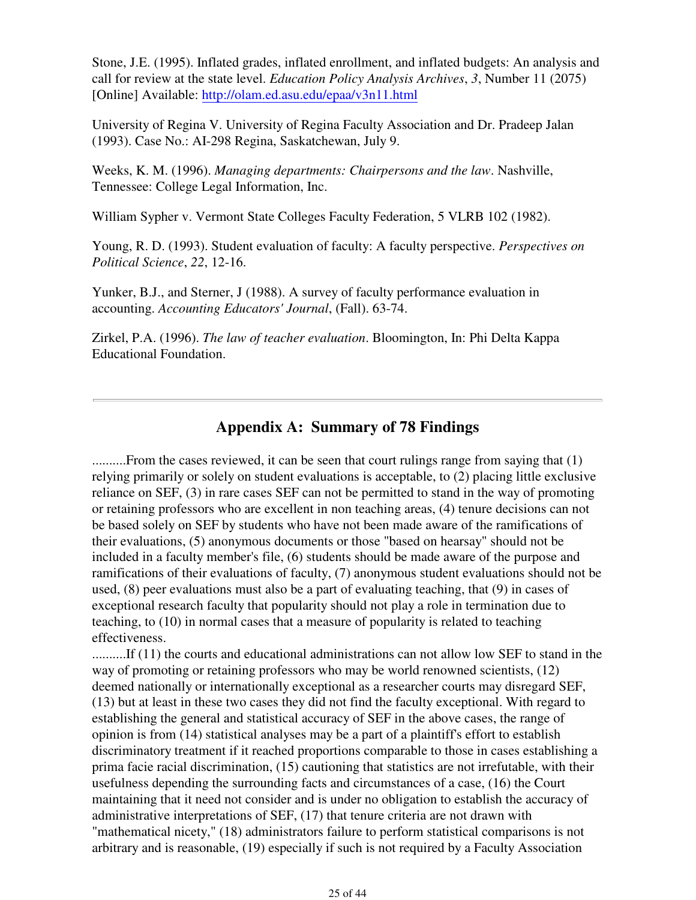Stone, J.E. (1995). Inflated grades, inflated enrollment, and inflated budgets: An analysis and call for review at the state level. *Education Policy Analysis Archives*, *3*, Number 11 (2075) [Online] Available: http://olam.ed.asu.edu/epaa/v3n11.html

University of Regina V. University of Regina Faculty Association and Dr. Pradeep Jalan (1993). Case No.: AI-298 Regina, Saskatchewan, July 9.

Weeks, K. M. (1996). *Managing departments: Chairpersons and the law*. Nashville, Tennessee: College Legal Information, Inc.

William Sypher v. Vermont State Colleges Faculty Federation, 5 VLRB 102 (1982).

Young, R. D. (1993). Student evaluation of faculty: A faculty perspective. *Perspectives on Political Science*, *22*, 12-16.

Yunker, B.J., and Sterner, J (1988). A survey of faculty performance evaluation in accounting. *Accounting Educators' Journal*, (Fall). 63-74.

Zirkel, P.A. (1996). *The law of teacher evaluation*. Bloomington, In: Phi Delta Kappa Educational Foundation.

---

## Appendix A: Summary of 78 Findings

..........From the cases reviewed, it can be seen that court rulings range from saying that (1) relying primarily or solely on student evaluations is acceptable, to (2) placing little exclusive reliance on SEF, (3) in rare cases SEF can not be permitted to stand in the way of promoting or retaining professors who are excellent in non teaching areas, (4) tenure decisions can not be based solely on SEF by students who have not been made aware of the ramifications of their evaluations, (5) anonymous documents or those "based on hearsay" should not be included in a faculty member's file, (6) students should be made aware of the purpose and ramifications of their evaluations of faculty, (7) anonymous student evaluations should not be used, (8) peer evaluations must also be a part of evaluating teaching, that (9) in cases of exceptional research faculty that popularity should not play a role in termination due to teaching, to (10) in normal cases that a measure of popularity is related to teaching effectiveness.
..........If (11) the courts and educational administrations can not allow low SEF to stand in the way of promoting or retaining professors who may be world renowned scientists, (12) deemed nationally or internationally exceptional as a researcher courts may disregard SEF, (13) but at least in these two cases they did not find the faculty exceptional. With regard to establishing the general and statistical accuracy of SEF in the above cases, the range of opinion is from (14) statistical analyses may be a part of a plaintiff's effort to establish discriminatory treatment if it reached proportions comparable to those in cases establishing a prima facie racial discrimination, (15) cautioning that statistics are not irrefutable, with their usefulness depending the surrounding facts and circumstances of a case, (16) the Court maintaining that it need not consider and is under no obligation to establish the accuracy of administrative interpretations of SEF, (17) that tenure criteria are not drawn with "mathematical nicety," (18) administrators failure to perform statistical comparisons is not arbitrary and is reasonable, (19) especially if such is not required by a Faculty Association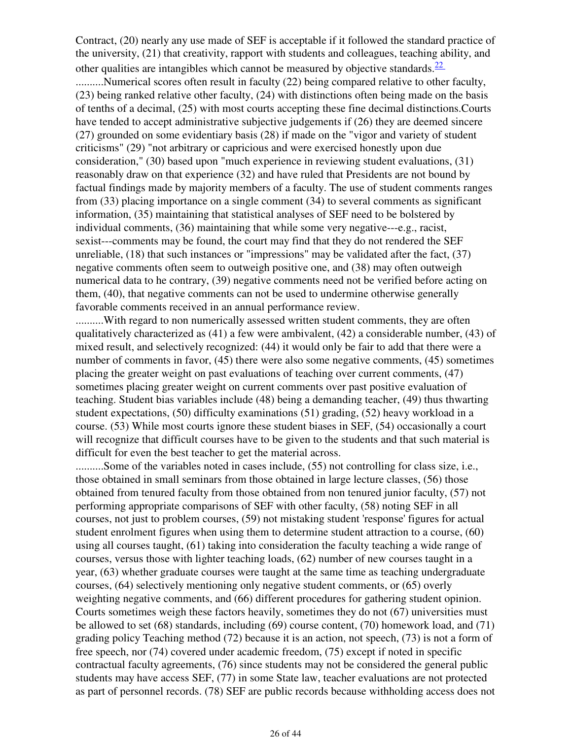Contract, (20) nearly any use made of SEF is acceptable if it followed the standard practice of the university, (21) that creativity, rapport with students and colleagues, teaching ability, and other qualities are intangibles which cannot be measured by objective standards.[22]

..........Numerical scores often result in faculty (22) being compared relative to other faculty, (23) being ranked relative other faculty, (24) with distinctions often being made on the basis of tenths of a decimal, (25) with most courts accepting these fine decimal distinctions.Courts have tended to accept administrative subjective judgements if (26) they are deemed sincere (27) grounded on some evidentiary basis (28) if made on the "vigor and variety of student criticisms" (29) "not arbitrary or capricious and were exercised honestly upon due consideration," (30) based upon "much experience in reviewing student evaluations, (31) reasonably draw on that experience (32) and have ruled that Presidents are not bound by factual findings made by majority members of a faculty. The use of student comments ranges from (33) placing importance on a single comment (34) to several comments as significant information, (35) maintaining that statistical analyses of SEF need to be bolstered by individual comments, (36) maintaining that while some very negative---e.g., racist, sexist---comments may be found, the court may find that they do not rendered the SEF unreliable, (18) that such instances or "impressions" may be validated after the fact, (37) negative comments often seem to outweigh positive one, and (38) may often outweigh numerical data to he contrary, (39) negative comments need not be verified before acting on them, (40), that negative comments can not be used to undermine otherwise generally favorable comments received in an annual performance review.

..........With regard to non numerically assessed written student comments, they are often qualitatively characterized as (41) a few were ambivalent, (42) a considerable number, (43) of mixed result, and selectively recognized: (44) it would only be fair to add that there were a number of comments in favor, (45) there were also some negative comments, (45) sometimes placing the greater weight on past evaluations of teaching over current comments, (47) sometimes placing greater weight on current comments over past positive evaluation of teaching. Student bias variables include (48) being a demanding teacher, (49) thus thwarting student expectations, (50) difficulty examinations (51) grading, (52) heavy workload in a course. (53) While most courts ignore these student biases in SEF, (54) occasionally a court will recognize that difficult courses have to be given to the students and that such material is difficult for even the best teacher to get the material across.

..........Some of the variables noted in cases include, (55) not controlling for class size, i.e., those obtained in small seminars from those obtained in large lecture classes, (56) those obtained from tenured faculty from those obtained from non tenured junior faculty, (57) not performing appropriate comparisons of SEF with other faculty, (58) noting SEF in all courses, not just to problem courses, (59) not mistaking student 'response' figures for actual student enrolment figures when using them to determine student attraction to a course, (60) using all courses taught, (61) taking into consideration the faculty teaching a wide range of courses, versus those with lighter teaching loads, (62) number of new courses taught in a year, (63) whether graduate courses were taught at the same time as teaching undergraduate courses, (64) selectively mentioning only negative student comments, or (65) overly weighting negative comments, and (66) different procedures for gathering student opinion. Courts sometimes weigh these factors heavily, sometimes they do not (67) universities must be allowed to set (68) standards, including (69) course content, (70) homework load, and (71) grading policy Teaching method (72) because it is an action, not speech, (73) is not a form of free speech, nor (74) covered under academic freedom, (75) except if noted in specific contractual faculty agreements, (76) since students may not be considered the general public students may have access SEF, (77) in some State law, teacher evaluations are not protected as part of personnel records. (78) SEF are public records because withholding access does not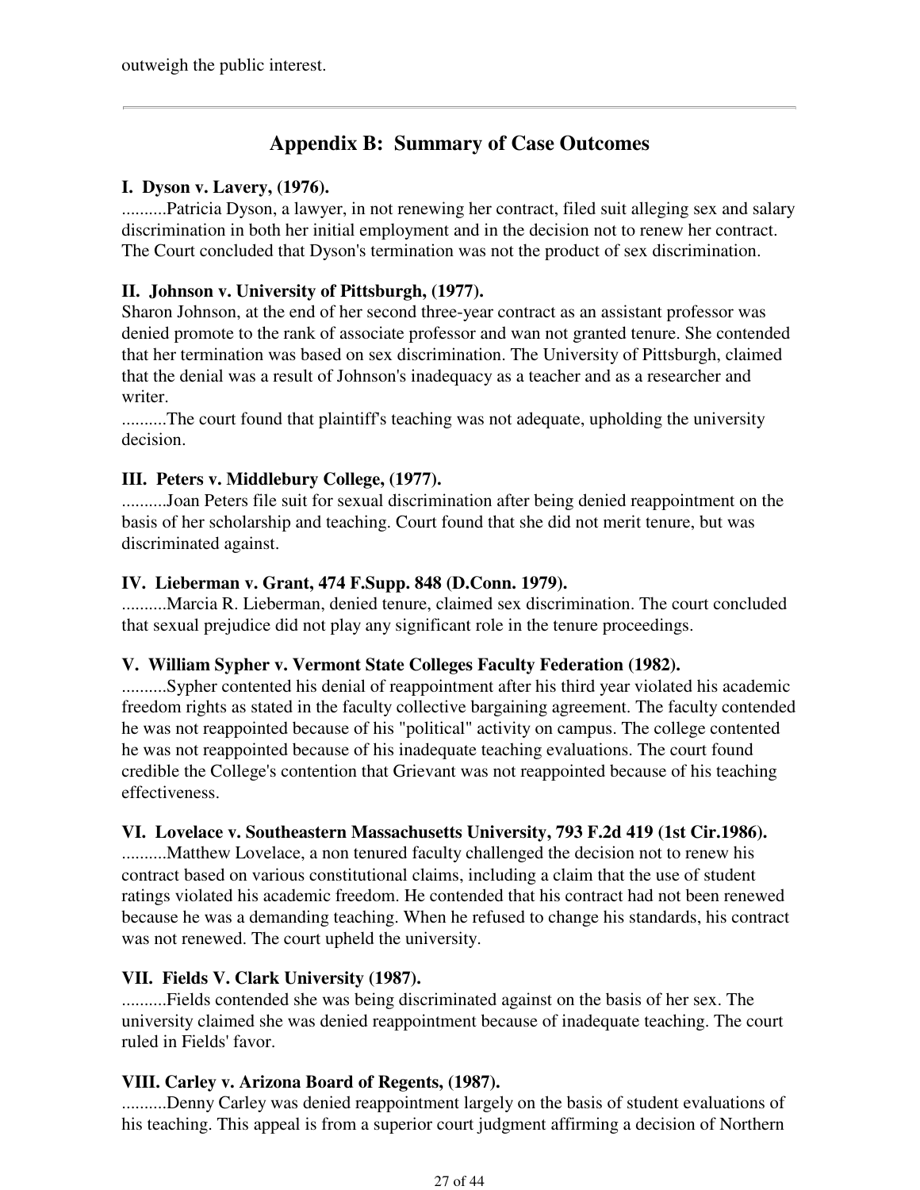outweigh the public interest.

---

## Appendix B: Summary of Case Outcomes

**I. Dyson v. Lavery, (1976).**

..........Patricia Dyson, a lawyer, in not renewing her contract, filed suit alleging sex and salary discrimination in both her initial employment and in the decision not to renew her contract. The Court concluded that Dyson's termination was not the product of sex discrimination.

**II. Johnson v. University of Pittsburgh, (1977).**

Sharon Johnson, at the end of her second three-year contract as an assistant professor was denied promote to the rank of associate professor and wan not granted tenure. She contended that her termination was based on sex discrimination. The University of Pittsburgh, claimed that the denial was a result of Johnson's inadequacy as a teacher and as a researcher and writer.

..........The court found that plaintiff's teaching was not adequate, upholding the university decision.

**III. Peters v. Middlebury College, (1977).**

..........Joan Peters file suit for sexual discrimination after being denied reappointment on the basis of her scholarship and teaching. Court found that she did not merit tenure, but was discriminated against.

**IV. Lieberman v. Grant, 474 F.Supp. 848 (D.Conn. 1979).**

..........Marcia R. Lieberman, denied tenure, claimed sex discrimination. The court concluded that sexual prejudice did not play any significant role in the tenure proceedings.

**V. William Sypher v. Vermont State Colleges Faculty Federation (1982).**

..........Sypher contented his denial of reappointment after his third year violated his academic freedom rights as stated in the faculty collective bargaining agreement. The faculty contended he was not reappointed because of his "political" activity on campus. The college contented he was not reappointed because of his inadequate teaching evaluations. The court found credible the College's contention that Grievant was not reappointed because of his teaching effectiveness.

**VI. Lovelace v. Southeastern Massachusetts University, 793 F.2d 419 (1st Cir.1986).**

..........Matthew Lovelace, a non tenured faculty challenged the decision not to renew his contract based on various constitutional claims, including a claim that the use of student ratings violated his academic freedom. He contended that his contract had not been renewed because he was a demanding teaching. When he refused to change his standards, his contract was not renewed. The court upheld the university.

**VII. Fields V. Clark University (1987).**

..........Fields contended she was being discriminated against on the basis of her sex. The university claimed she was denied reappointment because of inadequate teaching. The court ruled in Fields' favor.

**VIII. Carley v. Arizona Board of Regents, (1987).**

..........Denny Carley was denied reappointment largely on the basis of student evaluations of his teaching. This appeal is from a superior court judgment affirming a decision of Northern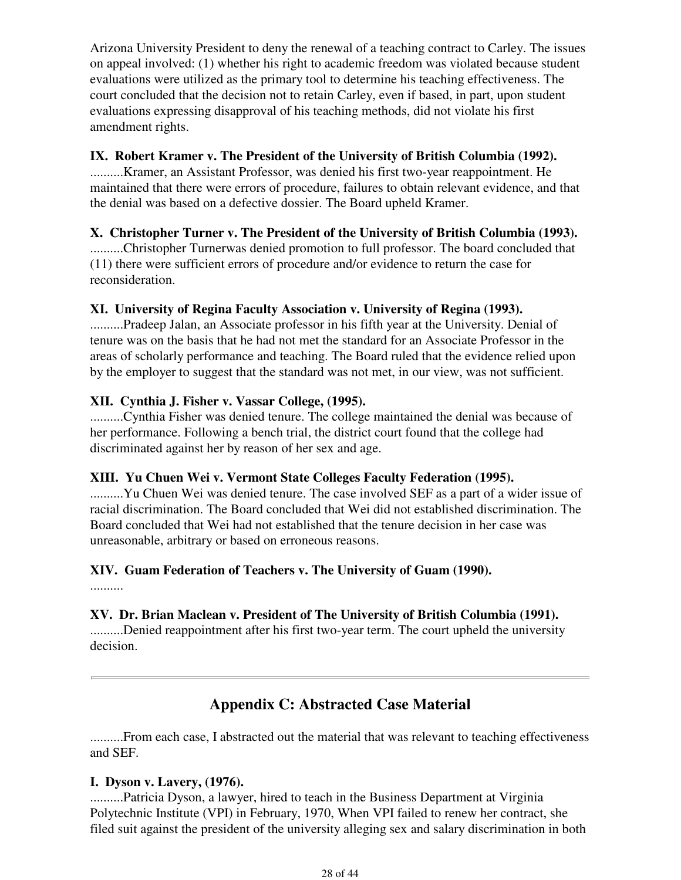Arizona University President to deny the renewal of a teaching contract to Carley. The issues on appeal involved: (1) whether his right to academic freedom was violated because student evaluations were utilized as the primary tool to determine his teaching effectiveness. The court concluded that the decision not to retain Carley, even if based, in part, upon student evaluations expressing disapproval of his teaching methods, did not violate his first amendment rights.

**IX. Robert Kramer v. The President of the University of British Columbia (1992).**

..........Kramer, an Assistant Professor, was denied his first two-year reappointment. He maintained that there were errors of procedure, failures to obtain relevant evidence, and that the denial was based on a defective dossier. The Board upheld Kramer.

**X. Christopher Turner v. The President of the University of British Columbia (1993).**

..........Christopher Turnerwas denied promotion to full professor. The board concluded that (11) there were sufficient errors of procedure and/or evidence to return the case for reconsideration.

**XI. University of Regina Faculty Association v. University of Regina (1993).**

..........Pradeep Jalan, an Associate professor in his fifth year at the University. Denial of tenure was on the basis that he had not met the standard for an Associate Professor in the areas of scholarly performance and teaching. The Board ruled that the evidence relied upon by the employer to suggest that the standard was not met, in our view, was not sufficient.

**XII. Cynthia J. Fisher v. Vassar College, (1995).**

..........Cynthia Fisher was denied tenure. The college maintained the denial was because of her performance. Following a bench trial, the district court found that the college had discriminated against her by reason of her sex and age.

**XIII. Yu Chuen Wei v. Vermont State Colleges Faculty Federation (1995).**

..........Yu Chuen Wei was denied tenure. The case involved SEF as a part of a wider issue of racial discrimination. The Board concluded that Wei did not established discrimination. The Board concluded that Wei had not established that the tenure decision in her case was unreasonable, arbitrary or based on erroneous reasons.

**XIV. Guam Federation of Teachers v. The University of Guam (1990).**

..........

**XV. Dr. Brian Maclean v. President of The University of British Columbia (1991).**

..........Denied reappointment after his first two-year term. The court upheld the university decision.

---

## Appendix C: Abstracted Case Material

..........From each case, I abstracted out the material that was relevant to teaching effectiveness and SEF.

**I. Dyson v. Lavery, (1976).**

..........Patricia Dyson, a lawyer, hired to teach in the Business Department at Virginia Polytechnic Institute (VPI) in February, 1970, When VPI failed to renew her contract, she filed suit against the president of the university alleging sex and salary discrimination in both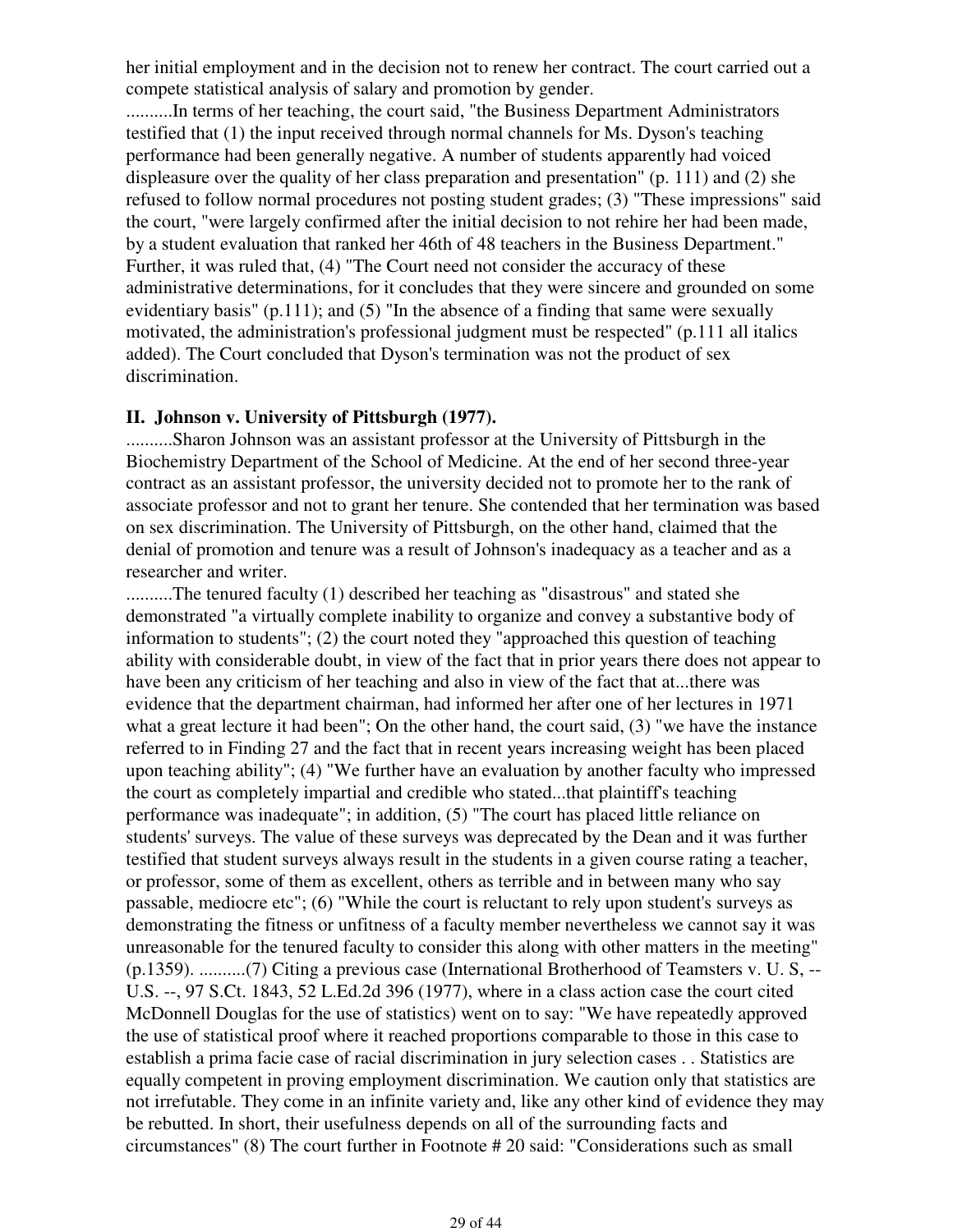her initial employment and in the decision not to renew her contract. The court carried out a compete statistical analysis of salary and promotion by gender.

..........In terms of her teaching, the court said, "the Business Department Administrators testified that (1) the input received through normal channels for Ms. Dyson's teaching performance had been generally negative. A number of students apparently had voiced displeasure over the quality of her class preparation and presentation" (p. 111) and (2) she refused to follow normal procedures not posting student grades; (3) "These impressions" said the court, "were largely confirmed after the initial decision to not rehire her had been made, by a student evaluation that ranked her 46th of 48 teachers in the Business Department." Further, it was ruled that, (4) "The Court need not consider the accuracy of these administrative determinations, for it concludes that they were sincere and grounded on some evidentiary basis" (p.111); and (5) "In the absence of a finding that same were sexually motivated, the administration's professional judgment must be respected" (p.111 all italics added). The Court concluded that Dyson's termination was not the product of sex discrimination.

### II. Johnson v. University of Pittsburgh (1977).

..........Sharon Johnson was an assistant professor at the University of Pittsburgh in the Biochemistry Department of the School of Medicine. At the end of her second three-year contract as an assistant professor, the university decided not to promote her to the rank of associate professor and not to grant her tenure. She contended that her termination was based on sex discrimination. The University of Pittsburgh, on the other hand, claimed that the denial of promotion and tenure was a result of Johnson's inadequacy as a teacher and as a researcher and writer.

..........The tenured faculty (1) described her teaching as "disastrous" and stated she demonstrated "a virtually complete inability to organize and convey a substantive body of information to students"; (2) the court noted they "approached this question of teaching ability with considerable doubt, in view of the fact that in prior years there does not appear to have been any criticism of her teaching and also in view of the fact that at...there was evidence that the department chairman, had informed her after one of her lectures in 1971 what a great lecture it had been"; On the other hand, the court said, (3) "we have the instance referred to in Finding 27 and the fact that in recent years increasing weight has been placed upon teaching ability"; (4) "We further have an evaluation by another faculty who impressed the court as completely impartial and credible who stated...that plaintiff's teaching performance was inadequate"; in addition, (5) "The court has placed little reliance on students' surveys. The value of these surveys was deprecated by the Dean and it was further testified that student surveys always result in the students in a given course rating a teacher, or professor, some of them as excellent, others as terrible and in between many who say passable, mediocre etc"; (6) "While the court is reluctant to rely upon student's surveys as demonstrating the fitness or unfitness of a faculty member nevertheless we cannot say it was unreasonable for the tenured faculty to consider this along with other matters in the meeting" (p.1359). ..........(7) Citing a previous case (International Brotherhood of Teamsters v. U. S, -- U.S. --, 97 S.Ct. 1843, 52 L.Ed.2d 396 (1977), where in a class action case the court cited McDonnell Douglas for the use of statistics) went on to say: "We have repeatedly approved the use of statistical proof where it reached proportions comparable to those in this case to establish a prima facie case of racial discrimination in jury selection cases . . Statistics are equally competent in proving employment discrimination. We caution only that statistics are not irrefutable. They come in an infinite variety and, like any other kind of evidence they may be rebutted. In short, their usefulness depends on all of the surrounding facts and circumstances" (8) The court further in Footnote # 20 said: "Considerations such as small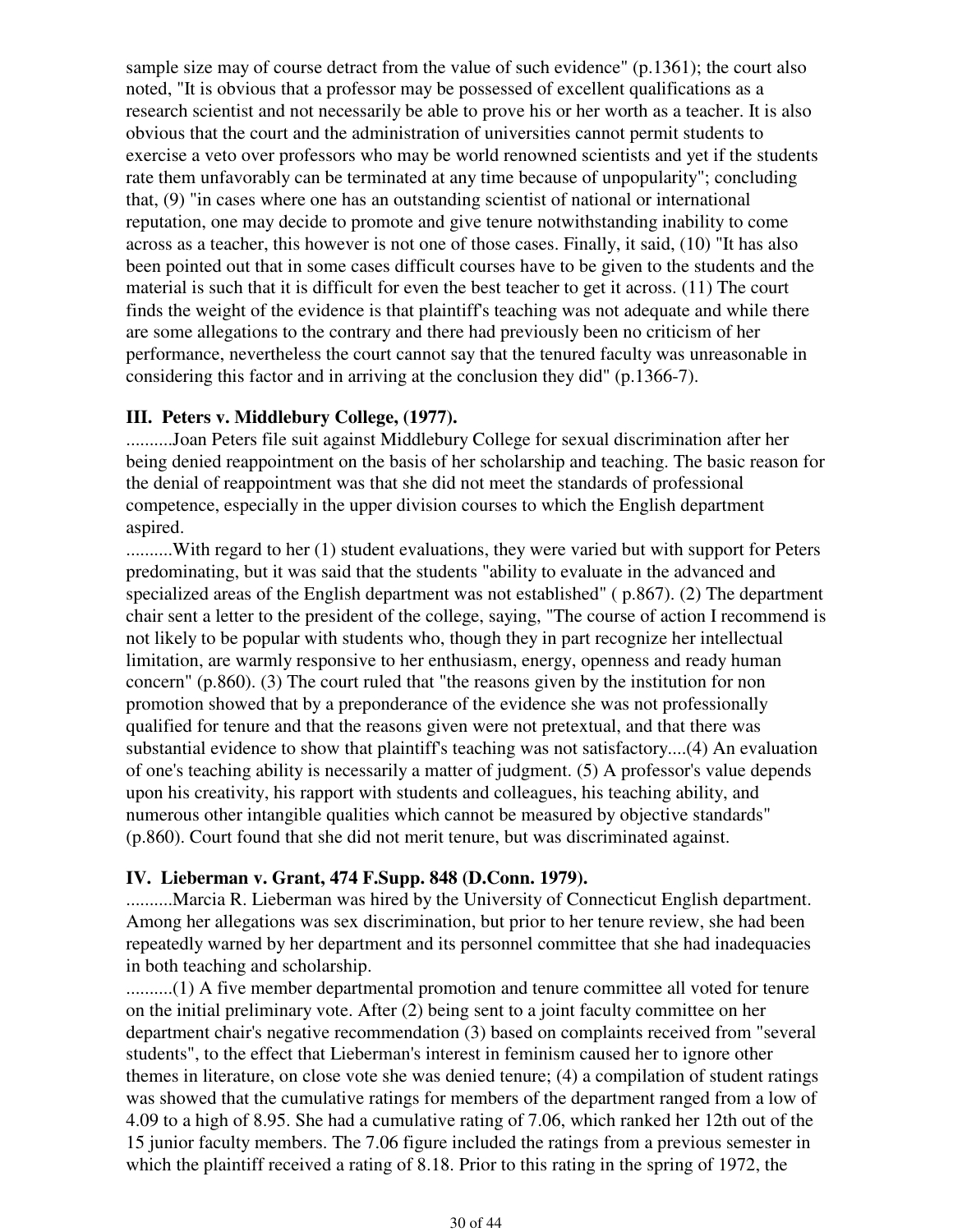sample size may of course detract from the value of such evidence" (p.1361); the court also noted, "It is obvious that a professor may be possessed of excellent qualifications as a research scientist and not necessarily be able to prove his or her worth as a teacher. It is also obvious that the court and the administration of universities cannot permit students to exercise a veto over professors who may be world renowned scientists and yet if the students rate them unfavorably can be terminated at any time because of unpopularity"; concluding that, (9) "in cases where one has an outstanding scientist of national or international reputation, one may decide to promote and give tenure notwithstanding inability to come across as a teacher, this however is not one of those cases. Finally, it said, (10) "It has also been pointed out that in some cases difficult courses have to be given to the students and the material is such that it is difficult for even the best teacher to get it across. (11) The court finds the weight of the evidence is that plaintiff's teaching was not adequate and while there are some allegations to the contrary and there had previously been no criticism of her performance, nevertheless the court cannot say that the tenured faculty was unreasonable in considering this factor and in arriving at the conclusion they did" (p.1366-7).

### III. Peters v. Middlebury College, (1977).

..........Joan Peters file suit against Middlebury College for sexual discrimination after her being denied reappointment on the basis of her scholarship and teaching. The basic reason for the denial of reappointment was that she did not meet the standards of professional competence, especially in the upper division courses to which the English department aspired.

..........With regard to her (1) student evaluations, they were varied but with support for Peters predominating, but it was said that the students "ability to evaluate in the advanced and specialized areas of the English department was not established" ( p.867). (2) The department chair sent a letter to the president of the college, saying, "The course of action I recommend is not likely to be popular with students who, though they in part recognize her intellectual limitation, are warmly responsive to her enthusiasm, energy, openness and ready human concern" (p.860). (3) The court ruled that "the reasons given by the institution for non promotion showed that by a preponderance of the evidence she was not professionally qualified for tenure and that the reasons given were not pretextual, and that there was substantial evidence to show that plaintiff's teaching was not satisfactory....(4) An evaluation of one's teaching ability is necessarily a matter of judgment. (5) A professor's value depends upon his creativity, his rapport with students and colleagues, his teaching ability, and numerous other intangible qualities which cannot be measured by objective standards" (p.860). Court found that she did not merit tenure, but was discriminated against.

### IV. Lieberman v. Grant, 474 F.Supp. 848 (D.Conn. 1979).

..........Marcia R. Lieberman was hired by the University of Connecticut English department. Among her allegations was sex discrimination, but prior to her tenure review, she had been repeatedly warned by her department and its personnel committee that she had inadequacies in both teaching and scholarship.

..........(1) A five member departmental promotion and tenure committee all voted for tenure on the initial preliminary vote. After (2) being sent to a joint faculty committee on her department chair's negative recommendation (3) based on complaints received from "several students", to the effect that Lieberman's interest in feminism caused her to ignore other themes in literature, on close vote she was denied tenure; (4) a compilation of student ratings was showed that the cumulative ratings for members of the department ranged from a low of 4.09 to a high of 8.95. She had a cumulative rating of 7.06, which ranked her 12th out of the 15 junior faculty members. The 7.06 figure included the ratings from a previous semester in which the plaintiff received a rating of 8.18. Prior to this rating in the spring of 1972, the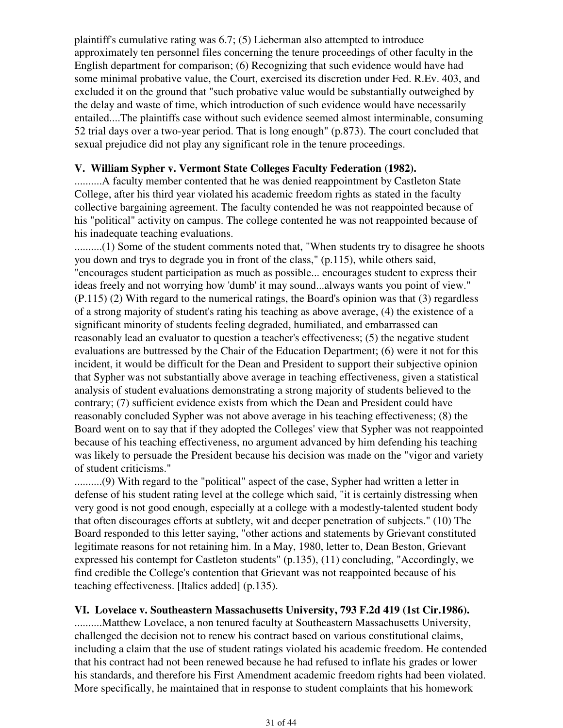plaintiff's cumulative rating was 6.7; (5) Lieberman also attempted to introduce approximately ten personnel files concerning the tenure proceedings of other faculty in the English department for comparison; (6) Recognizing that such evidence would have had some minimal probative value, the Court, exercised its discretion under Fed. R.Ev. 403, and excluded it on the ground that "such probative value would be substantially outweighed by the delay and waste of time, which introduction of such evidence would have necessarily entailed....The plaintiffs case without such evidence seemed almost interminable, consuming 52 trial days over a two-year period. That is long enough" (p.873). The court concluded that sexual prejudice did not play any significant role in the tenure proceedings.

### V. William Sypher v. Vermont State Colleges Faculty Federation (1982).

..........A faculty member contented that he was denied reappointment by Castleton State College, after his third year violated his academic freedom rights as stated in the faculty collective bargaining agreement. The faculty contended he was not reappointed because of his "political" activity on campus. The college contented he was not reappointed because of his inadequate teaching evaluations.

..........(1) Some of the student comments noted that, "When students try to disagree he shoots you down and trys to degrade you in front of the class," (p.115), while others said, "encourages student participation as much as possible... encourages student to express their ideas freely and not worrying how 'dumb' it may sound...always wants you point of view." (P.115) (2) With regard to the numerical ratings, the Board's opinion was that (3) regardless of a strong majority of student's rating his teaching as above average, (4) the existence of a significant minority of students feeling degraded, humiliated, and embarrassed can reasonably lead an evaluator to question a teacher's effectiveness; (5) the negative student evaluations are buttressed by the Chair of the Education Department; (6) were it not for this incident, it would be difficult for the Dean and President to support their subjective opinion that Sypher was not substantially above average in teaching effectiveness, given a statistical analysis of student evaluations demonstrating a strong majority of students believed to the contrary; (7) sufficient evidence exists from which the Dean and President could have reasonably concluded Sypher was not above average in his teaching effectiveness; (8) the Board went on to say that if they adopted the Colleges' view that Sypher was not reappointed because of his teaching effectiveness, no argument advanced by him defending his teaching was likely to persuade the President because his decision was made on the "vigor and variety of student criticisms."

..........(9) With regard to the "political" aspect of the case, Sypher had written a letter in defense of his student rating level at the college which said, "it is certainly distressing when very good is not good enough, especially at a college with a modestly-talented student body that often discourages efforts at subtlety, wit and deeper penetration of subjects." (10) The Board responded to this letter saying, "other actions and statements by Grievant constituted legitimate reasons for not retaining him. In a May, 1980, letter to, Dean Beston, Grievant expressed his contempt for Castleton students" (p.135), (11) concluding, "Accordingly, we find credible the College's contention that Grievant was not reappointed because of his teaching effectiveness. [Italics added] (p.135).

### VI. Lovelace v. Southeastern Massachusetts University, 793 F.2d 419 (1st Cir.1986).

..........Matthew Lovelace, a non tenured faculty at Southeastern Massachusetts University, challenged the decision not to renew his contract based on various constitutional claims, including a claim that the use of student ratings violated his academic freedom. He contended that his contract had not been renewed because he had refused to inflate his grades or lower his standards, and therefore his First Amendment academic freedom rights had been violated. More specifically, he maintained that in response to student complaints that his homework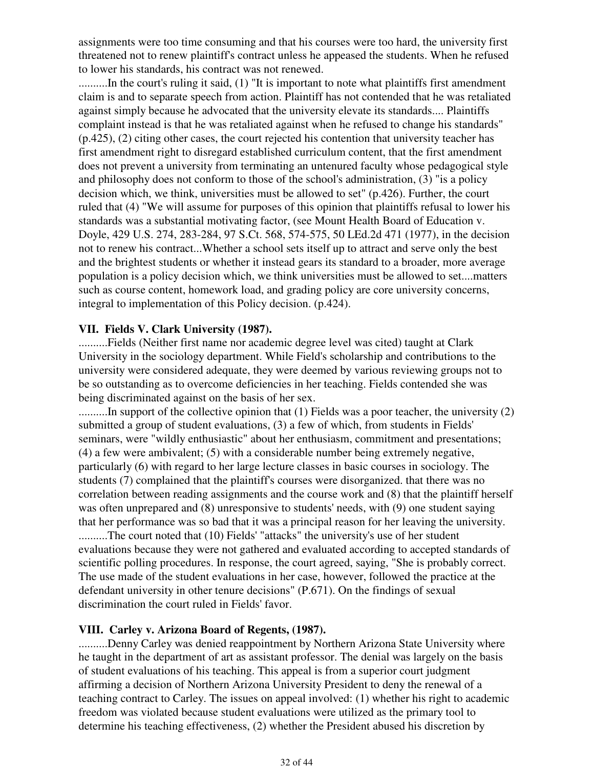assignments were too time consuming and that his courses were too hard, the university first threatened not to renew plaintiff's contract unless he appeased the students. When he refused to lower his standards, his contract was not renewed.

..........In the court's ruling it said, (1) "It is important to note what plaintiffs first amendment claim is and to separate speech from action. Plaintiff has not contended that he was retaliated against simply because he advocated that the university elevate its standards.... Plaintiffs complaint instead is that he was retaliated against when he refused to change his standards" (p.425), (2) citing other cases, the court rejected his contention that university teacher has first amendment right to disregard established curriculum content, that the first amendment does not prevent a university from terminating an untenured faculty whose pedagogical style and philosophy does not conform to those of the school's administration, (3) "is a policy decision which, we think, universities must be allowed to set" (p.426). Further, the court ruled that (4) "We will assume for purposes of this opinion that plaintiffs refusal to lower his standards was a substantial motivating factor, (see Mount Health Board of Education v. Doyle, 429 U.S. 274, 283-284, 97 S.Ct. 568, 574-575, 50 LEd.2d 471 (1977), in the decision not to renew his contract...Whether a school sets itself up to attract and serve only the best and the brightest students or whether it instead gears its standard to a broader, more average population is a policy decision which, we think universities must be allowed to set....matters such as course content, homework load, and grading policy are core university concerns, integral to implementation of this Policy decision. (p.424).

### VII. Fields V. Clark University (1987).

..........Fields (Neither first name nor academic degree level was cited) taught at Clark University in the sociology department. While Field's scholarship and contributions to the university were considered adequate, they were deemed by various reviewing groups not to be so outstanding as to overcome deficiencies in her teaching. Fields contended she was being discriminated against on the basis of her sex.

..........In support of the collective opinion that (1) Fields was a poor teacher, the university (2) submitted a group of student evaluations, (3) a few of which, from students in Fields' seminars, were "wildly enthusiastic" about her enthusiasm, commitment and presentations; (4) a few were ambivalent; (5) with a considerable number being extremely negative, particularly (6) with regard to her large lecture classes in basic courses in sociology. The students (7) complained that the plaintiff's courses were disorganized. that there was no correlation between reading assignments and the course work and (8) that the plaintiff herself was often unprepared and (8) unresponsive to students' needs, with (9) one student saying that her performance was so bad that it was a principal reason for her leaving the university.

..........The court noted that (10) Fields' "attacks" the university's use of her student evaluations because they were not gathered and evaluated according to accepted standards of scientific polling procedures. In response, the court agreed, saying, "She is probably correct. The use made of the student evaluations in her case, however, followed the practice at the defendant university in other tenure decisions" (P.671). On the findings of sexual discrimination the court ruled in Fields' favor.

### VIII. Carley v. Arizona Board of Regents, (1987).

..........Denny Carley was denied reappointment by Northern Arizona State University where he taught in the department of art as assistant professor. The denial was largely on the basis of student evaluations of his teaching. This appeal is from a superior court judgment affirming a decision of Northern Arizona University President to deny the renewal of a teaching contract to Carley. The issues on appeal involved: (1) whether his right to academic freedom was violated because student evaluations were utilized as the primary tool to determine his teaching effectiveness, (2) whether the President abused his discretion by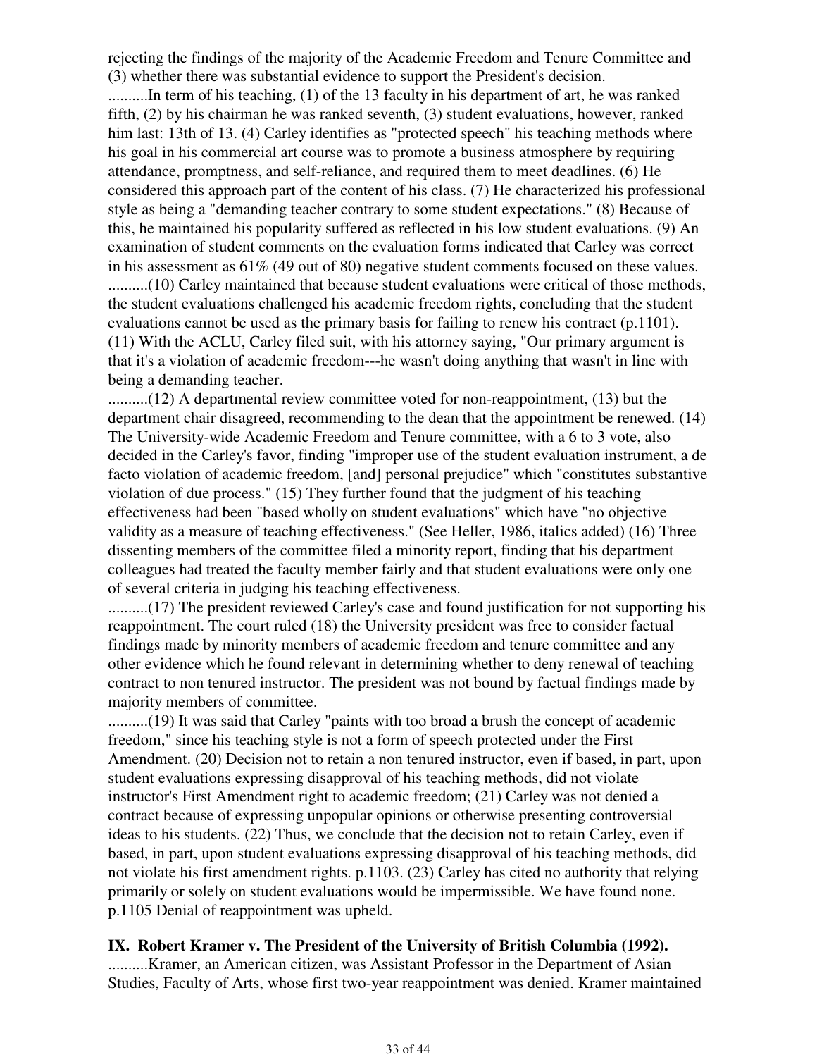rejecting the findings of the majority of the Academic Freedom and Tenure Committee and (3) whether there was substantial evidence to support the President's decision.

..........In term of his teaching, (1) of the 13 faculty in his department of art, he was ranked fifth, (2) by his chairman he was ranked seventh, (3) student evaluations, however, ranked him last: 13th of 13. (4) Carley identifies as "protected speech" his teaching methods where his goal in his commercial art course was to promote a business atmosphere by requiring attendance, promptness, and self-reliance, and required them to meet deadlines. (6) He considered this approach part of the content of his class. (7) He characterized his professional style as being a "demanding teacher contrary to some student expectations." (8) Because of this, he maintained his popularity suffered as reflected in his low student evaluations. (9) An examination of student comments on the evaluation forms indicated that Carley was correct in his assessment as 61% (49 out of 80) negative student comments focused on these values.

..........(10) Carley maintained that because student evaluations were critical of those methods, the student evaluations challenged his academic freedom rights, concluding that the student evaluations cannot be used as the primary basis for failing to renew his contract (p.1101). (11) With the ACLU, Carley filed suit, with his attorney saying, "Our primary argument is that it's a violation of academic freedom---he wasn't doing anything that wasn't in line with being a demanding teacher.

..........(12) A departmental review committee voted for non-reappointment, (13) but the department chair disagreed, recommending to the dean that the appointment be renewed. (14) The University-wide Academic Freedom and Tenure committee, with a 6 to 3 vote, also decided in the Carley's favor, finding "improper use of the student evaluation instrument, a de facto violation of academic freedom, [and] personal prejudice" which "constitutes substantive violation of due process." (15) They further found that the judgment of his teaching effectiveness had been "based wholly on student evaluations" which have "no objective validity as a measure of teaching effectiveness." (See Heller, 1986, italics added) (16) Three dissenting members of the committee filed a minority report, finding that his department colleagues had treated the faculty member fairly and that student evaluations were only one of several criteria in judging his teaching effectiveness.

..........(17) The president reviewed Carley's case and found justification for not supporting his reappointment. The court ruled (18) the University president was free to consider factual findings made by minority members of academic freedom and tenure committee and any other evidence which he found relevant in determining whether to deny renewal of teaching contract to non tenured instructor. The president was not bound by factual findings made by majority members of committee.

..........(19) It was said that Carley "paints with too broad a brush the concept of academic freedom," since his teaching style is not a form of speech protected under the First Amendment. (20) Decision not to retain a non tenured instructor, even if based, in part, upon student evaluations expressing disapproval of his teaching methods, did not violate instructor's First Amendment right to academic freedom; (21) Carley was not denied a contract because of expressing unpopular opinions or otherwise presenting controversial ideas to his students. (22) Thus, we conclude that the decision not to retain Carley, even if based, in part, upon student evaluations expressing disapproval of his teaching methods, did not violate his first amendment rights. p.1103. (23) Carley has cited no authority that relying primarily or solely on student evaluations would be impermissible. We have found none. p.1105 Denial of reappointment was upheld.

## IX. Robert Kramer v. The President of the University of British Columbia (1992).

..........Kramer, an American citizen, was Assistant Professor in the Department of Asian Studies, Faculty of Arts, whose first two-year reappointment was denied. Kramer maintained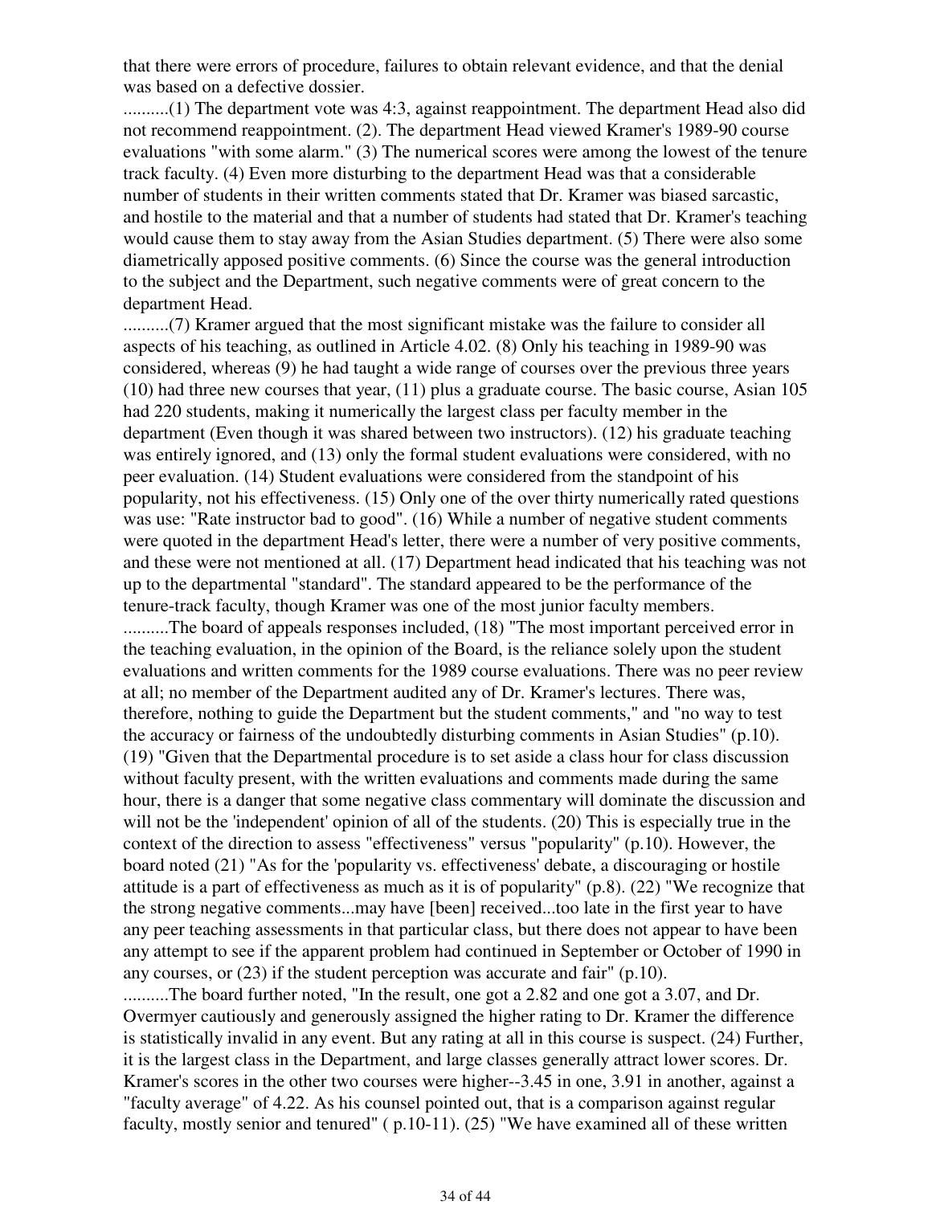that there were errors of procedure, failures to obtain relevant evidence, and that the denial was based on a defective dossier.

..........(1) The department vote was 4:3, against reappointment. The department Head also did not recommend reappointment. (2). The department Head viewed Kramer's 1989-90 course evaluations "with some alarm." (3) The numerical scores were among the lowest of the tenure track faculty. (4) Even more disturbing to the department Head was that a considerable number of students in their written comments stated that Dr. Kramer was biased sarcastic, and hostile to the material and that a number of students had stated that Dr. Kramer's teaching would cause them to stay away from the Asian Studies department. (5) There were also some diametrically apposed positive comments. (6) Since the course was the general introduction to the subject and the Department, such negative comments were of great concern to the department Head.

..........(7) Kramer argued that the most significant mistake was the failure to consider all aspects of his teaching, as outlined in Article 4.02. (8) Only his teaching in 1989-90 was considered, whereas (9) he had taught a wide range of courses over the previous three years (10) had three new courses that year, (11) plus a graduate course. The basic course, Asian 105 had 220 students, making it numerically the largest class per faculty member in the department (Even though it was shared between two instructors). (12) his graduate teaching was entirely ignored, and (13) only the formal student evaluations were considered, with no peer evaluation. (14) Student evaluations were considered from the standpoint of his popularity, not his effectiveness. (15) Only one of the over thirty numerically rated questions was use: "Rate instructor bad to good". (16) While a number of negative student comments were quoted in the department Head's letter, there were a number of very positive comments, and these were not mentioned at all. (17) Department head indicated that his teaching was not up to the departmental "standard". The standard appeared to be the performance of the tenure-track faculty, though Kramer was one of the most junior faculty members.

..........The board of appeals responses included, (18) "The most important perceived error in the teaching evaluation, in the opinion of the Board, is the reliance solely upon the student evaluations and written comments for the 1989 course evaluations. There was no peer review at all; no member of the Department audited any of Dr. Kramer's lectures. There was, therefore, nothing to guide the Department but the student comments," and "no way to test the accuracy or fairness of the undoubtedly disturbing comments in Asian Studies" (p.10). (19) "Given that the Departmental procedure is to set aside a class hour for class discussion without faculty present, with the written evaluations and comments made during the same hour, there is a danger that some negative class commentary will dominate the discussion and will not be the 'independent' opinion of all of the students. (20) This is especially true in the context of the direction to assess "effectiveness" versus "popularity" (p.10). However, the board noted (21) "As for the 'popularity vs. effectiveness' debate, a discouraging or hostile attitude is a part of effectiveness as much as it is of popularity" (p.8). (22) "We recognize that the strong negative comments...may have [been] received...too late in the first year to have any peer teaching assessments in that particular class, but there does not appear to have been any attempt to see if the apparent problem had continued in September or October of 1990 in any courses, or (23) if the student perception was accurate and fair" (p.10).

..........The board further noted, "In the result, one got a 2.82 and one got a 3.07, and Dr. Overmyer cautiously and generously assigned the higher rating to Dr. Kramer the difference is statistically invalid in any event. But any rating at all in this course is suspect. (24) Further, it is the largest class in the Department, and large classes generally attract lower scores. Dr. Kramer's scores in the other two courses were higher--3.45 in one, 3.91 in another, against a "faculty average" of 4.22. As his counsel pointed out, that is a comparison against regular faculty, mostly senior and tenured" ( p.10-11). (25) "We have examined all of these written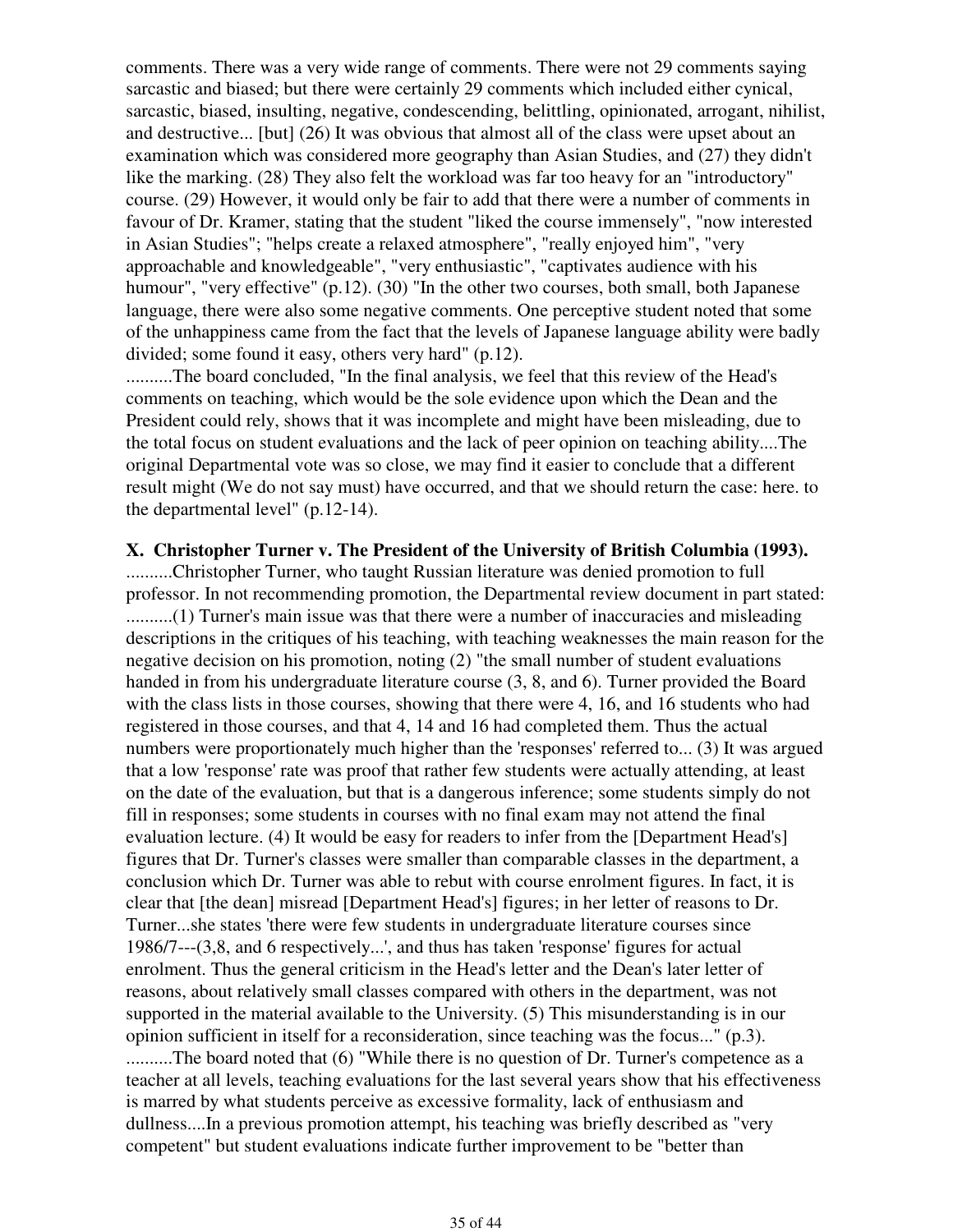comments. There was a very wide range of comments. There were not 29 comments saying sarcastic and biased; but there were certainly 29 comments which included either cynical, sarcastic, biased, insulting, negative, condescending, belittling, opinionated, arrogant, nihilist, and destructive... [but] (26) It was obvious that almost all of the class were upset about an examination which was considered more geography than Asian Studies, and (27) they didn't like the marking. (28) They also felt the workload was far too heavy for an "introductory" course. (29) However, it would only be fair to add that there were a number of comments in favour of Dr. Kramer, stating that the student "liked the course immensely", "now interested in Asian Studies"; "helps create a relaxed atmosphere", "really enjoyed him", "very approachable and knowledgeable", "very enthusiastic", "captivates audience with his humour", "very effective" (p.12). (30) "In the other two courses, both small, both Japanese language, there were also some negative comments. One perceptive student noted that some of the unhappiness came from the fact that the levels of Japanese language ability were badly divided; some found it easy, others very hard" (p.12).

..........The board concluded, "In the final analysis, we feel that this review of the Head's comments on teaching, which would be the sole evidence upon which the Dean and the President could rely, shows that it was incomplete and might have been misleading, due to the total focus on student evaluations and the lack of peer opinion on teaching ability....The original Departmental vote was so close, we may find it easier to conclude that a different result might (We do not say must) have occurred, and that we should return the case: here. to the departmental level" (p.12-14).

**X. Christopher Turner v. The President of the University of British Columbia (1993).**

..........Christopher Turner, who taught Russian literature was denied promotion to full professor. In not recommending promotion, the Departmental review document in part stated:

..........(1) Turner's main issue was that there were a number of inaccuracies and misleading descriptions in the critiques of his teaching, with teaching weaknesses the main reason for the negative decision on his promotion, noting (2) "the small number of student evaluations handed in from his undergraduate literature course (3, 8, and 6). Turner provided the Board with the class lists in those courses, showing that there were 4, 16, and 16 students who had registered in those courses, and that 4, 14 and 16 had completed them. Thus the actual numbers were proportionately much higher than the 'responses' referred to... (3) It was argued that a low 'response' rate was proof that rather few students were actually attending, at least on the date of the evaluation, but that is a dangerous inference; some students simply do not fill in responses; some students in courses with no final exam may not attend the final evaluation lecture. (4) It would be easy for readers to infer from the [Department Head's] figures that Dr. Turner's classes were smaller than comparable classes in the department, a conclusion which Dr. Turner was able to rebut with course enrolment figures. In fact, it is clear that [the dean] misread [Department Head's] figures; in her letter of reasons to Dr. Turner...she states 'there were few students in undergraduate literature courses since 1986/7---(3,8, and 6 respectively...', and thus has taken 'response' figures for actual enrolment. Thus the general criticism in the Head's letter and the Dean's later letter of reasons, about relatively small classes compared with others in the department, was not supported in the material available to the University. (5) This misunderstanding is in our opinion sufficient in itself for a reconsideration, since teaching was the focus..." (p.3).

..........The board noted that (6) "While there is no question of Dr. Turner's competence as a teacher at all levels, teaching evaluations for the last several years show that his effectiveness is marred by what students perceive as excessive formality, lack of enthusiasm and dullness....In a previous promotion attempt, his teaching was briefly described as "very competent" but student evaluations indicate further improvement to be "better than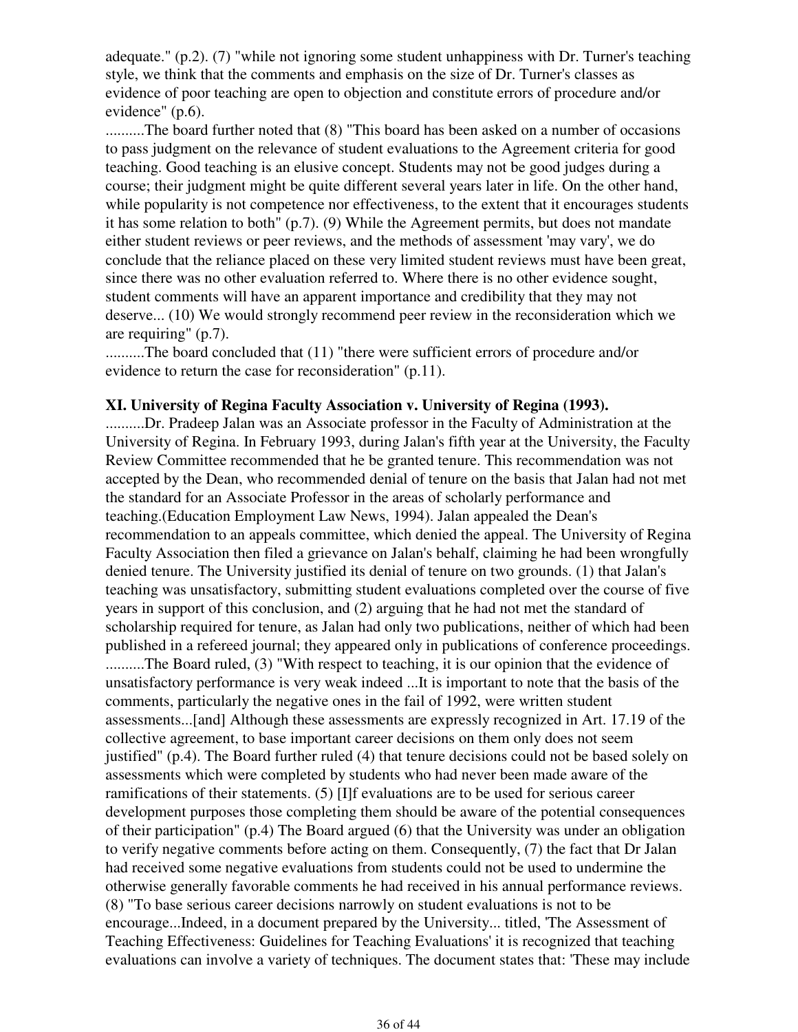adequate." (p.2). (7) "while not ignoring some student unhappiness with Dr. Turner's teaching style, we think that the comments and emphasis on the size of Dr. Turner's classes as evidence of poor teaching are open to objection and constitute errors of procedure and/or evidence" (p.6).

..........The board further noted that (8) "This board has been asked on a number of occasions to pass judgment on the relevance of student evaluations to the Agreement criteria for good teaching. Good teaching is an elusive concept. Students may not be good judges during a course; their judgment might be quite different several years later in life. On the other hand, while popularity is not competence nor effectiveness, to the extent that it encourages students it has some relation to both" (p.7). (9) While the Agreement permits, but does not mandate either student reviews or peer reviews, and the methods of assessment 'may vary', we do conclude that the reliance placed on these very limited student reviews must have been great, since there was no other evaluation referred to. Where there is no other evidence sought, student comments will have an apparent importance and credibility that they may not deserve... (10) We would strongly recommend peer review in the reconsideration which we are requiring" (p.7).

..........The board concluded that (11) "there were sufficient errors of procedure and/or evidence to return the case for reconsideration" (p.11).

**XI. University of Regina Faculty Association v. University of Regina (1993).**

..........Dr. Pradeep Jalan was an Associate professor in the Faculty of Administration at the University of Regina. In February 1993, during Jalan's fifth year at the University, the Faculty Review Committee recommended that he be granted tenure. This recommendation was not accepted by the Dean, who recommended denial of tenure on the basis that Jalan had not met the standard for an Associate Professor in the areas of scholarly performance and teaching.(Education Employment Law News, 1994). Jalan appealed the Dean's recommendation to an appeals committee, which denied the appeal. The University of Regina Faculty Association then filed a grievance on Jalan's behalf, claiming he had been wrongfully denied tenure. The University justified its denial of tenure on two grounds. (1) that Jalan's teaching was unsatisfactory, submitting student evaluations completed over the course of five years in support of this conclusion, and (2) arguing that he had not met the standard of scholarship required for tenure, as Jalan had only two publications, neither of which had been published in a refereed journal; they appeared only in publications of conference proceedings.

..........The Board ruled, (3) "With respect to teaching, it is our opinion that the evidence of unsatisfactory performance is very weak indeed ...It is important to note that the basis of the comments, particularly the negative ones in the fail of 1992, were written student assessments...[and] Although these assessments are expressly recognized in Art. 17.19 of the collective agreement, to base important career decisions on them only does not seem justified" (p.4). The Board further ruled (4) that tenure decisions could not be based solely on assessments which were completed by students who had never been made aware of the ramifications of their statements. (5) [I]f evaluations are to be used for serious career development purposes those completing them should be aware of the potential consequences of their participation" (p.4) The Board argued (6) that the University was under an obligation to verify negative comments before acting on them. Consequently, (7) the fact that Dr Jalan had received some negative evaluations from students could not be used to undermine the otherwise generally favorable comments he had received in his annual performance reviews. (8) "To base serious career decisions narrowly on student evaluations is not to be encourage...Indeed, in a document prepared by the University... titled, 'The Assessment of Teaching Effectiveness: Guidelines for Teaching Evaluations' it is recognized that teaching evaluations can involve a variety of techniques. The document states that: 'These may include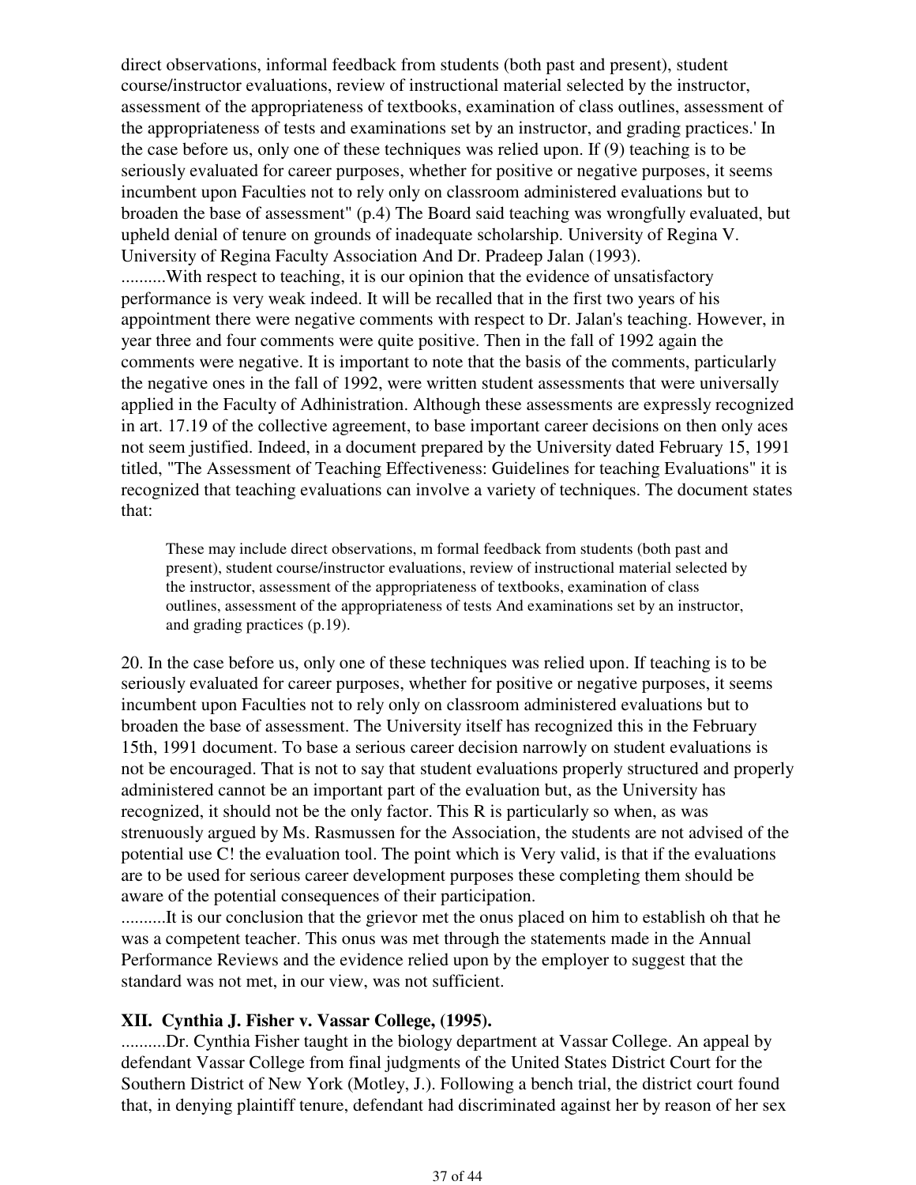direct observations, informal feedback from students (both past and present), student course/instructor evaluations, review of instructional material selected by the instructor, assessment of the appropriateness of textbooks, examination of class outlines, assessment of the appropriateness of tests and examinations set by an instructor, and grading practices.' In the case before us, only one of these techniques was relied upon. If (9) teaching is to be seriously evaluated for career purposes, whether for positive or negative purposes, it seems incumbent upon Faculties not to rely only on classroom administered evaluations but to broaden the base of assessment" (p.4) The Board said teaching was wrongfully evaluated, but upheld denial of tenure on grounds of inadequate scholarship. University of Regina V. University of Regina Faculty Association And Dr. Pradeep Jalan (1993).

..........With respect to teaching, it is our opinion that the evidence of unsatisfactory performance is very weak indeed. It will be recalled that in the first two years of his appointment there were negative comments with respect to Dr. Jalan's teaching. However, in year three and four comments were quite positive. Then in the fall of 1992 again the comments were negative. It is important to note that the basis of the comments, particularly the negative ones in the fall of 1992, were written student assessments that were universally applied in the Faculty of Adhinistration. Although these assessments are expressly recognized in art. 17.19 of the collective agreement, to base important career decisions on then only aces not seem justified. Indeed, in a document prepared by the University dated February 15, 1991 titled, "The Assessment of Teaching Effectiveness: Guidelines for teaching Evaluations" it is recognized that teaching evaluations can involve a variety of techniques. The document states that:

> These may include direct observations, m formal feedback from students (both past and present), student course/instructor evaluations, review of instructional material selected by the instructor, assessment of the appropriateness of textbooks, examination of class outlines, assessment of the appropriateness of tests And examinations set by an instructor, and grading practices (p.19).

20. In the case before us, only one of these techniques was relied upon. If teaching is to be seriously evaluated for career purposes, whether for positive or negative purposes, it seems incumbent upon Faculties not to rely only on classroom administered evaluations but to broaden the base of assessment. The University itself has recognized this in the February 15th, 1991 document. To base a serious career decision narrowly on student evaluations is not be encouraged. That is not to say that student evaluations properly structured and properly administered cannot be an important part of the evaluation but, as the University has recognized, it should not be the only factor. This R is particularly so when, as was strenuously argued by Ms. Rasmussen for the Association, the students are not advised of the potential use C! the evaluation tool. The point which is Very valid, is that if the evaluations are to be used for serious career development purposes these completing them should be aware of the potential consequences of their participation.

..........It is our conclusion that the grievor met the onus placed on him to establish oh that he was a competent teacher. This onus was met through the statements made in the Annual Performance Reviews and the evidence relied upon by the employer to suggest that the standard was not met, in our view, was not sufficient.

### XII. Cynthia J. Fisher v. Vassar College, (1995).

..........Dr. Cynthia Fisher taught in the biology department at Vassar College. An appeal by defendant Vassar College from final judgments of the United States District Court for the Southern District of New York (Motley, J.). Following a bench trial, the district court found that, in denying plaintiff tenure, defendant had discriminated against her by reason of her sex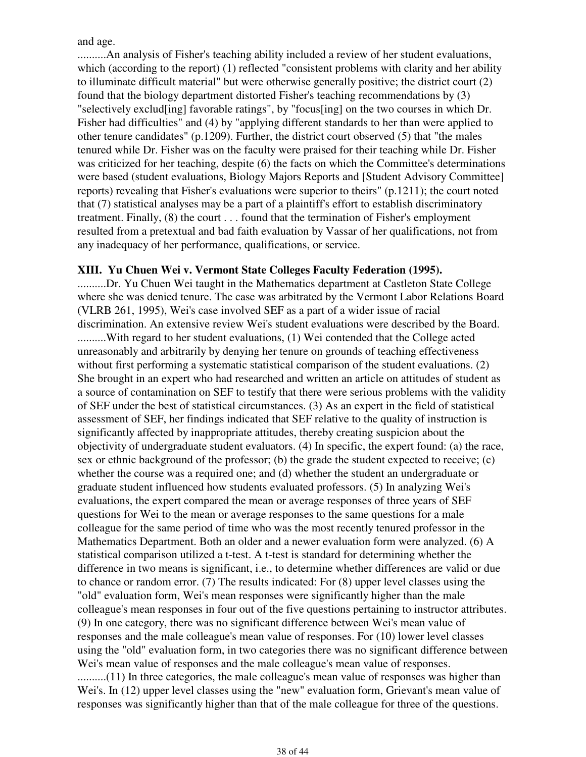and age.

..........An analysis of Fisher's teaching ability included a review of her student evaluations, which (according to the report) (1) reflected "consistent problems with clarity and her ability to illuminate difficult material" but were otherwise generally positive; the district court (2) found that the biology department distorted Fisher's teaching recommendations by (3) "selectively exclud[ing] favorable ratings", by "focus[ing] on the two courses in which Dr. Fisher had difficulties" and (4) by "applying different standards to her than were applied to other tenure candidates" (p.1209). Further, the district court observed (5) that "the males tenured while Dr. Fisher was on the faculty were praised for their teaching while Dr. Fisher was criticized for her teaching, despite (6) the facts on which the Committee's determinations were based (student evaluations, Biology Majors Reports and [Student Advisory Committee] reports) revealing that Fisher's evaluations were superior to theirs" (p.1211); the court noted that (7) statistical analyses may be a part of a plaintiff's effort to establish discriminatory treatment. Finally, (8) the court . . . found that the termination of Fisher's employment resulted from a pretextual and bad faith evaluation by Vassar of her qualifications, not from any inadequacy of her performance, qualifications, or service.

**XIII. Yu Chuen Wei v. Vermont State Colleges Faculty Federation (1995).**

..........Dr. Yu Chuen Wei taught in the Mathematics department at Castleton State College where she was denied tenure. The case was arbitrated by the Vermont Labor Relations Board (VLRB 261, 1995), Wei's case involved SEF as a part of a wider issue of racial discrimination. An extensive review Wei's student evaluations were described by the Board.

..........With regard to her student evaluations, (1) Wei contended that the College acted unreasonably and arbitrarily by denying her tenure on grounds of teaching effectiveness without first performing a systematic statistical comparison of the student evaluations. (2) She brought in an expert who had researched and written an article on attitudes of student as a source of contamination on SEF to testify that there were serious problems with the validity of SEF under the best of statistical circumstances. (3) As an expert in the field of statistical assessment of SEF, her findings indicated that SEF relative to the quality of instruction is significantly affected by inappropriate attitudes, thereby creating suspicion about the objectivity of undergraduate student evaluators. (4) In specific, the expert found: (a) the race, sex or ethnic background of the professor; (b) the grade the student expected to receive; (c) whether the course was a required one; and (d) whether the student an undergraduate or graduate student influenced how students evaluated professors. (5) In analyzing Wei's evaluations, the expert compared the mean or average responses of three years of SEF questions for Wei to the mean or average responses to the same questions for a male colleague for the same period of time who was the most recently tenured professor in the Mathematics Department. Both an older and a newer evaluation form were analyzed. (6) A statistical comparison utilized a t-test. A t-test is standard for determining whether the difference in two means is significant, i.e., to determine whether differences are valid or due to chance or random error. (7) The results indicated: For (8) upper level classes using the "old" evaluation form, Wei's mean responses were significantly higher than the male colleague's mean responses in four out of the five questions pertaining to instructor attributes. (9) In one category, there was no significant difference between Wei's mean value of responses and the male colleague's mean value of responses. For (10) lower level classes using the "old" evaluation form, in two categories there was no significant difference between Wei's mean value of responses and the male colleague's mean value of responses.

..........(11) In three categories, the male colleague's mean value of responses was higher than Wei's. In (12) upper level classes using the "new" evaluation form, Grievant's mean value of responses was significantly higher than that of the male colleague for three of the questions.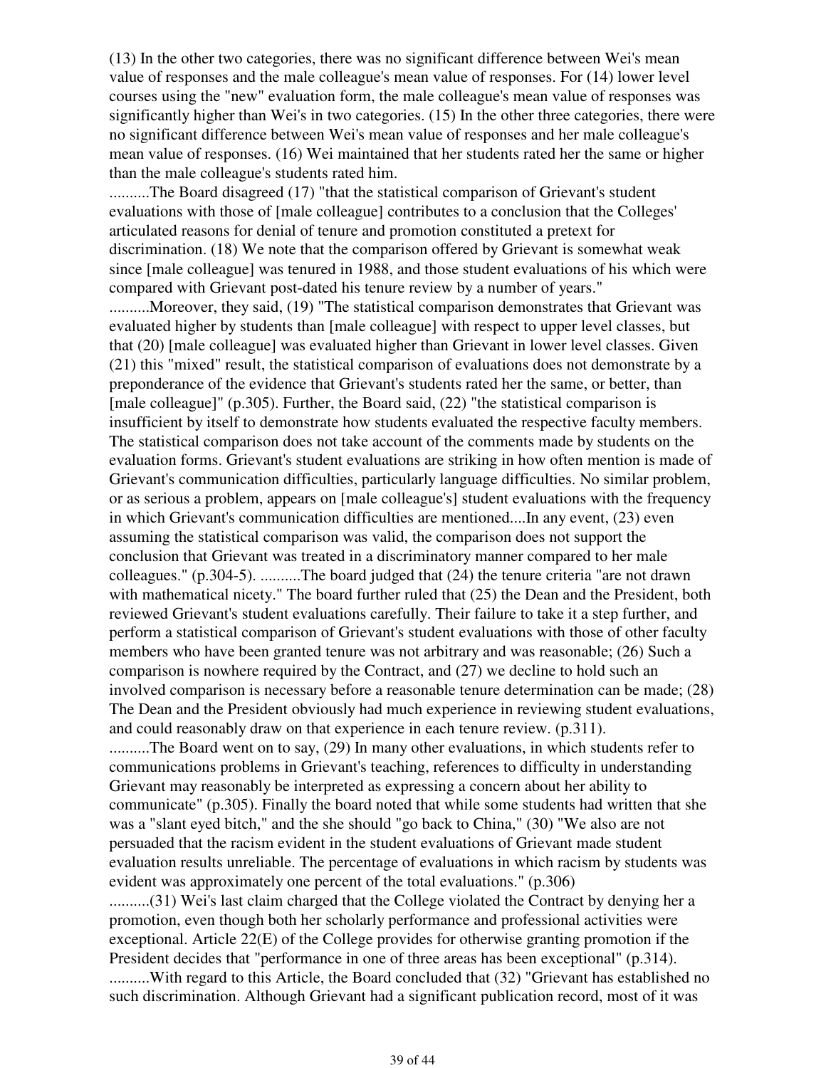(13) In the other two categories, there was no significant difference between Wei's mean value of responses and the male colleague's mean value of responses. For (14) lower level courses using the "new" evaluation form, the male colleague's mean value of responses was significantly higher than Wei's in two categories. (15) In the other three categories, there were no significant difference between Wei's mean value of responses and her male colleague's mean value of responses. (16) Wei maintained that her students rated her the same or higher than the male colleague's students rated him.

..........The Board disagreed (17) "that the statistical comparison of Grievant's student evaluations with those of [male colleague] contributes to a conclusion that the Colleges' articulated reasons for denial of tenure and promotion constituted a pretext for discrimination. (18) We note that the comparison offered by Grievant is somewhat weak since [male colleague] was tenured in 1988, and those student evaluations of his which were compared with Grievant post-dated his tenure review by a number of years."

..........Moreover, they said, (19) "The statistical comparison demonstrates that Grievant was evaluated higher by students than [male colleague] with respect to upper level classes, but that (20) [male colleague] was evaluated higher than Grievant in lower level classes. Given (21) this "mixed" result, the statistical comparison of evaluations does not demonstrate by a preponderance of the evidence that Grievant's students rated her the same, or better, than [male colleague]" (p.305). Further, the Board said, (22) "the statistical comparison is insufficient by itself to demonstrate how students evaluated the respective faculty members. The statistical comparison does not take account of the comments made by students on the evaluation forms. Grievant's student evaluations are striking in how often mention is made of Grievant's communication difficulties, particularly language difficulties. No similar problem, or as serious a problem, appears on [male colleague's] student evaluations with the frequency in which Grievant's communication difficulties are mentioned....In any event, (23) even assuming the statistical comparison was valid, the comparison does not support the conclusion that Grievant was treated in a discriminatory manner compared to her male colleagues." (p.304-5). ..........The board judged that (24) the tenure criteria "are not drawn with mathematical nicety." The board further ruled that (25) the Dean and the President, both reviewed Grievant's student evaluations carefully. Their failure to take it a step further, and perform a statistical comparison of Grievant's student evaluations with those of other faculty members who have been granted tenure was not arbitrary and was reasonable; (26) Such a comparison is nowhere required by the Contract, and (27) we decline to hold such an involved comparison is necessary before a reasonable tenure determination can be made; (28) The Dean and the President obviously had much experience in reviewing student evaluations, and could reasonably draw on that experience in each tenure review. (p.311).

..........The Board went on to say, (29) In many other evaluations, in which students refer to communications problems in Grievant's teaching, references to difficulty in understanding Grievant may reasonably be interpreted as expressing a concern about her ability to communicate" (p.305). Finally the board noted that while some students had written that she was a "slant eyed bitch," and the she should "go back to China," (30) "We also are not persuaded that the racism evident in the student evaluations of Grievant made student evaluation results unreliable. The percentage of evaluations in which racism by students was evident was approximately one percent of the total evaluations." (p.306)

..........(31) Wei's last claim charged that the College violated the Contract by denying her a promotion, even though both her scholarly performance and professional activities were exceptional. Article 22(E) of the College provides for otherwise granting promotion if the President decides that "performance in one of three areas has been exceptional" (p.314).

..........With regard to this Article, the Board concluded that (32) "Grievant has established no such discrimination. Although Grievant had a significant publication record, most of it was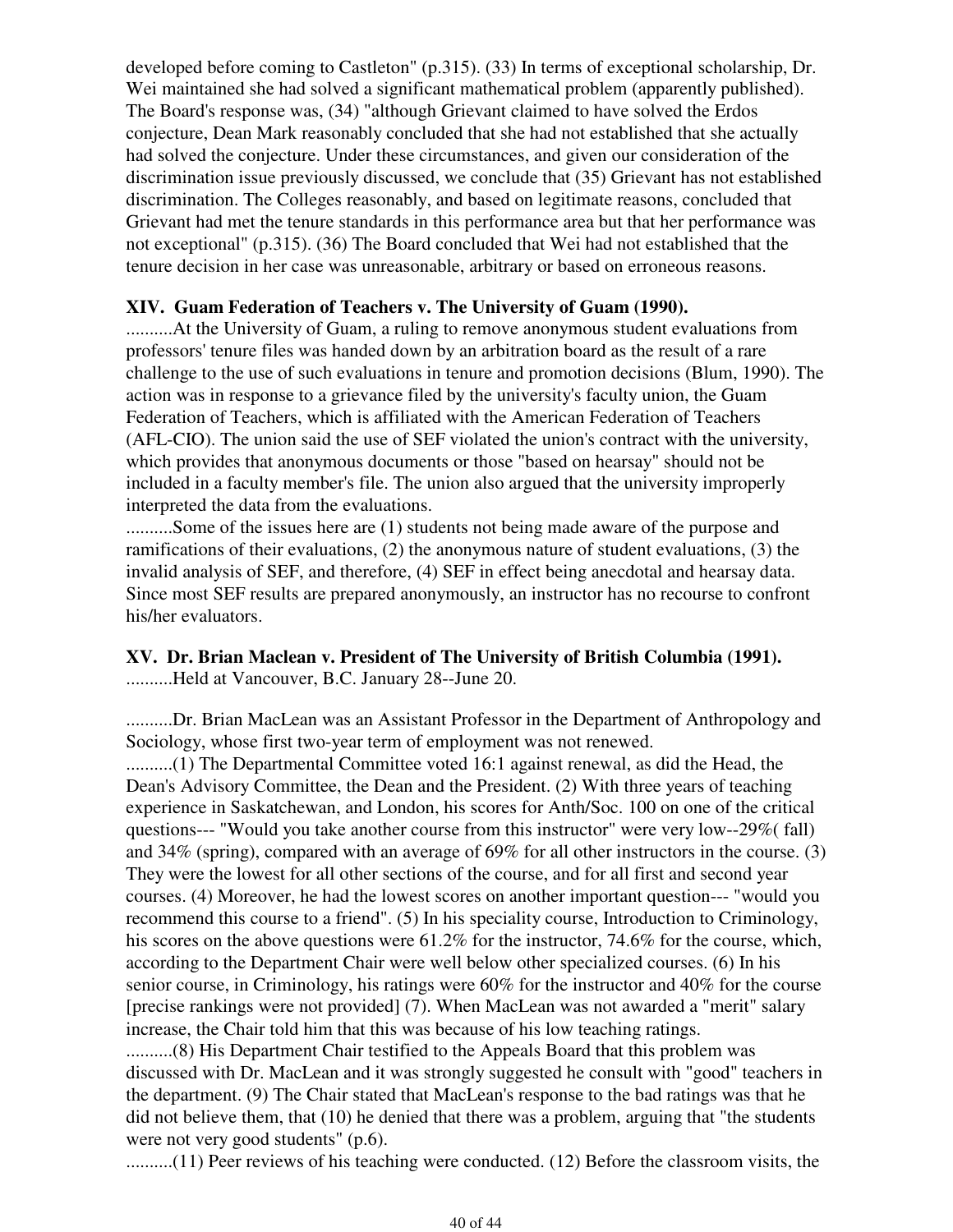developed before coming to Castleton" (p.315). (33) In terms of exceptional scholarship, Dr. Wei maintained she had solved a significant mathematical problem (apparently published). The Board's response was, (34) "although Grievant claimed to have solved the Erdos conjecture, Dean Mark reasonably concluded that she had not established that she actually had solved the conjecture. Under these circumstances, and given our consideration of the discrimination issue previously discussed, we conclude that (35) Grievant has not established discrimination. The Colleges reasonably, and based on legitimate reasons, concluded that Grievant had met the tenure standards in this performance area but that her performance was not exceptional" (p.315). (36) The Board concluded that Wei had not established that the tenure decision in her case was unreasonable, arbitrary or based on erroneous reasons.

### XIV. Guam Federation of Teachers v. The University of Guam (1990).

..........At the University of Guam, a ruling to remove anonymous student evaluations from professors' tenure files was handed down by an arbitration board as the result of a rare challenge to the use of such evaluations in tenure and promotion decisions (Blum, 1990). The action was in response to a grievance filed by the university's faculty union, the Guam Federation of Teachers, which is affiliated with the American Federation of Teachers (AFL-CIO). The union said the use of SEF violated the union's contract with the university, which provides that anonymous documents or those "based on hearsay" should not be included in a faculty member's file. The union also argued that the university improperly interpreted the data from the evaluations.

..........Some of the issues here are (1) students not being made aware of the purpose and ramifications of their evaluations, (2) the anonymous nature of student evaluations, (3) the invalid analysis of SEF, and therefore, (4) SEF in effect being anecdotal and hearsay data. Since most SEF results are prepared anonymously, an instructor has no recourse to confront his/her evaluators.

### XV. Dr. Brian Maclean v. President of The University of British Columbia (1991).

..........Held at Vancouver, B.C. January 28--June 20.

..........Dr. Brian MacLean was an Assistant Professor in the Department of Anthropology and Sociology, whose first two-year term of employment was not renewed.

..........(1) The Departmental Committee voted 16:1 against renewal, as did the Head, the Dean's Advisory Committee, the Dean and the President. (2) With three years of teaching experience in Saskatchewan, and London, his scores for Anth/Soc. 100 on one of the critical questions--- "Would you take another course from this instructor" were very low--29%( fall) and 34% (spring), compared with an average of 69% for all other instructors in the course. (3) They were the lowest for all other sections of the course, and for all first and second year courses. (4) Moreover, he had the lowest scores on another important question--- "would you recommend this course to a friend". (5) In his speciality course, Introduction to Criminology, his scores on the above questions were 61.2% for the instructor, 74.6% for the course, which, according to the Department Chair were well below other specialized courses. (6) In his senior course, in Criminology, his ratings were 60% for the instructor and 40% for the course [precise rankings were not provided] (7). When MacLean was not awarded a "merit" salary increase, the Chair told him that this was because of his low teaching ratings.

..........(8) His Department Chair testified to the Appeals Board that this problem was discussed with Dr. MacLean and it was strongly suggested he consult with "good" teachers in the department. (9) The Chair stated that MacLean's response to the bad ratings was that he did not believe them, that (10) he denied that there was a problem, arguing that "the students were not very good students" (p.6).

..........(11) Peer reviews of his teaching were conducted. (12) Before the classroom visits, the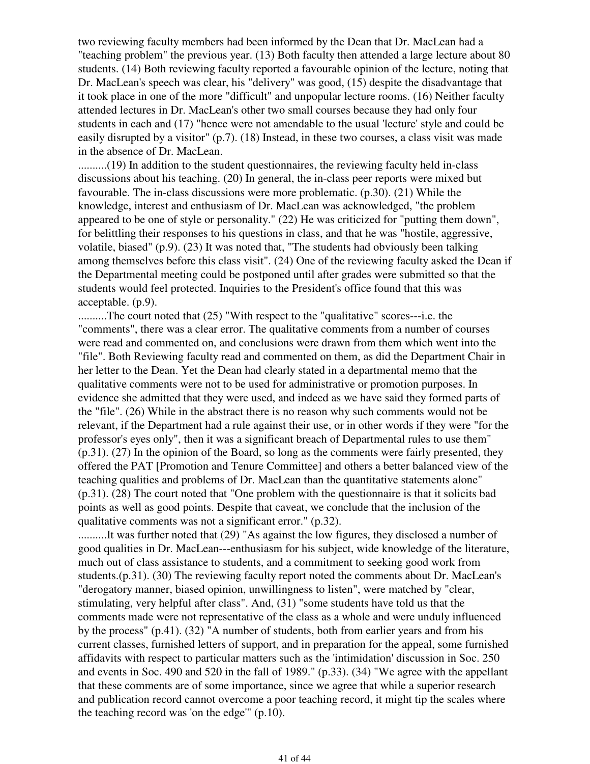two reviewing faculty members had been informed by the Dean that Dr. MacLean had a "teaching problem" the previous year. (13) Both faculty then attended a large lecture about 80 students. (14) Both reviewing faculty reported a favourable opinion of the lecture, noting that Dr. MacLean's speech was clear, his "delivery" was good, (15) despite the disadvantage that it took place in one of the more "difficult" and unpopular lecture rooms. (16) Neither faculty attended lectures in Dr. MacLean's other two small courses because they had only four students in each and (17) "hence were not amendable to the usual 'lecture' style and could be easily disrupted by a visitor" (p.7). (18) Instead, in these two courses, a class visit was made in the absence of Dr. MacLean.

..........(19) In addition to the student questionnaires, the reviewing faculty held in-class discussions about his teaching. (20) In general, the in-class peer reports were mixed but favourable. The in-class discussions were more problematic. (p.30). (21) While the knowledge, interest and enthusiasm of Dr. MacLean was acknowledged, "the problem appeared to be one of style or personality." (22) He was criticized for "putting them down", for belittling their responses to his questions in class, and that he was "hostile, aggressive, volatile, biased" (p.9). (23) It was noted that, "The students had obviously been talking among themselves before this class visit". (24) One of the reviewing faculty asked the Dean if the Departmental meeting could be postponed until after grades were submitted so that the students would feel protected. Inquiries to the President's office found that this was acceptable. (p.9).

..........The court noted that (25) "With respect to the "qualitative" scores---i.e. the "comments", there was a clear error. The qualitative comments from a number of courses were read and commented on, and conclusions were drawn from them which went into the "file". Both Reviewing faculty read and commented on them, as did the Department Chair in her letter to the Dean. Yet the Dean had clearly stated in a departmental memo that the qualitative comments were not to be used for administrative or promotion purposes. In evidence she admitted that they were used, and indeed as we have said they formed parts of the "file". (26) While in the abstract there is no reason why such comments would not be relevant, if the Department had a rule against their use, or in other words if they were "for the professor's eyes only", then it was a significant breach of Departmental rules to use them" (p.31). (27) In the opinion of the Board, so long as the comments were fairly presented, they offered the PAT [Promotion and Tenure Committee] and others a better balanced view of the teaching qualities and problems of Dr. MacLean than the quantitative statements alone" (p.31). (28) The court noted that "One problem with the questionnaire is that it solicits bad points as well as good points. Despite that caveat, we conclude that the inclusion of the qualitative comments was not a significant error." (p.32).

..........It was further noted that (29) "As against the low figures, they disclosed a number of good qualities in Dr. MacLean---enthusiasm for his subject, wide knowledge of the literature, much out of class assistance to students, and a commitment to seeking good work from students.(p.31). (30) The reviewing faculty report noted the comments about Dr. MacLean's "derogatory manner, biased opinion, unwillingness to listen", were matched by "clear, stimulating, very helpful after class". And, (31) "some students have told us that the comments made were not representative of the class as a whole and were unduly influenced by the process" (p.41). (32) "A number of students, both from earlier years and from his current classes, furnished letters of support, and in preparation for the appeal, some furnished affidavits with respect to particular matters such as the 'intimidation' discussion in Soc. 250 and events in Soc. 490 and 520 in the fall of 1989." (p.33). (34) "We agree with the appellant that these comments are of some importance, since we agree that while a superior research and publication record cannot overcome a poor teaching record, it might tip the scales where the teaching record was 'on the edge'" (p.10).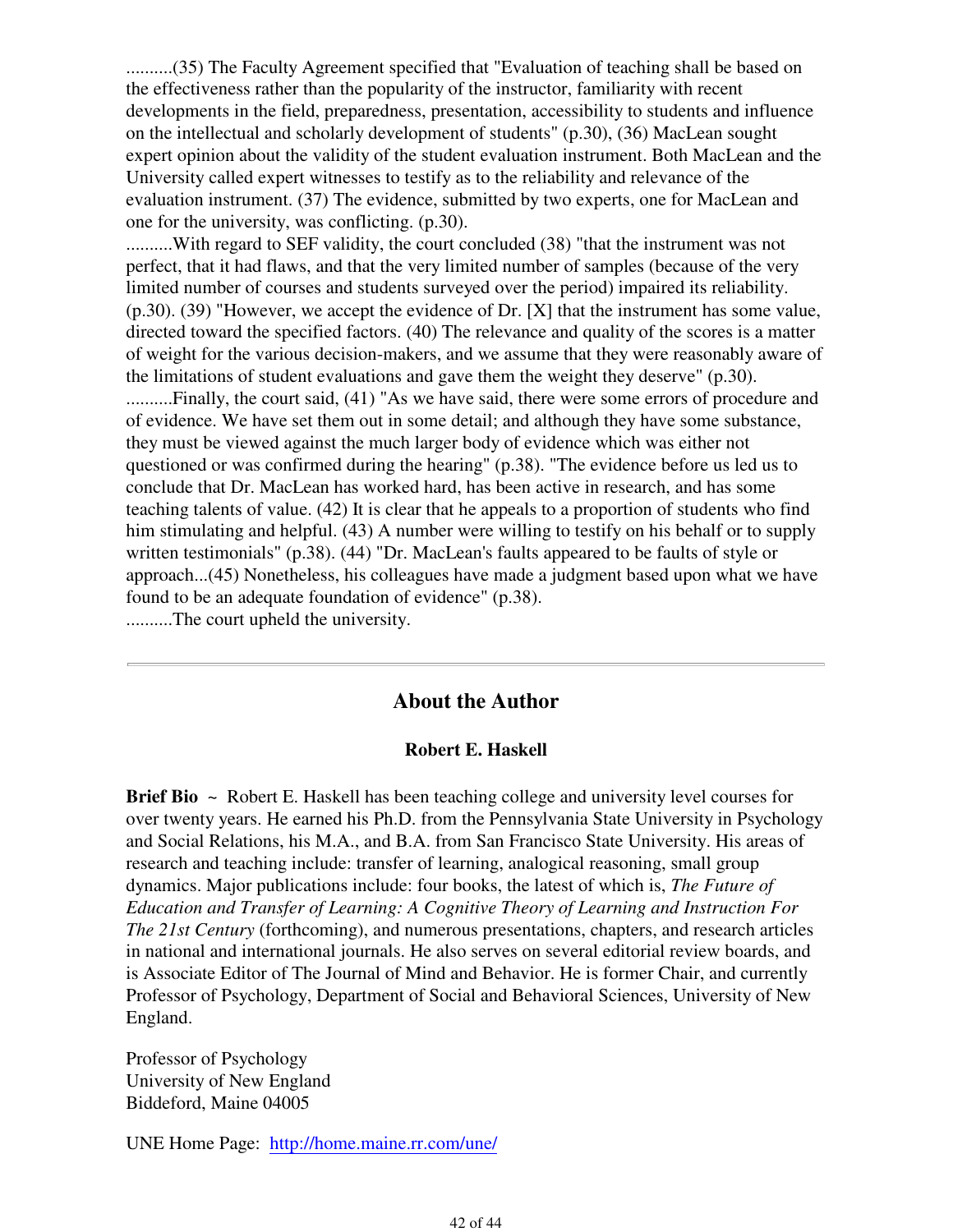..........(35) The Faculty Agreement specified that "Evaluation of teaching shall be based on the effectiveness rather than the popularity of the instructor, familiarity with recent developments in the field, preparedness, presentation, accessibility to students and influence on the intellectual and scholarly development of students" (p.30), (36) MacLean sought expert opinion about the validity of the student evaluation instrument. Both MacLean and the University called expert witnesses to testify as to the reliability and relevance of the evaluation instrument. (37) The evidence, submitted by two experts, one for MacLean and one for the university, was conflicting. (p.30).

..........With regard to SEF validity, the court concluded (38) "that the instrument was not perfect, that it had flaws, and that the very limited number of samples (because of the very limited number of courses and students surveyed over the period) impaired its reliability. (p.30). (39) "However, we accept the evidence of Dr. [X] that the instrument has some value, directed toward the specified factors. (40) The relevance and quality of the scores is a matter of weight for the various decision-makers, and we assume that they were reasonably aware of the limitations of student evaluations and gave them the weight they deserve" (p.30).

..........Finally, the court said, (41) "As we have said, there were some errors of procedure and of evidence. We have set them out in some detail; and although they have some substance, they must be viewed against the much larger body of evidence which was either not questioned or was confirmed during the hearing" (p.38). "The evidence before us led us to conclude that Dr. MacLean has worked hard, has been active in research, and has some teaching talents of value. (42) It is clear that he appeals to a proportion of students who find him stimulating and helpful. (43) A number were willing to testify on his behalf or to supply written testimonials" (p.38). (44) "Dr. MacLean's faults appeared to be faults of style or approach...(45) Nonetheless, his colleagues have made a judgment based upon what we have found to be an adequate foundation of evidence" (p.38).

..........The court upheld the university.

---

## About the Author

### Robert E. Haskell

**Brief Bio** ~ Robert E. Haskell has been teaching college and university level courses for over twenty years. He earned his Ph.D. from the Pennsylvania State University in Psychology and Social Relations, his M.A., and B.A. from San Francisco State University. His areas of research and teaching include: transfer of learning, analogical reasoning, small group dynamics. Major publications include: four books, the latest of which is, *The Future of Education and Transfer of Learning: A Cognitive Theory of Learning and Instruction For The 21st Century* (forthcoming), and numerous presentations, chapters, and research articles in national and international journals. He also serves on several editorial review boards, and is Associate Editor of The Journal of Mind and Behavior. He is former Chair, and currently Professor of Psychology, Department of Social and Behavioral Sciences, University of New England.

Professor of Psychology
University of New England
Biddeford, Maine 04005

UNE Home Page: http://home.maine.rr.com/une/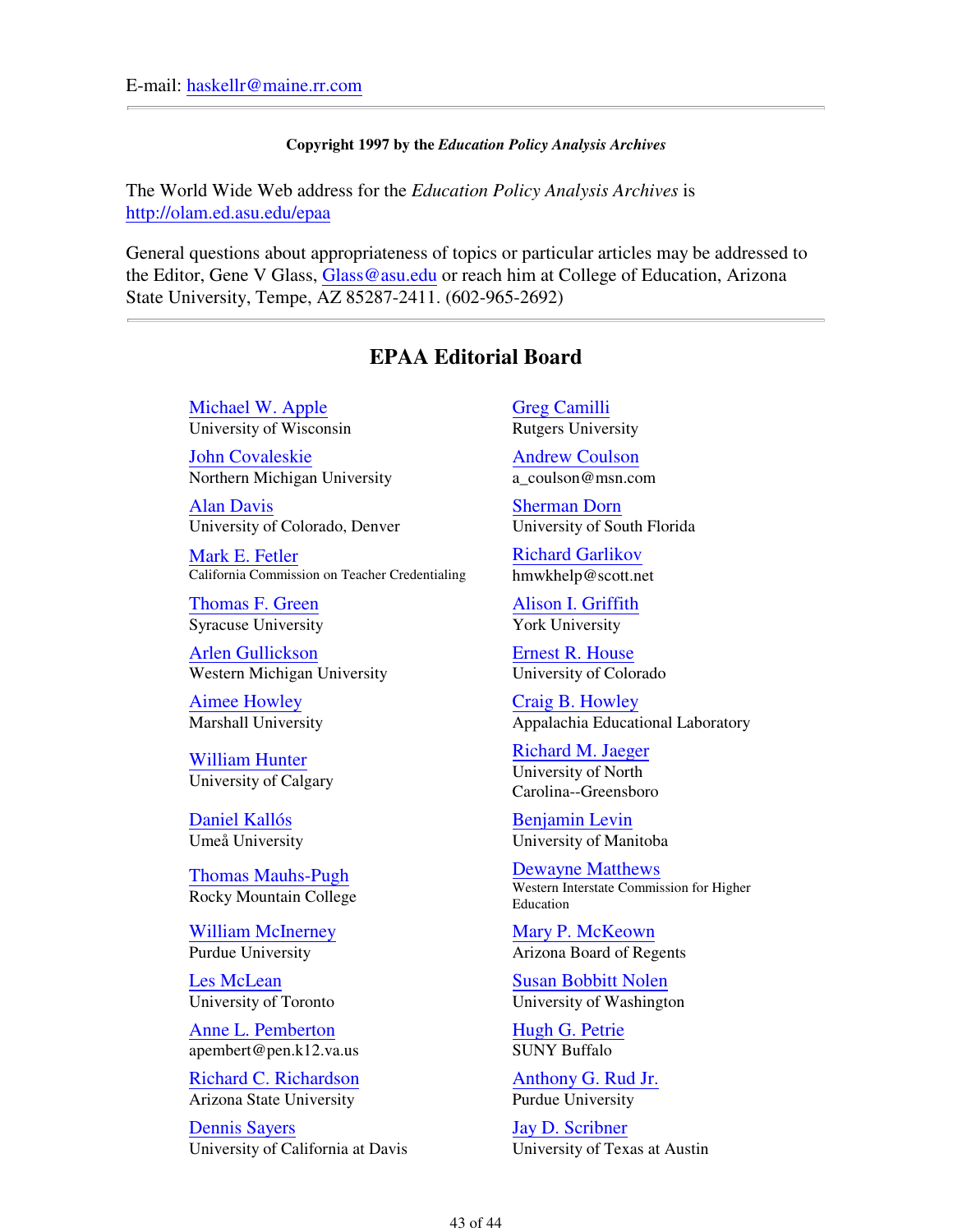E-mail: haskellr@maine.rr.com

---

**Copyright 1997 by the *Education Policy Analysis Archives***

The World Wide Web address for the *Education Policy Analysis Archives* is http://olam.ed.asu.edu/epaa

General questions about appropriateness of topics or particular articles may be addressed to the Editor, Gene V Glass, Glass@asu.edu or reach him at College of Education, Arizona State University, Tempe, AZ 85287-2411. (602-965-2692)

---

## EPAA Editorial Board

Michael W. Apple
University of Wisconsin

Greg Camilli
Rutgers University

John Covaleskie
Northern Michigan University

Andrew Coulson
a_coulson@msn.com

Alan Davis
University of Colorado, Denver

Sherman Dorn
University of South Florida

Mark E. Fetler
California Commission on Teacher Credentialing

Richard Garlikov
hmwkhelp@scott.net

Thomas F. Green
Syracuse University

Alison I. Griffith
York University

Arlen Gullickson
Western Michigan University

Ernest R. House
University of Colorado

Aimee Howley
Marshall University

Craig B. Howley
Appalachia Educational Laboratory

William Hunter
University of Calgary

Richard M. Jaeger
University of North Carolina--Greensboro

Daniel Kallós
Umeå University

Benjamin Levin
University of Manitoba

Thomas Mauhs-Pugh
Rocky Mountain College

Dewayne Matthews
Western Interstate Commission for Higher Education

William McInerney
Purdue University

Mary P. McKeown
Arizona Board of Regents

Les McLean
University of Toronto

Susan Bobbitt Nolen
University of Washington

Anne L. Pemberton
apembert@pen.k12.va.us

Hugh G. Petrie
SUNY Buffalo

Richard C. Richardson
Arizona State University

Anthony G. Rud Jr.
Purdue University

Dennis Sayers
University of California at Davis

Jay D. Scribner
University of Texas at Austin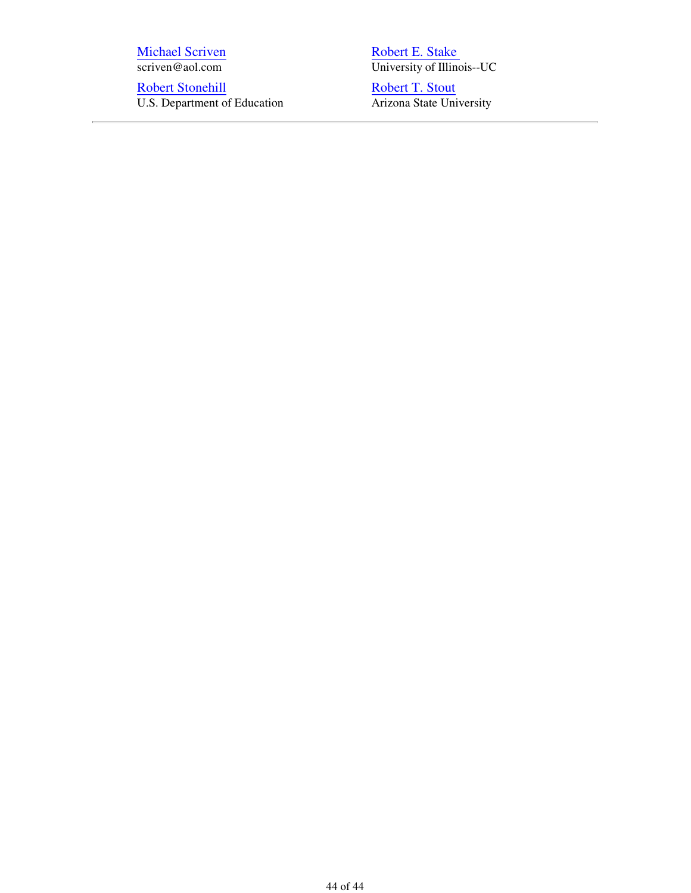Michael Scriven
scriven@aol.com

Robert E. Stake
University of Illinois--UC

Robert Stonehill
U.S. Department of Education

Robert T. Stout
Arizona State University

---